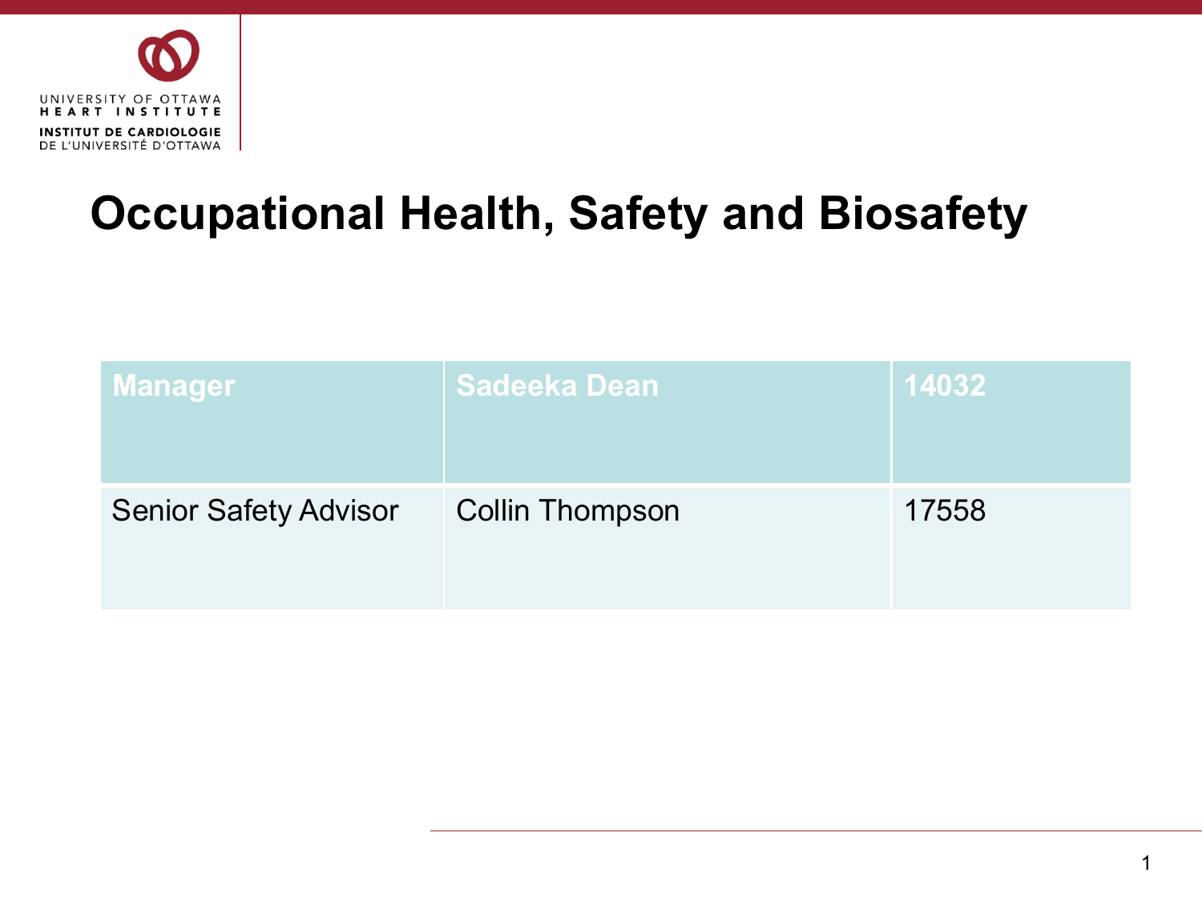UNIVERSITY OF OTTAWA
HEART INSTITUTE
INSTITUT DE CARDIOLOGIE
DE L'UNIVERSITÉ D'OTTAWA

# Occupational Health, Safety and Biosafety

| Manager | Sadeeka Dean | 14032 |
| --- | --- | --- |
| Senior Safety Advisor | Collin Thompson | 17558 |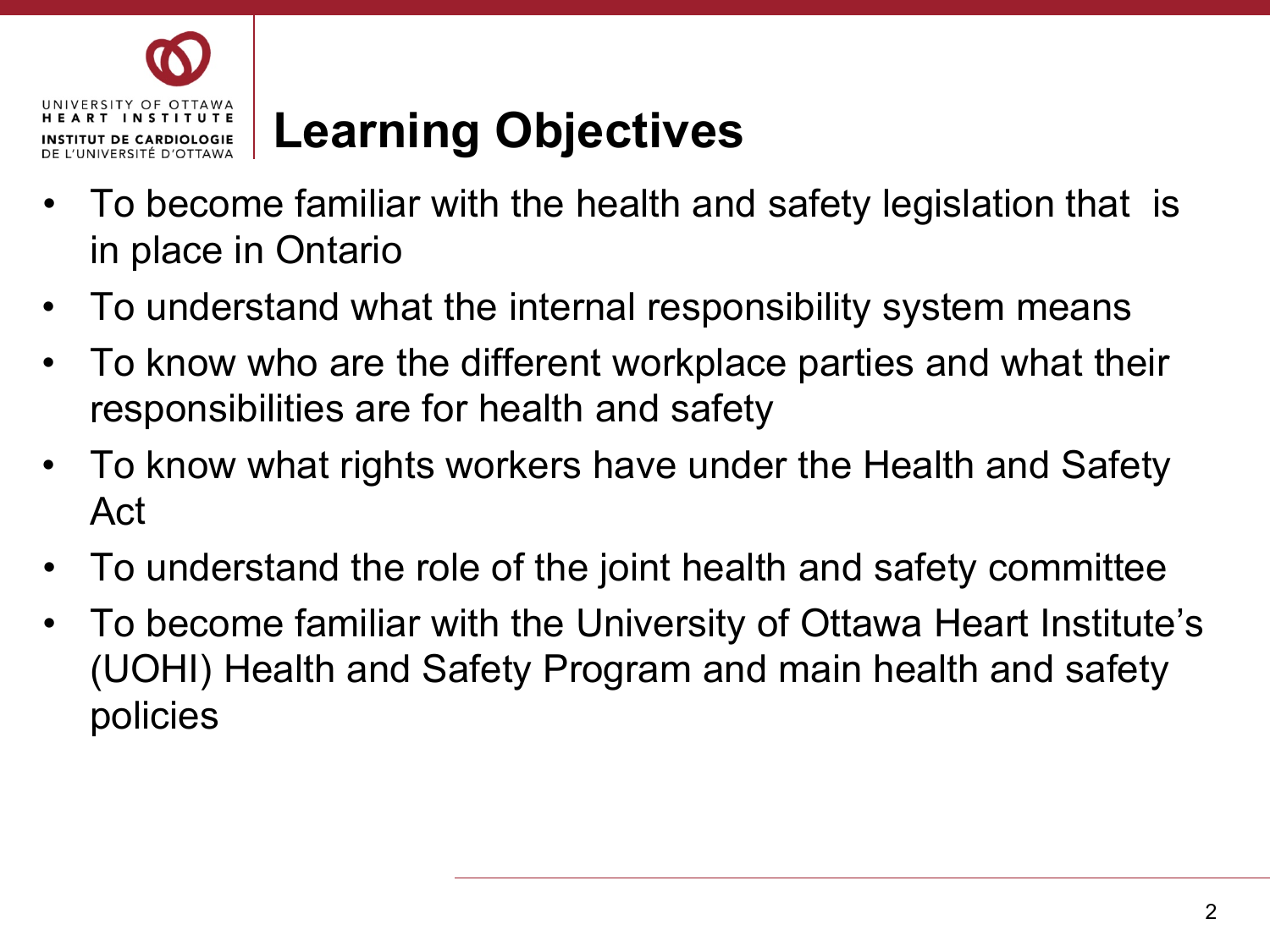# Learning Objectives

- To become familiar with the health and safety legislation that is in place in Ontario
- To understand what the internal responsibility system means
- To know who are the different workplace parties and what their responsibilities are for health and safety
- To know what rights workers have under the Health and Safety Act
- To understand the role of the joint health and safety committee
- To become familiar with the University of Ottawa Heart Institute's (UOHI) Health and Safety Program and main health and safety policies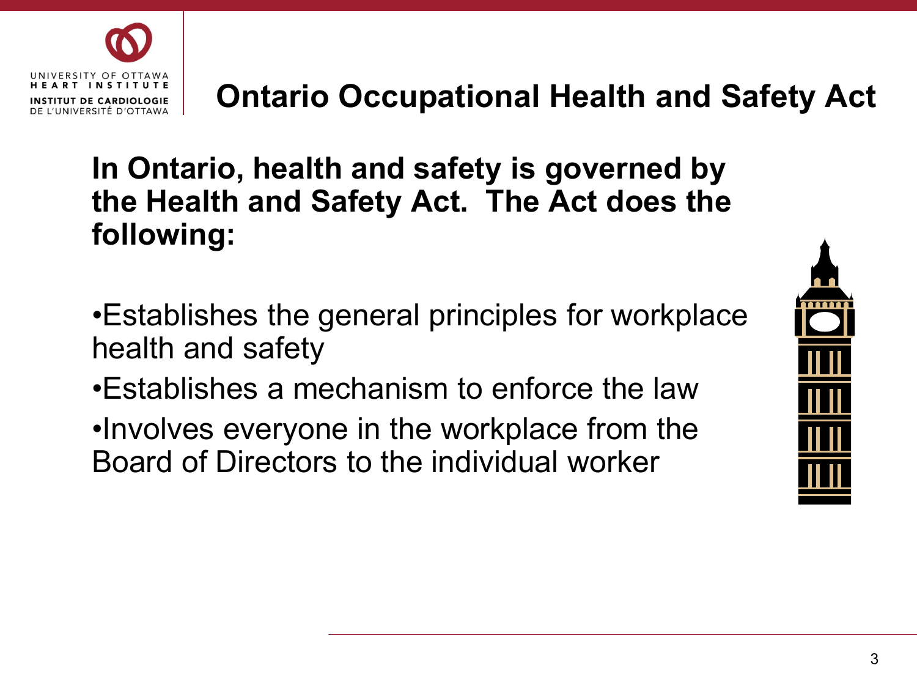# Ontario Occupational Health and Safety Act

**In Ontario, health and safety is governed by the Health and Safety Act. The Act does the following:**

- Establishes the general principles for workplace health and safety
- Establishes a mechanism to enforce the law
- Involves everyone in the workplace from the Board of Directors to the individual worker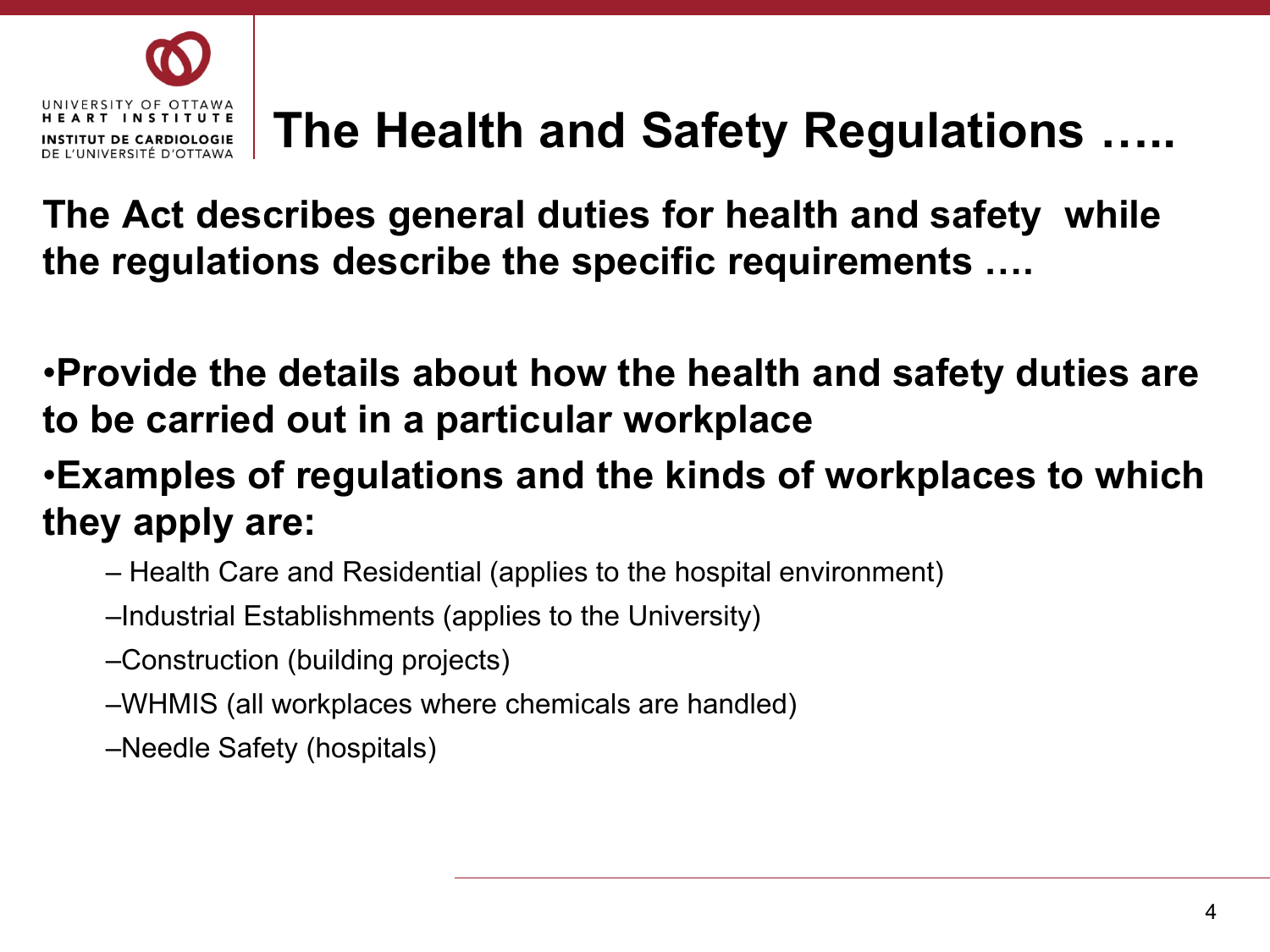# The Health and Safety Regulations …..

**The Act describes general duties for health and safety while the regulations describe the specific requirements ….**

- **Provide the details about how the health and safety duties are to be carried out in a particular workplace**
- **Examples of regulations and the kinds of workplaces to which they apply are:**
  - Health Care and Residential (applies to the hospital environment)
  - Industrial Establishments (applies to the University)
  - Construction (building projects)
  - WHMIS (all workplaces where chemicals are handled)
  - Needle Safety (hospitals)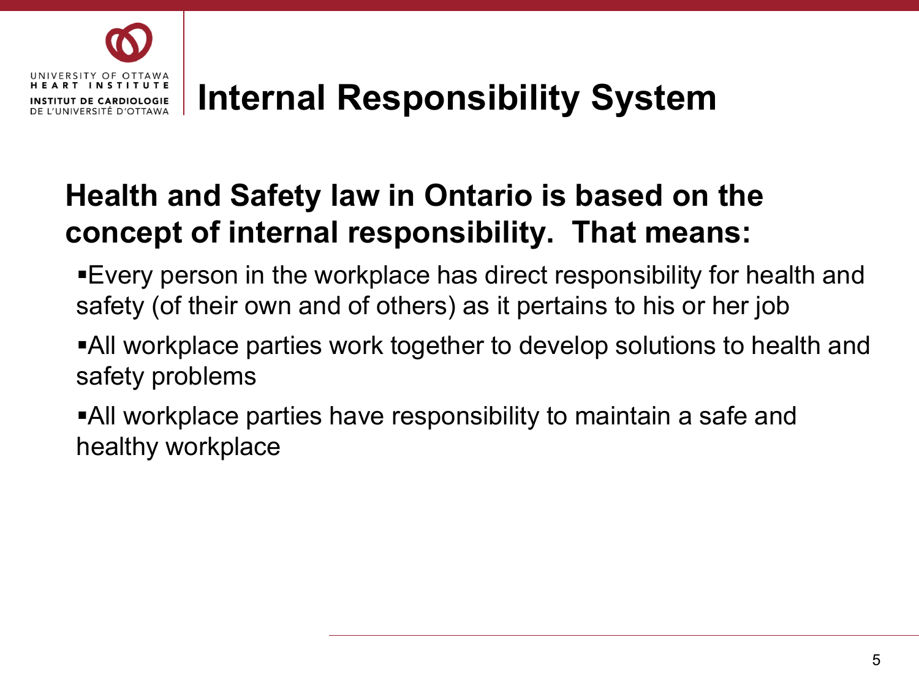# Internal Responsibility System

**Health and Safety law in Ontario is based on the concept of internal responsibility. That means:**

- Every person in the workplace has direct responsibility for health and safety (of their own and of others) as it pertains to his or her job
- All workplace parties work together to develop solutions to health and safety problems
- All workplace parties have responsibility to maintain a safe and healthy workplace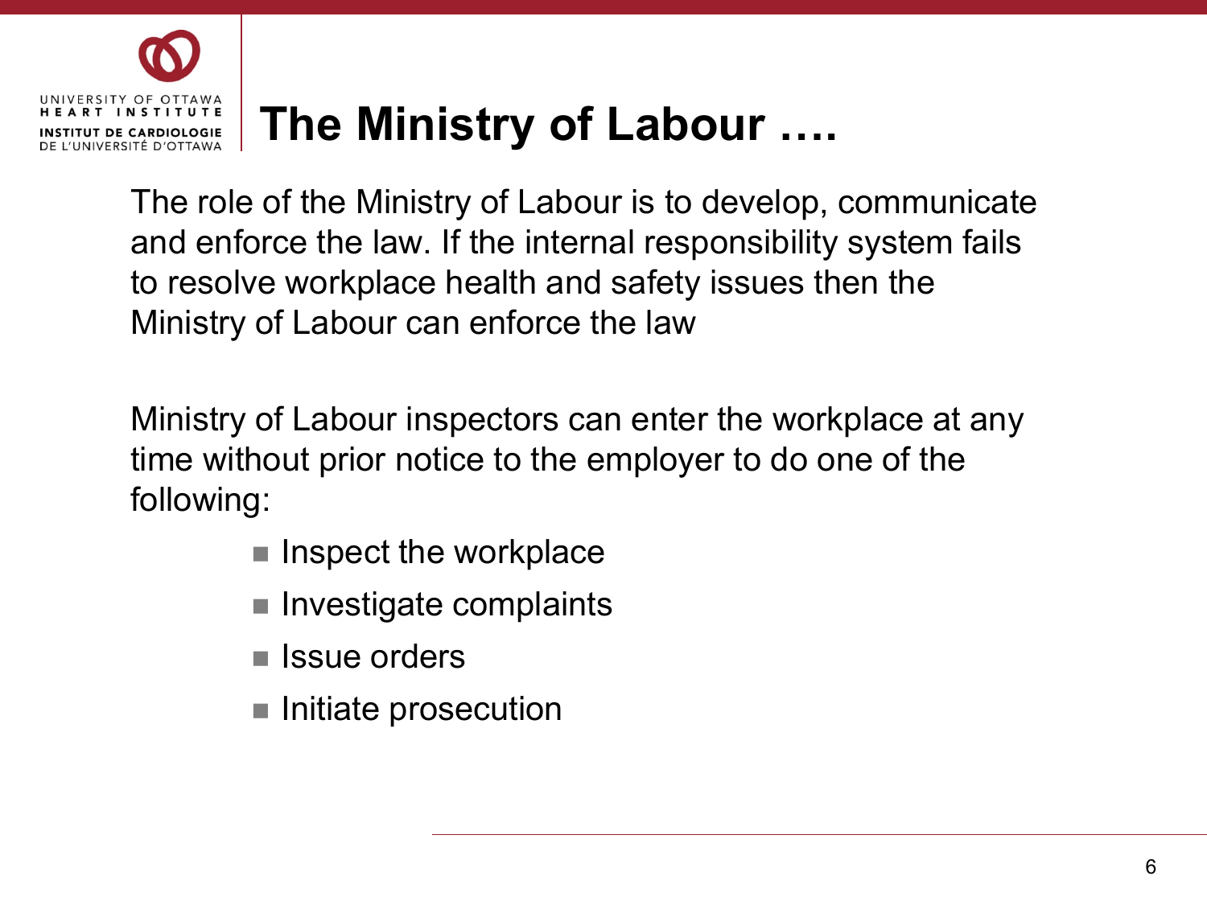# The Ministry of Labour ….

The role of the Ministry of Labour is to develop, communicate and enforce the law. If the internal responsibility system fails to resolve workplace health and safety issues then the Ministry of Labour can enforce the law

Ministry of Labour inspectors can enter the workplace at any time without prior notice to the employer to do one of the following:

- Inspect the workplace
- Investigate complaints
- Issue orders
- Initiate prosecution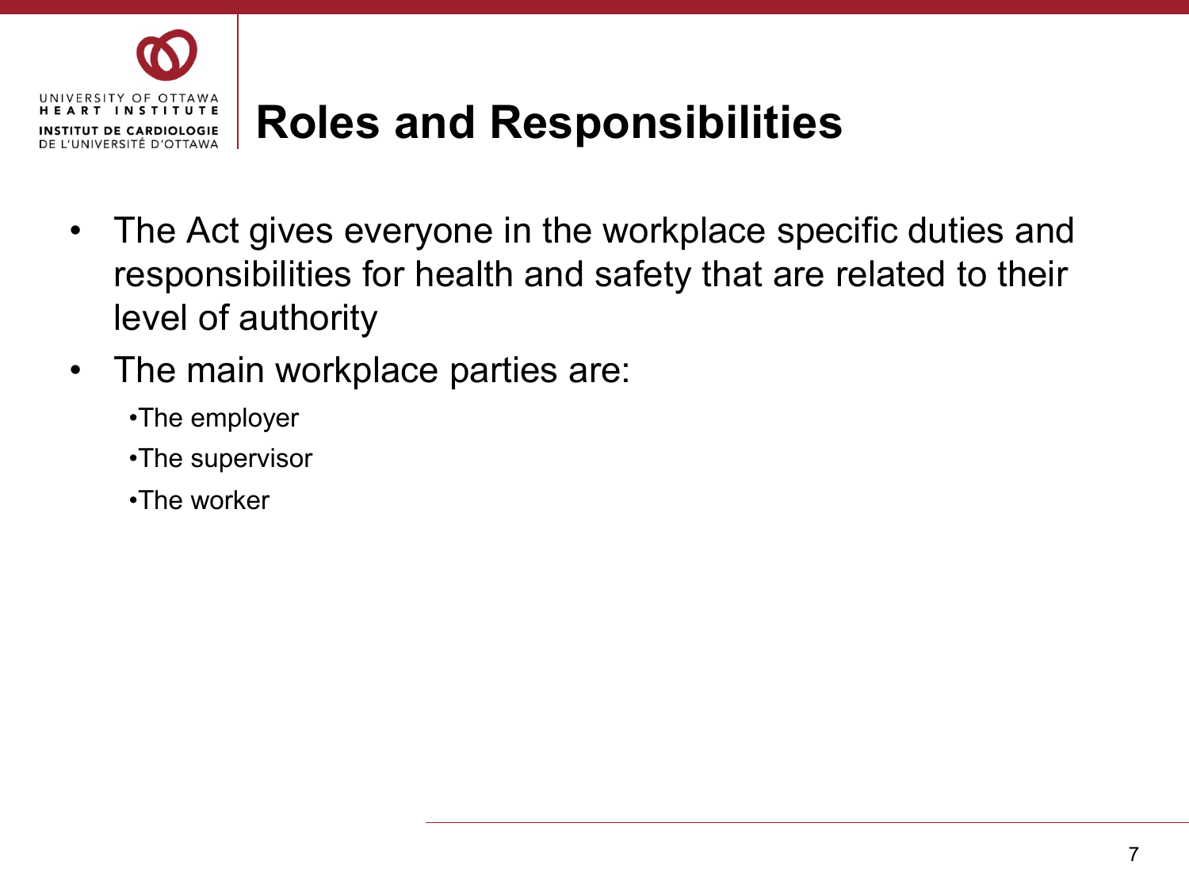# Roles and Responsibilities

- The Act gives everyone in the workplace specific duties and responsibilities for health and safety that are related to their level of authority
- The main workplace parties are:
  - The employer
  - The supervisor
  - The worker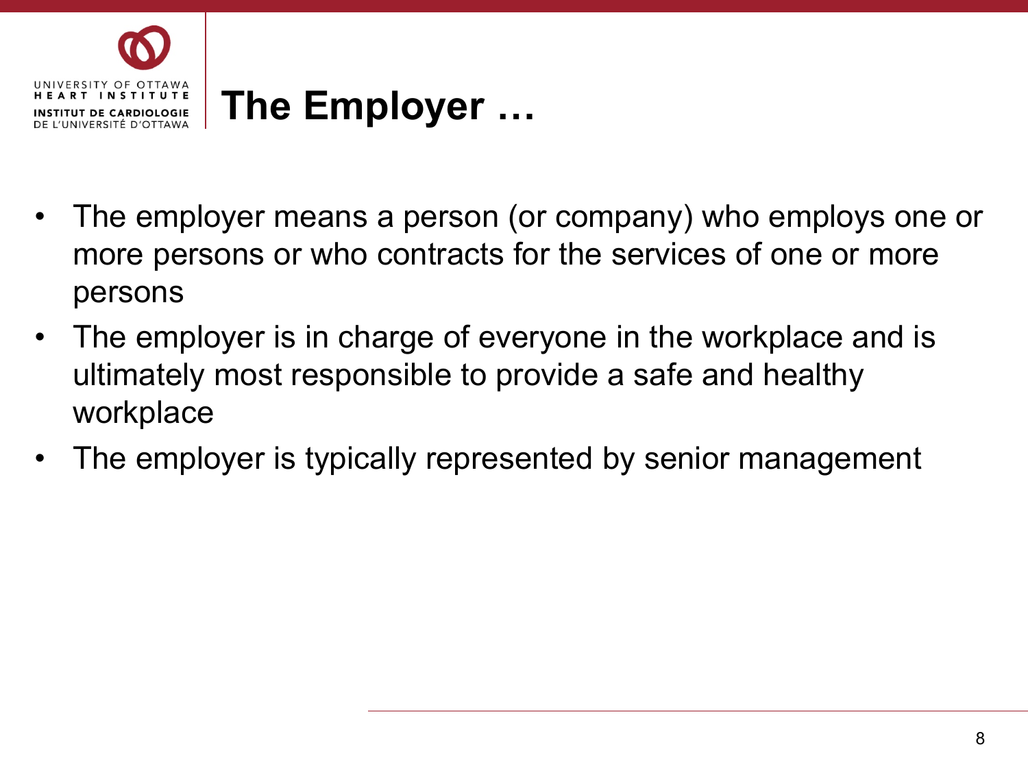# The Employer …

- The employer means a person (or company) who employs one or more persons or who contracts for the services of one or more persons
- The employer is in charge of everyone in the workplace and is ultimately most responsible to provide a safe and healthy workplace
- The employer is typically represented by senior management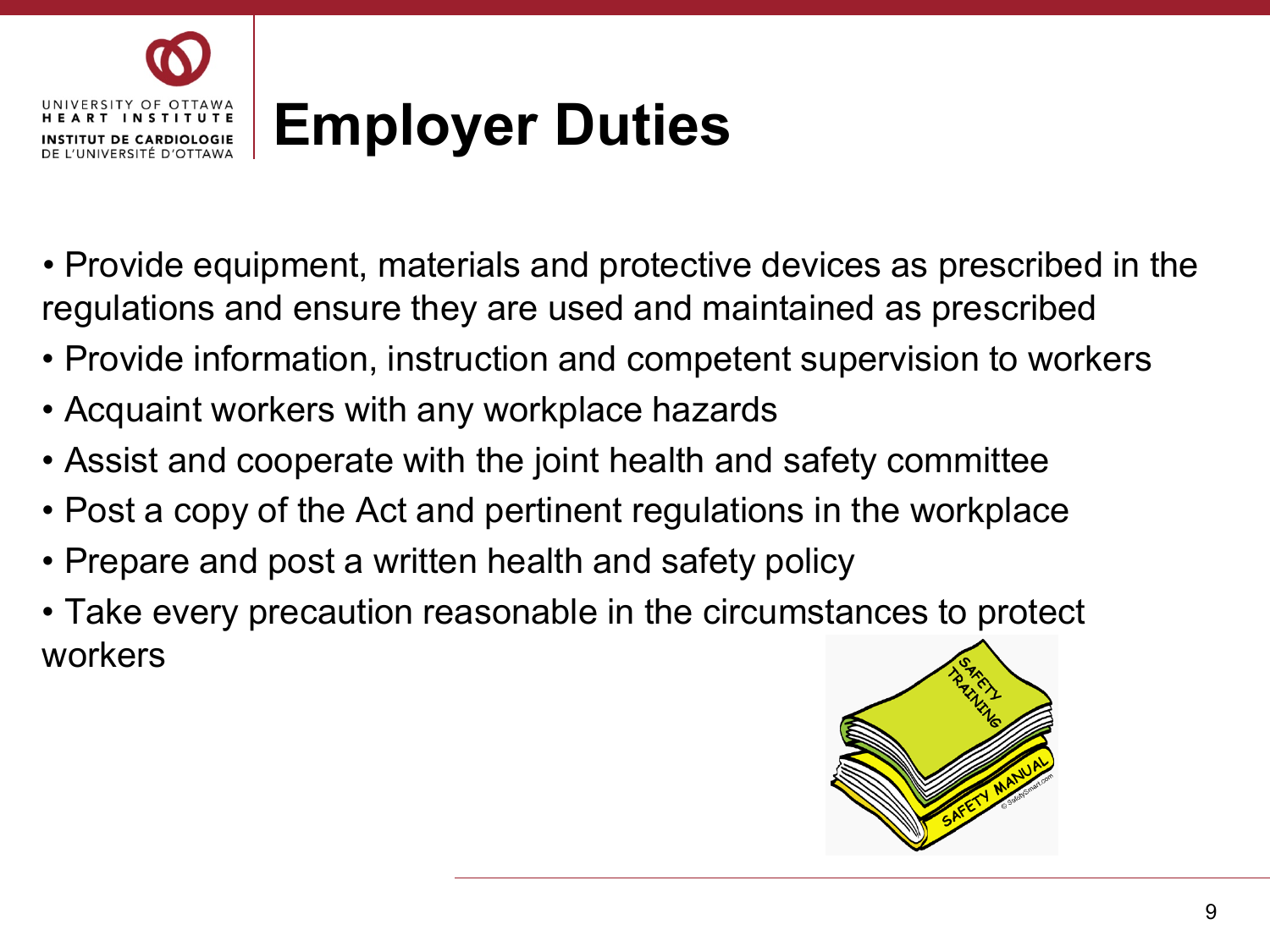# Employer Duties

- Provide equipment, materials and protective devices as prescribed in the regulations and ensure they are used and maintained as prescribed
- Provide information, instruction and competent supervision to workers
- Acquaint workers with any workplace hazards
- Assist and cooperate with the joint health and safety committee
- Post a copy of the Act and pertinent regulations in the workplace
- Prepare and post a written health and safety policy
- Take every precaution reasonable in the circumstances to protect workers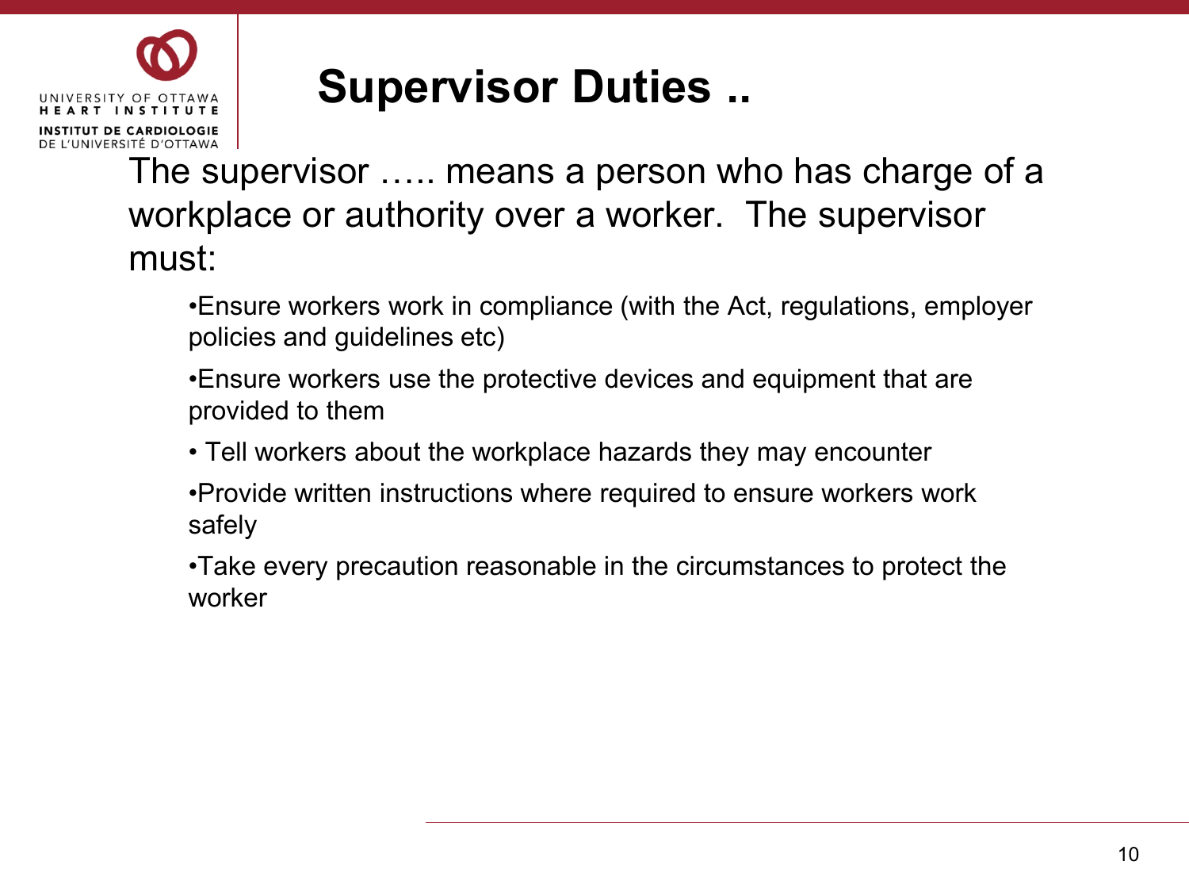# Supervisor Duties ..

The supervisor ….. means a person who has charge of a workplace or authority over a worker. The supervisor must:

- Ensure workers work in compliance (with the Act, regulations, employer policies and guidelines etc)
- Ensure workers use the protective devices and equipment that are provided to them
- Tell workers about the workplace hazards they may encounter
- Provide written instructions where required to ensure workers work safely
- Take every precaution reasonable in the circumstances to protect the worker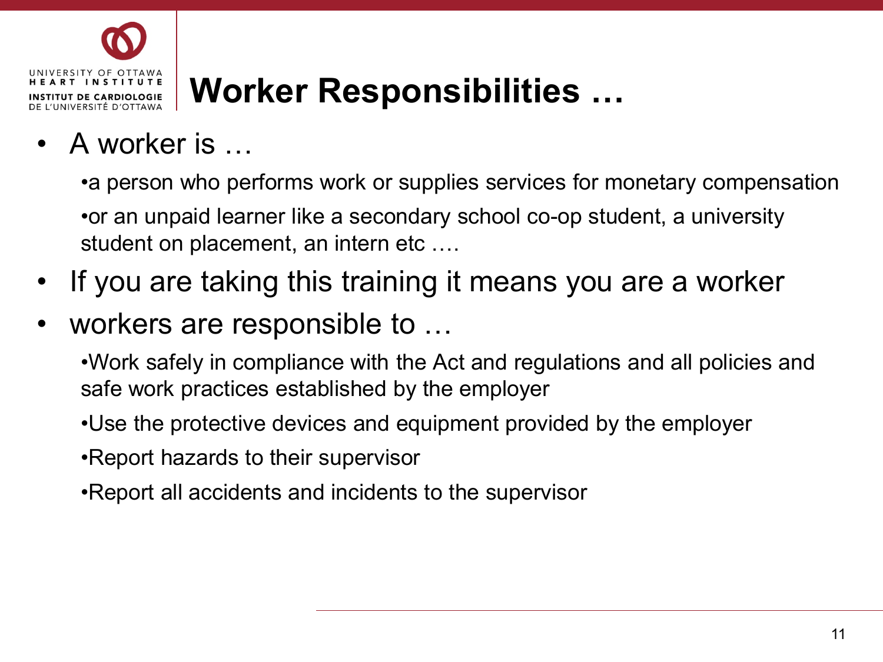# Worker Responsibilities …

- A worker is …
  - a person who performs work or supplies services for monetary compensation
  - or an unpaid learner like a secondary school co-op student, a university student on placement, an intern etc ….
- If you are taking this training it means you are a worker
- workers are responsible to …
  - Work safely in compliance with the Act and regulations and all policies and safe work practices established by the employer
  - Use the protective devices and equipment provided by the employer
  - Report hazards to their supervisor
  - Report all accidents and incidents to the supervisor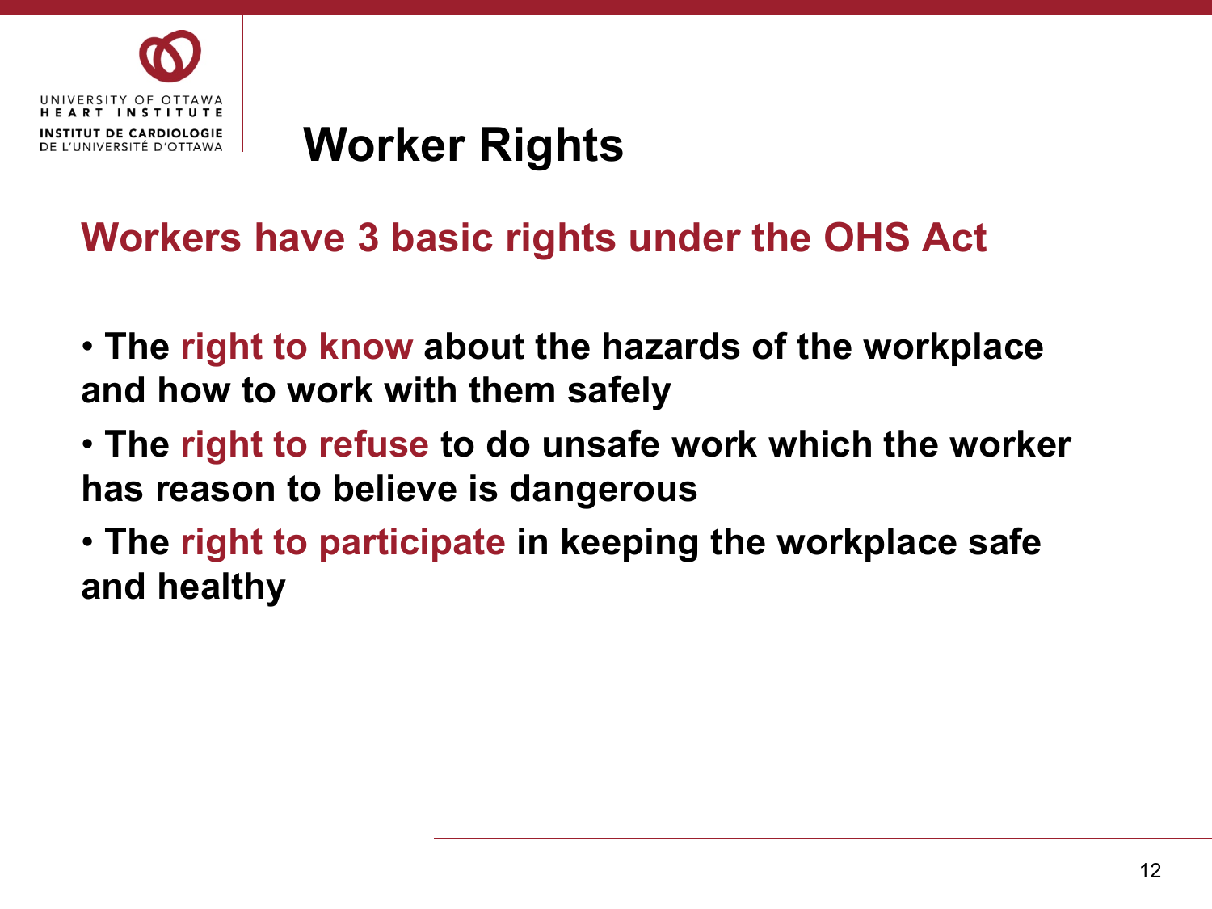# Worker Rights

## Workers have 3 basic rights under the OHS Act

- The **right to know** about the hazards of the workplace and how to work with them safely
- The **right to refuse** to do unsafe work which the worker has reason to believe is dangerous
- The **right to participate** in keeping the workplace safe and healthy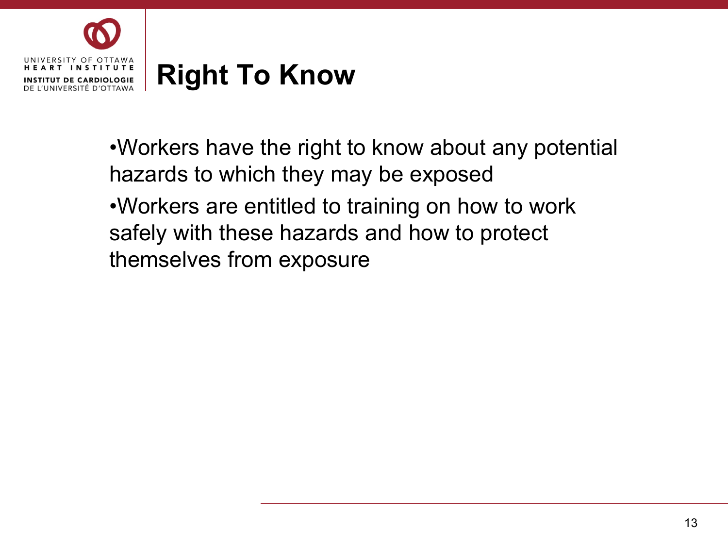# Right To Know

- Workers have the right to know about any potential hazards to which they may be exposed
- Workers are entitled to training on how to work safely with these hazards and how to protect themselves from exposure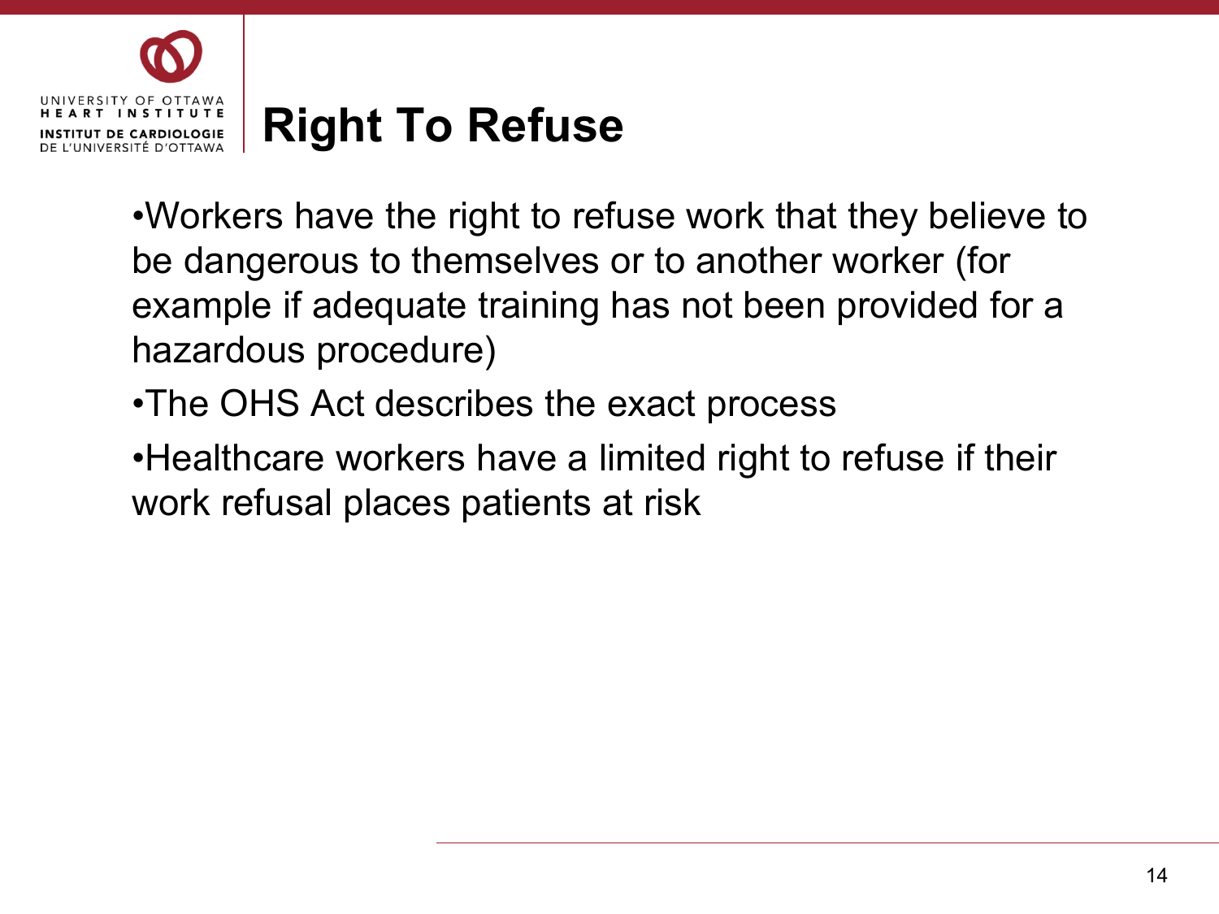# Right To Refuse

- Workers have the right to refuse work that they believe to be dangerous to themselves or to another worker (for example if adequate training has not been provided for a hazardous procedure)
- The OHS Act describes the exact process
- Healthcare workers have a limited right to refuse if their work refusal places patients at risk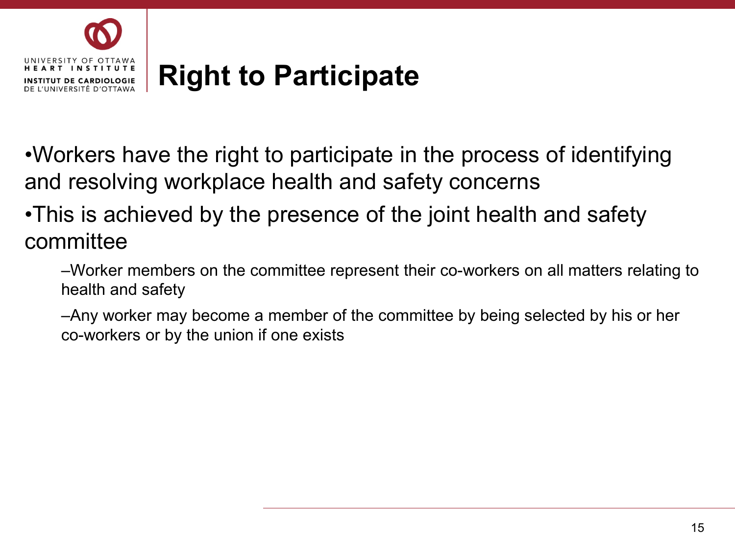# Right to Participate

- Workers have the right to participate in the process of identifying and resolving workplace health and safety concerns
- This is achieved by the presence of the joint health and safety committee
  - Worker members on the committee represent their co-workers on all matters relating to health and safety
  - Any worker may become a member of the committee by being selected by his or her co-workers or by the union if one exists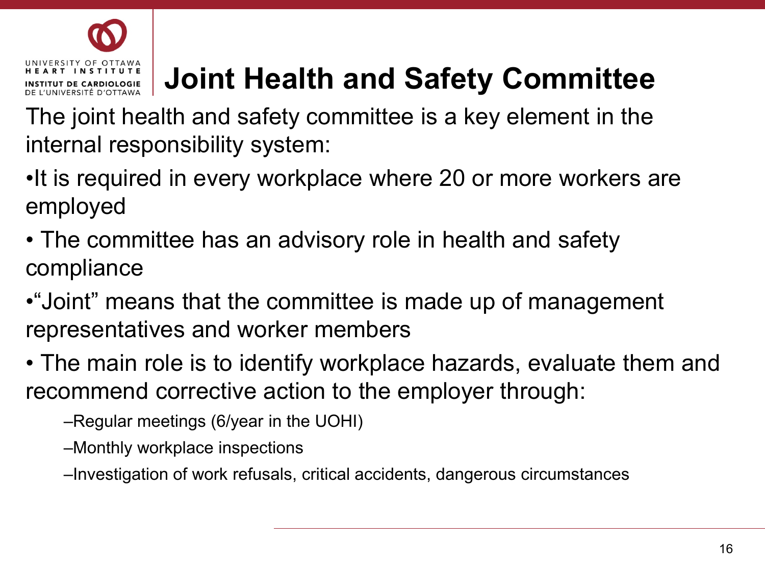# Joint Health and Safety Committee

The joint health and safety committee is a key element in the internal responsibility system:

- It is required in every workplace where 20 or more workers are employed
- The committee has an advisory role in health and safety compliance
- "Joint" means that the committee is made up of management representatives and worker members
- The main role is to identify workplace hazards, evaluate them and recommend corrective action to the employer through:
  - Regular meetings (6/year in the UOHI)
  - Monthly workplace inspections
  - Investigation of work refusals, critical accidents, dangerous circumstances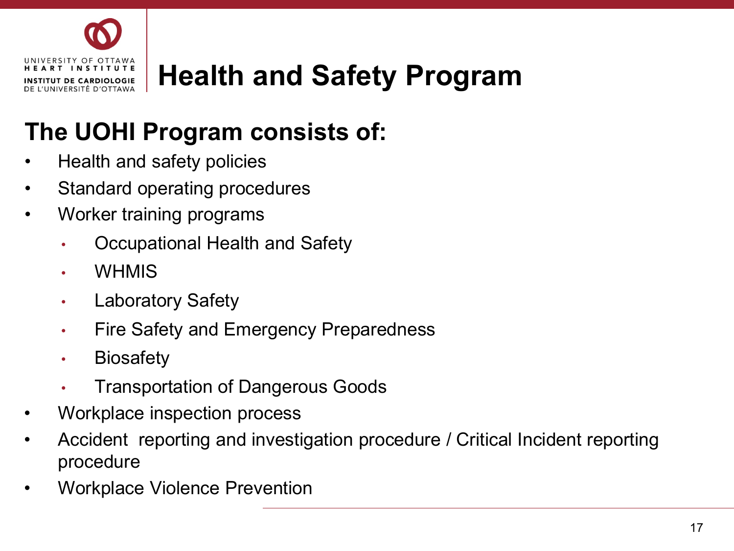# Health and Safety Program

## The UOHI Program consists of:

- Health and safety policies
- Standard operating procedures
- Worker training programs
  - Occupational Health and Safety
  - WHMIS
  - Laboratory Safety
  - Fire Safety and Emergency Preparedness
  - Biosafety
  - Transportation of Dangerous Goods
- Workplace inspection process
- Accident reporting and investigation procedure / Critical Incident reporting procedure
- Workplace Violence Prevention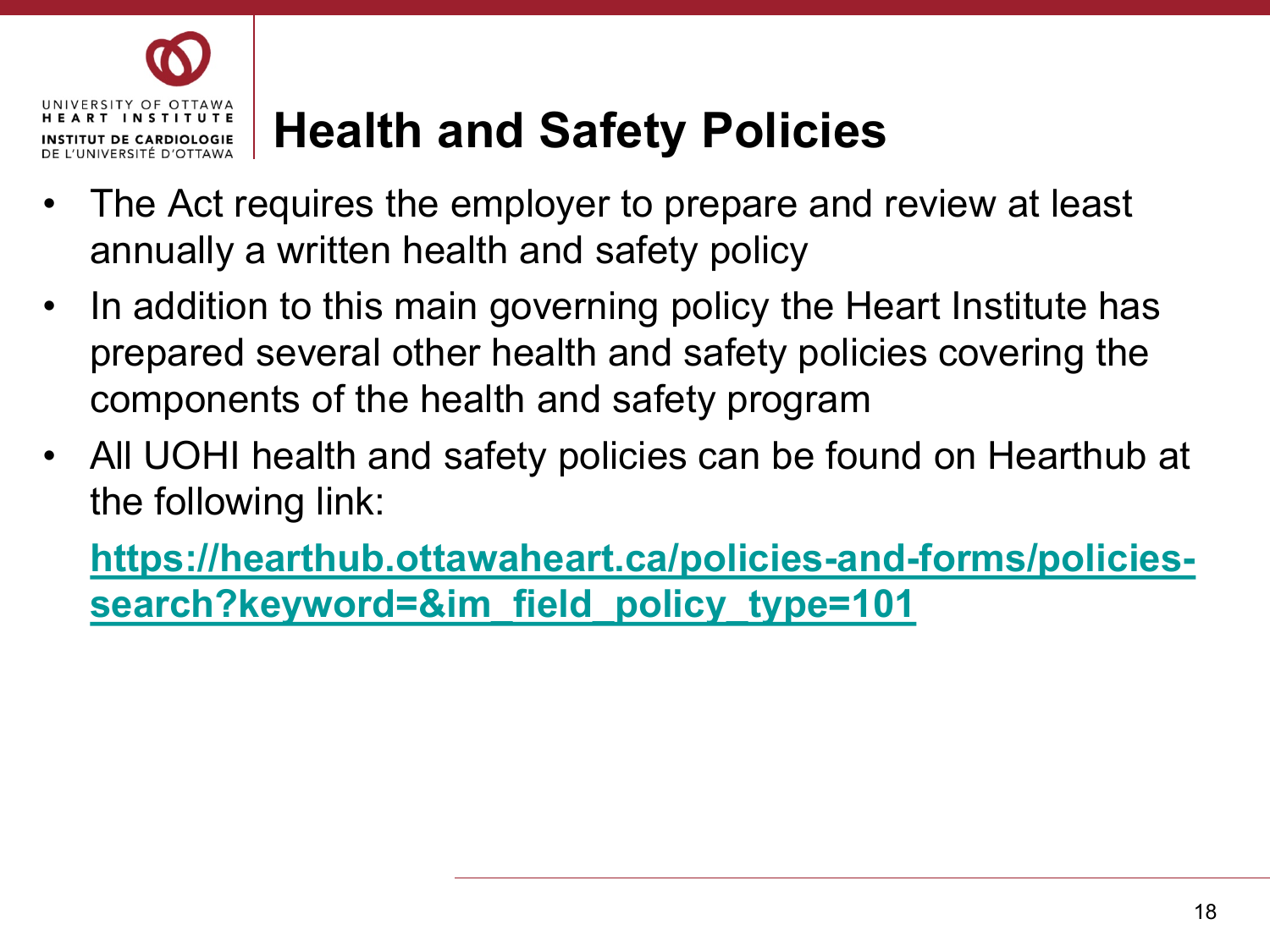# Health and Safety Policies

- The Act requires the employer to prepare and review at least annually a written health and safety policy
- In addition to this main governing policy the Heart Institute has prepared several other health and safety policies covering the components of the health and safety program
- All UOHI health and safety policies can be found on Hearthub at the following link:

  **https://hearthub.ottawaheart.ca/policies-and-forms/policies-search?keyword=&im_field_policy_type=101**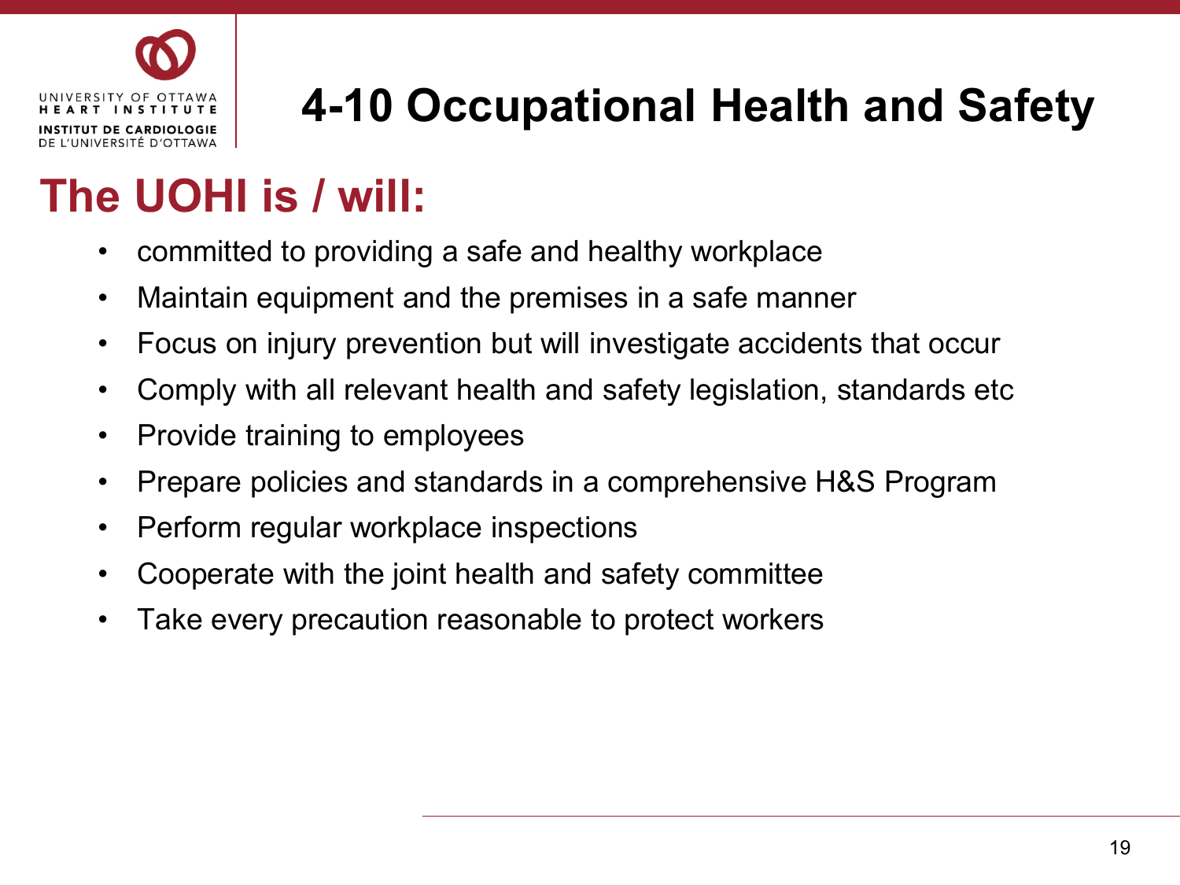# 4-10 Occupational Health and Safety

## The UOHI is / will:

- committed to providing a safe and healthy workplace
- Maintain equipment and the premises in a safe manner
- Focus on injury prevention but will investigate accidents that occur
- Comply with all relevant health and safety legislation, standards etc
- Provide training to employees
- Prepare policies and standards in a comprehensive H&S Program
- Perform regular workplace inspections
- Cooperate with the joint health and safety committee
- Take every precaution reasonable to protect workers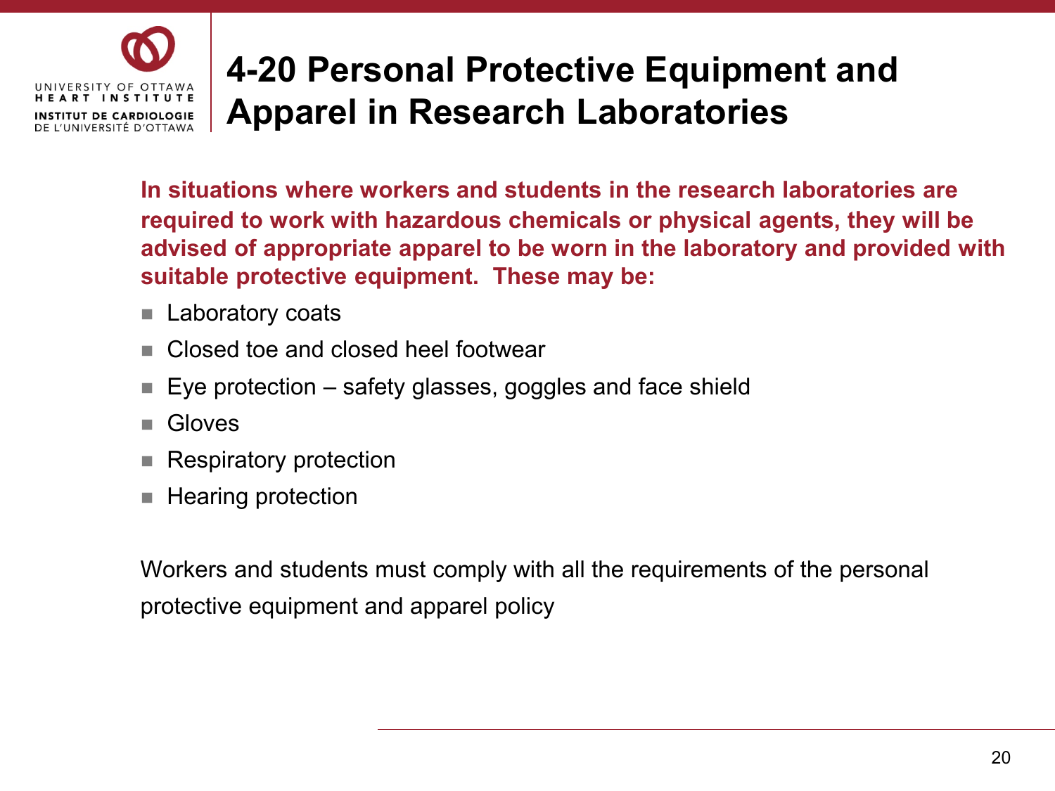# 4-20 Personal Protective Equipment and Apparel in Research Laboratories

**In situations where workers and students in the research laboratories are required to work with hazardous chemicals or physical agents, they will be advised of appropriate apparel to be worn in the laboratory and provided with suitable protective equipment. These may be:**

- Laboratory coats
- Closed toe and closed heel footwear
- Eye protection – safety glasses, goggles and face shield
- Gloves
- Respiratory protection
- Hearing protection

Workers and students must comply with all the requirements of the personal protective equipment and apparel policy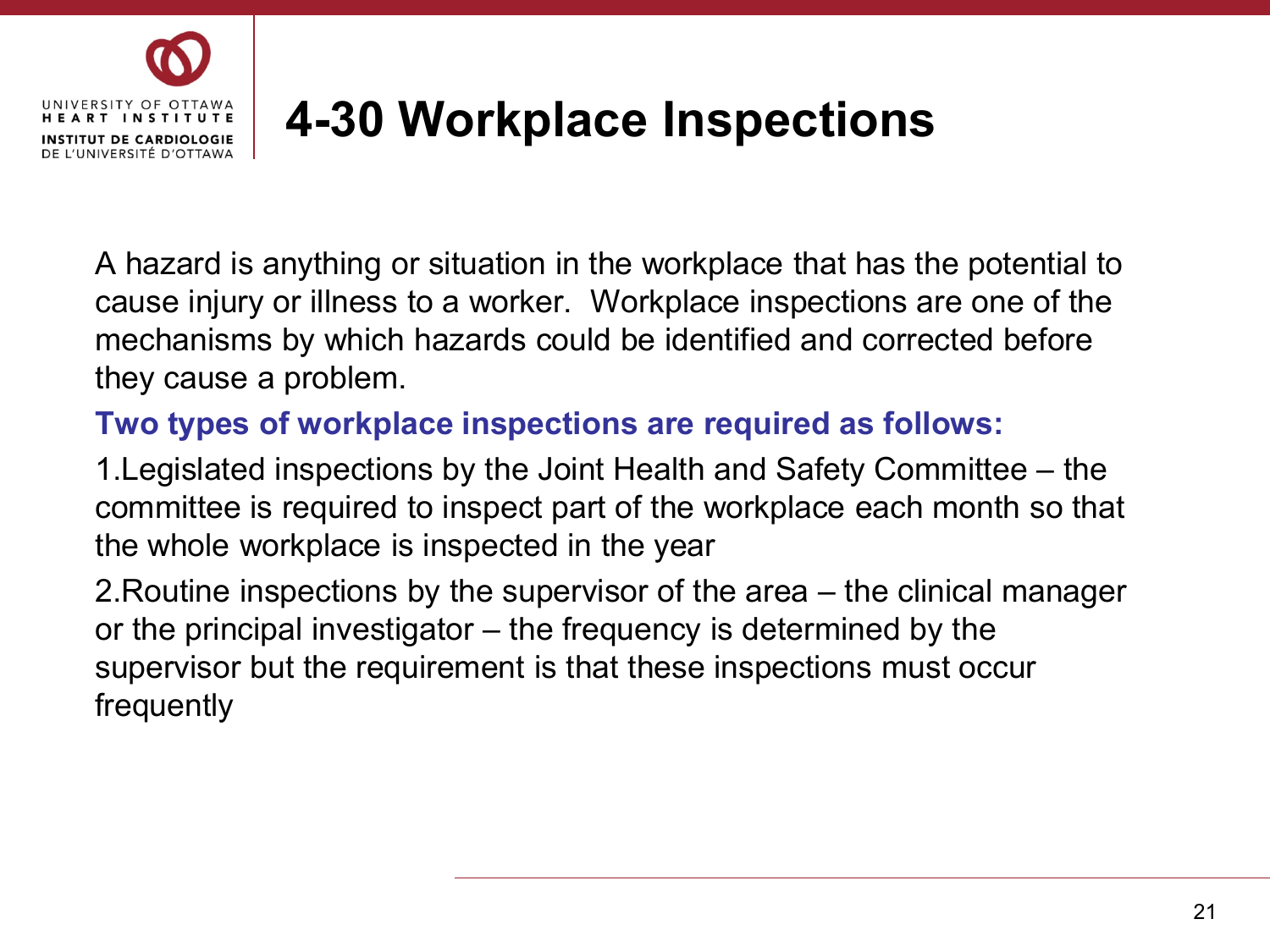# 4-30 Workplace Inspections

A hazard is anything or situation in the workplace that has the potential to cause injury or illness to a worker. Workplace inspections are one of the mechanisms by which hazards could be identified and corrected before they cause a problem.

**Two types of workplace inspections are required as follows:**

1. Legislated inspections by the Joint Health and Safety Committee – the committee is required to inspect part of the workplace each month so that the whole workplace is inspected in the year
2. Routine inspections by the supervisor of the area – the clinical manager or the principal investigator – the frequency is determined by the supervisor but the requirement is that these inspections must occur frequently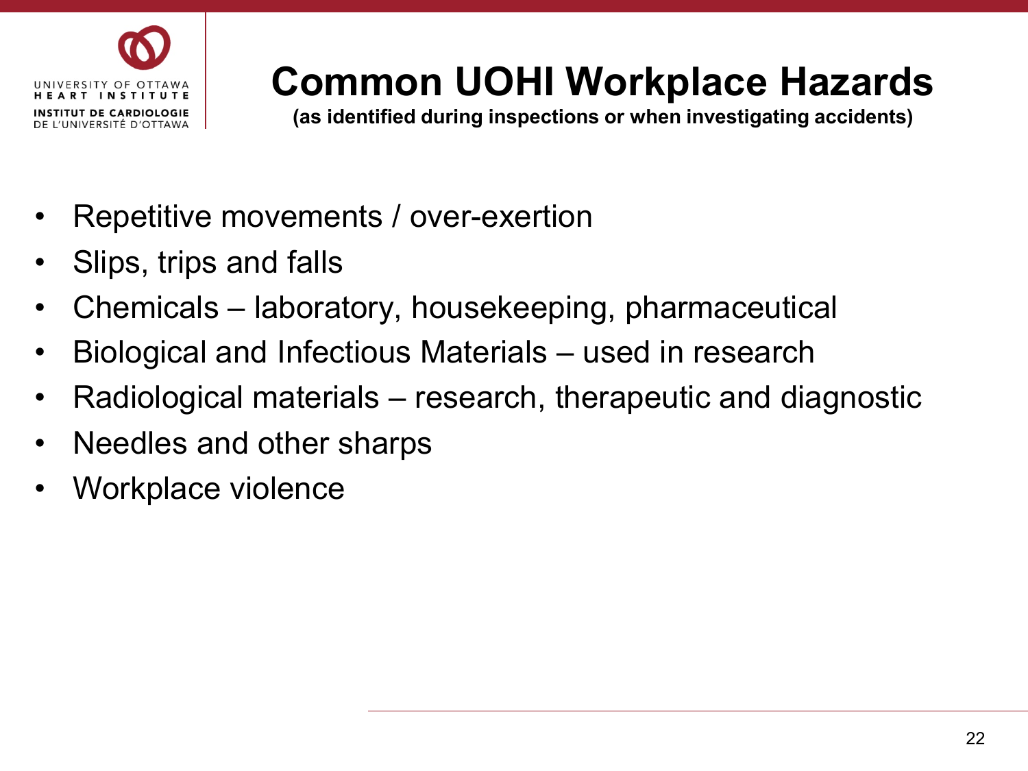# Common UOHI Workplace Hazards

**(as identified during inspections or when investigating accidents)**

- Repetitive movements / over-exertion
- Slips, trips and falls
- Chemicals – laboratory, housekeeping, pharmaceutical
- Biological and Infectious Materials – used in research
- Radiological materials – research, therapeutic and diagnostic
- Needles and other sharps
- Workplace violence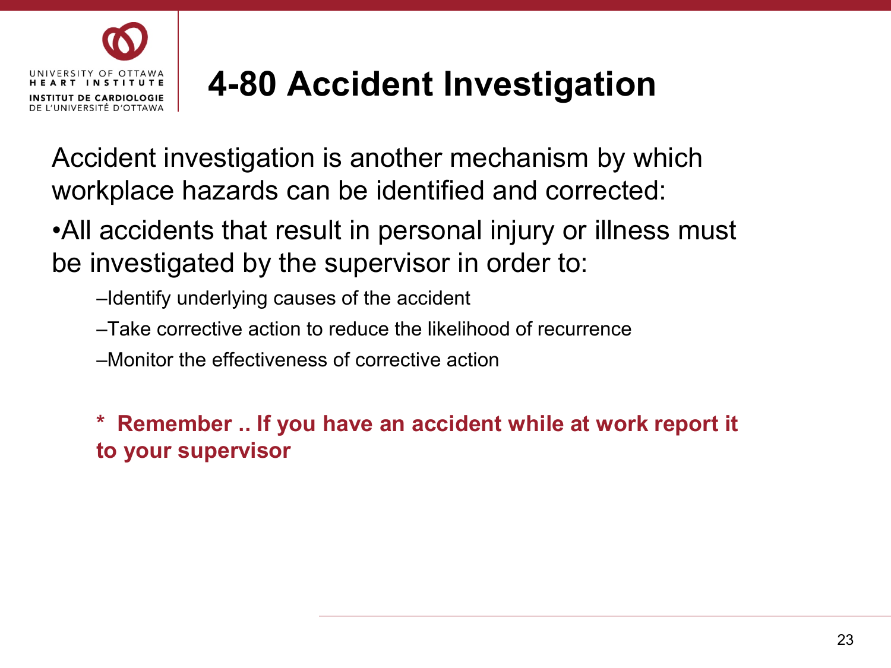# 4-80 Accident Investigation

Accident investigation is another mechanism by which workplace hazards can be identified and corrected:

- All accidents that result in personal injury or illness must be investigated by the supervisor in order to:
  - Identify underlying causes of the accident
  - Take corrective action to reduce the likelihood of recurrence
  - Monitor the effectiveness of corrective action

**\* Remember .. If you have an accident while at work report it to your supervisor**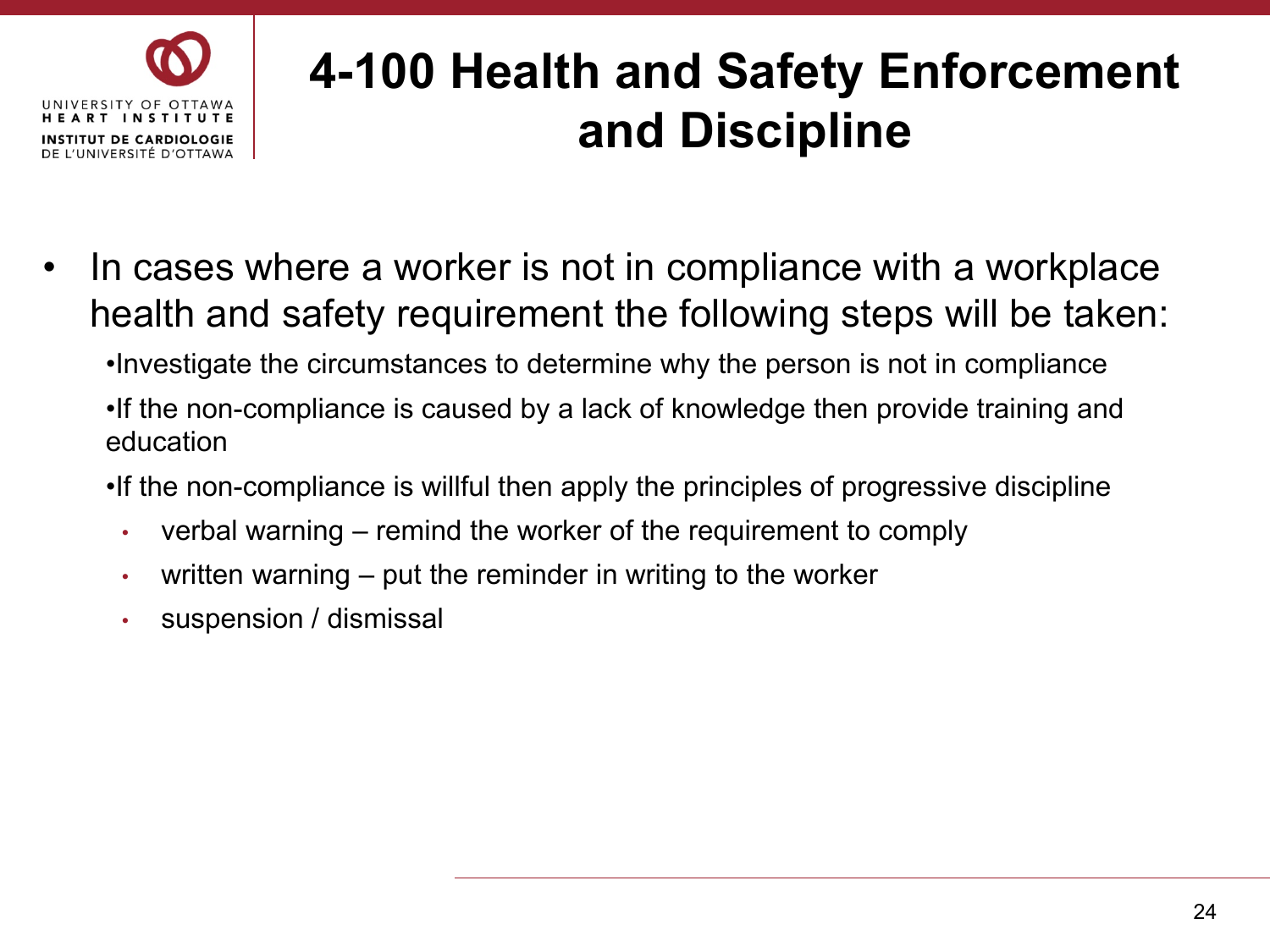# 4-100 Health and Safety Enforcement and Discipline

- In cases where a worker is not in compliance with a workplace health and safety requirement the following steps will be taken:
  - Investigate the circumstances to determine why the person is not in compliance
  - If the non-compliance is caused by a lack of knowledge then provide training and education
  - If the non-compliance is willful then apply the principles of progressive discipline
    - verbal warning – remind the worker of the requirement to comply
    - written warning – put the reminder in writing to the worker
    - suspension / dismissal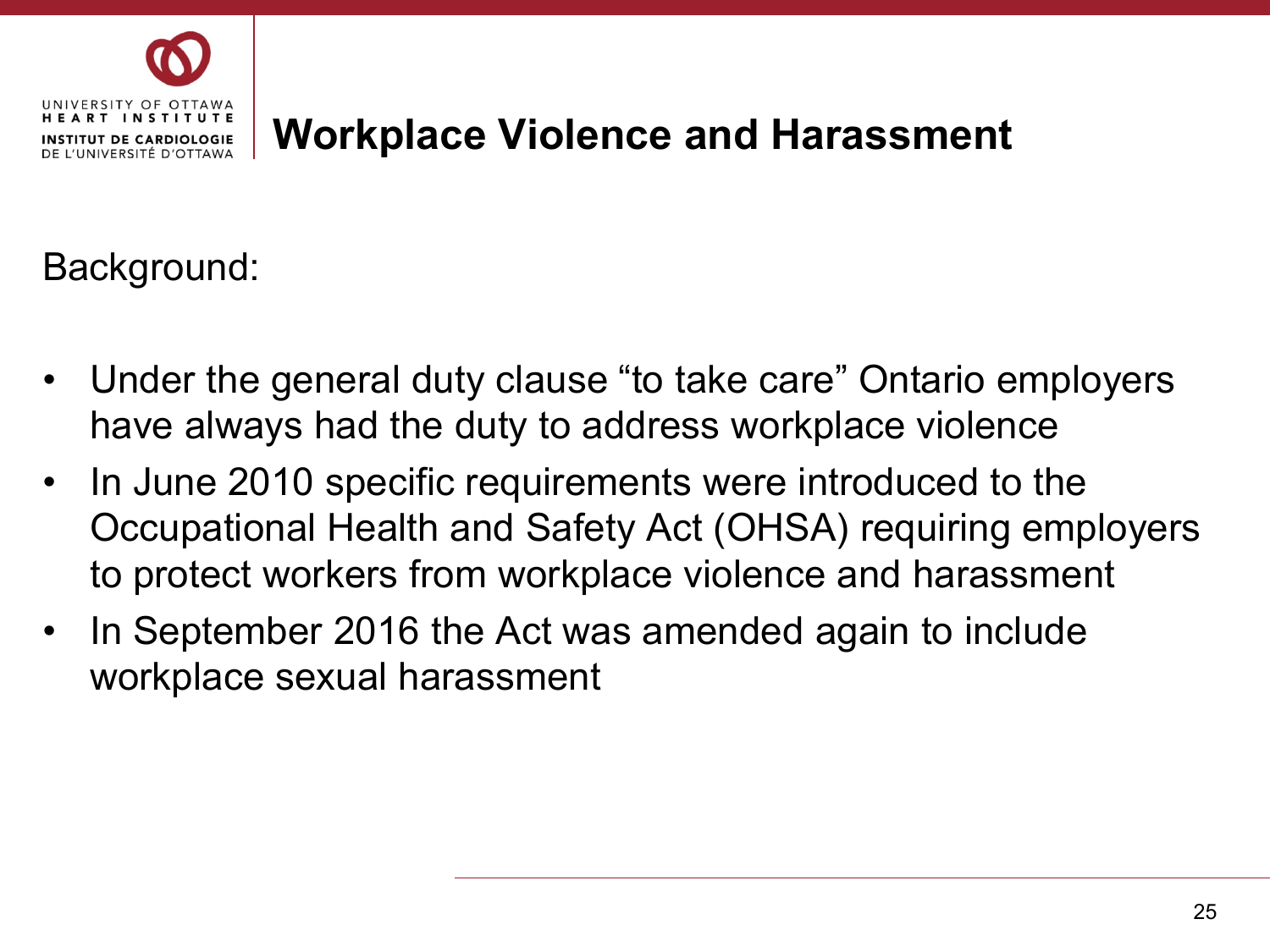# Workplace Violence and Harassment

Background:

- Under the general duty clause “to take care” Ontario employers have always had the duty to address workplace violence
- In June 2010 specific requirements were introduced to the Occupational Health and Safety Act (OHSA) requiring employers to protect workers from workplace violence and harassment
- In September 2016 the Act was amended again to include workplace sexual harassment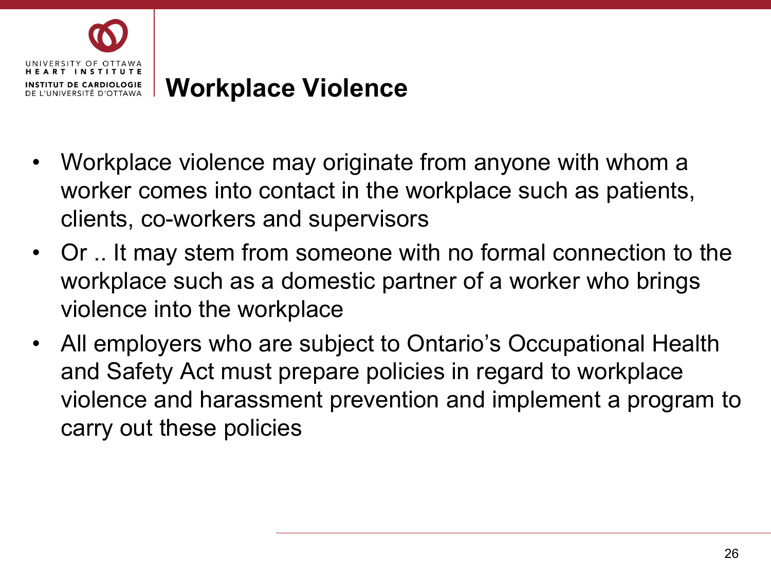# Workplace Violence

- Workplace violence may originate from anyone with whom a worker comes into contact in the workplace such as patients, clients, co-workers and supervisors
- Or .. It may stem from someone with no formal connection to the workplace such as a domestic partner of a worker who brings violence into the workplace
- All employers who are subject to Ontario's Occupational Health and Safety Act must prepare policies in regard to workplace violence and harassment prevention and implement a program to carry out these policies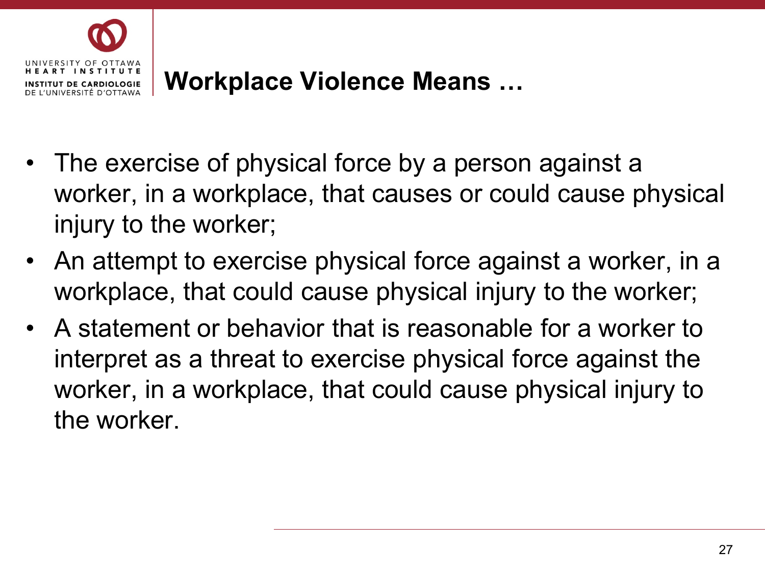## Workplace Violence Means …

- The exercise of physical force by a person against a worker, in a workplace, that causes or could cause physical injury to the worker;
- An attempt to exercise physical force against a worker, in a workplace, that could cause physical injury to the worker;
- A statement or behavior that is reasonable for a worker to interpret as a threat to exercise physical force against the worker, in a workplace, that could cause physical injury to the worker.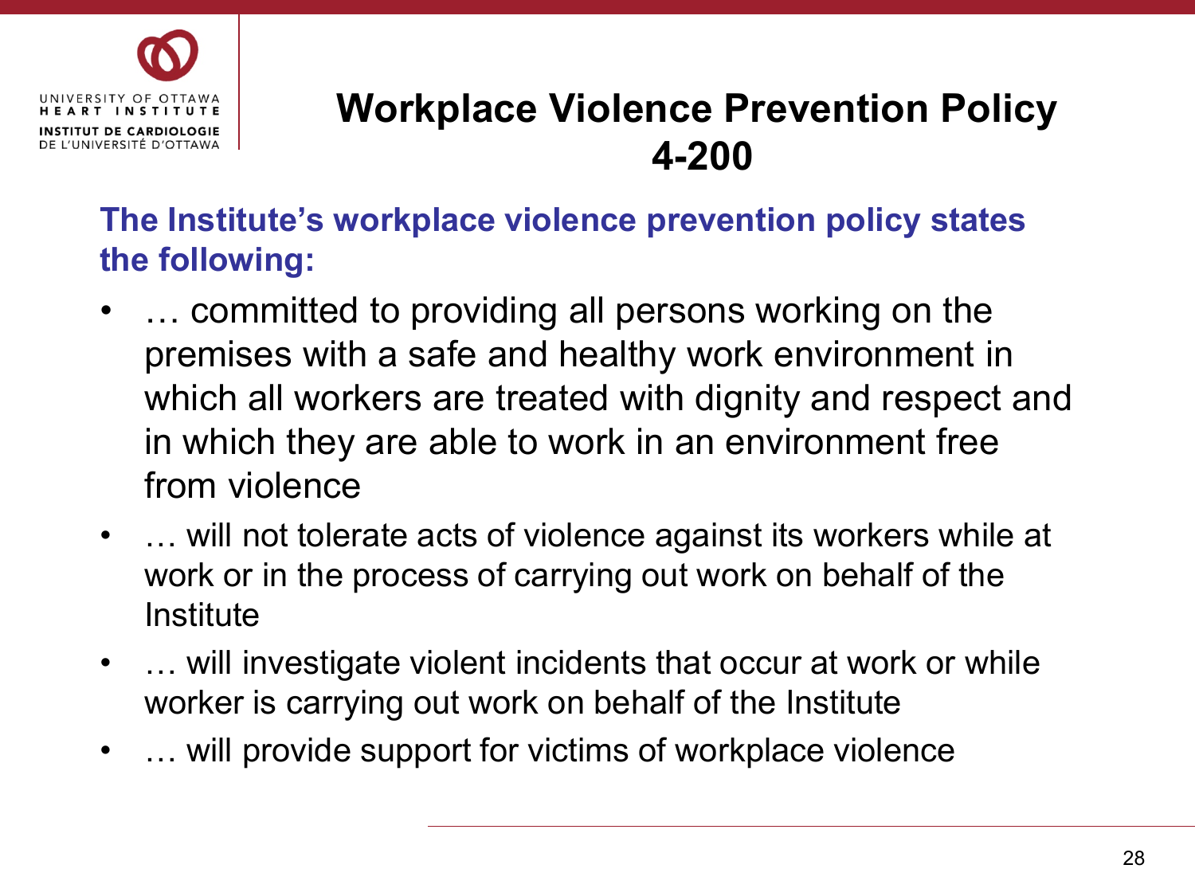# Workplace Violence Prevention Policy 4-200

**The Institute's workplace violence prevention policy states the following:**

- … committed to providing all persons working on the premises with a safe and healthy work environment in which all workers are treated with dignity and respect and in which they are able to work in an environment free from violence
- … will not tolerate acts of violence against its workers while at work or in the process of carrying out work on behalf of the Institute
- … will investigate violent incidents that occur at work or while worker is carrying out work on behalf of the Institute
- … will provide support for victims of workplace violence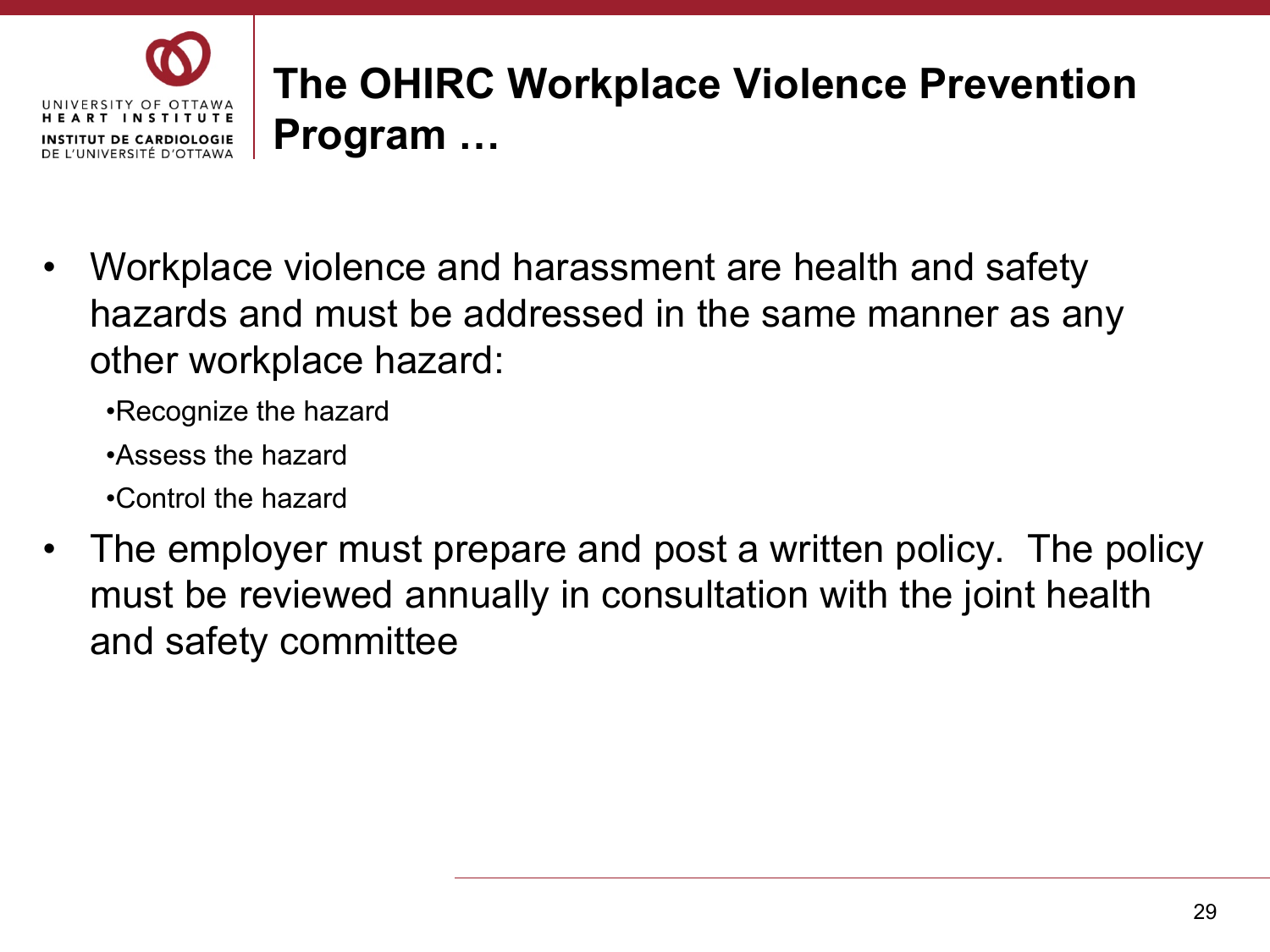# The OHIRC Workplace Violence Prevention Program …

- Workplace violence and harassment are health and safety hazards and must be addressed in the same manner as any other workplace hazard:
  - Recognize the hazard
  - Assess the hazard
  - Control the hazard
- The employer must prepare and post a written policy. The policy must be reviewed annually in consultation with the joint health and safety committee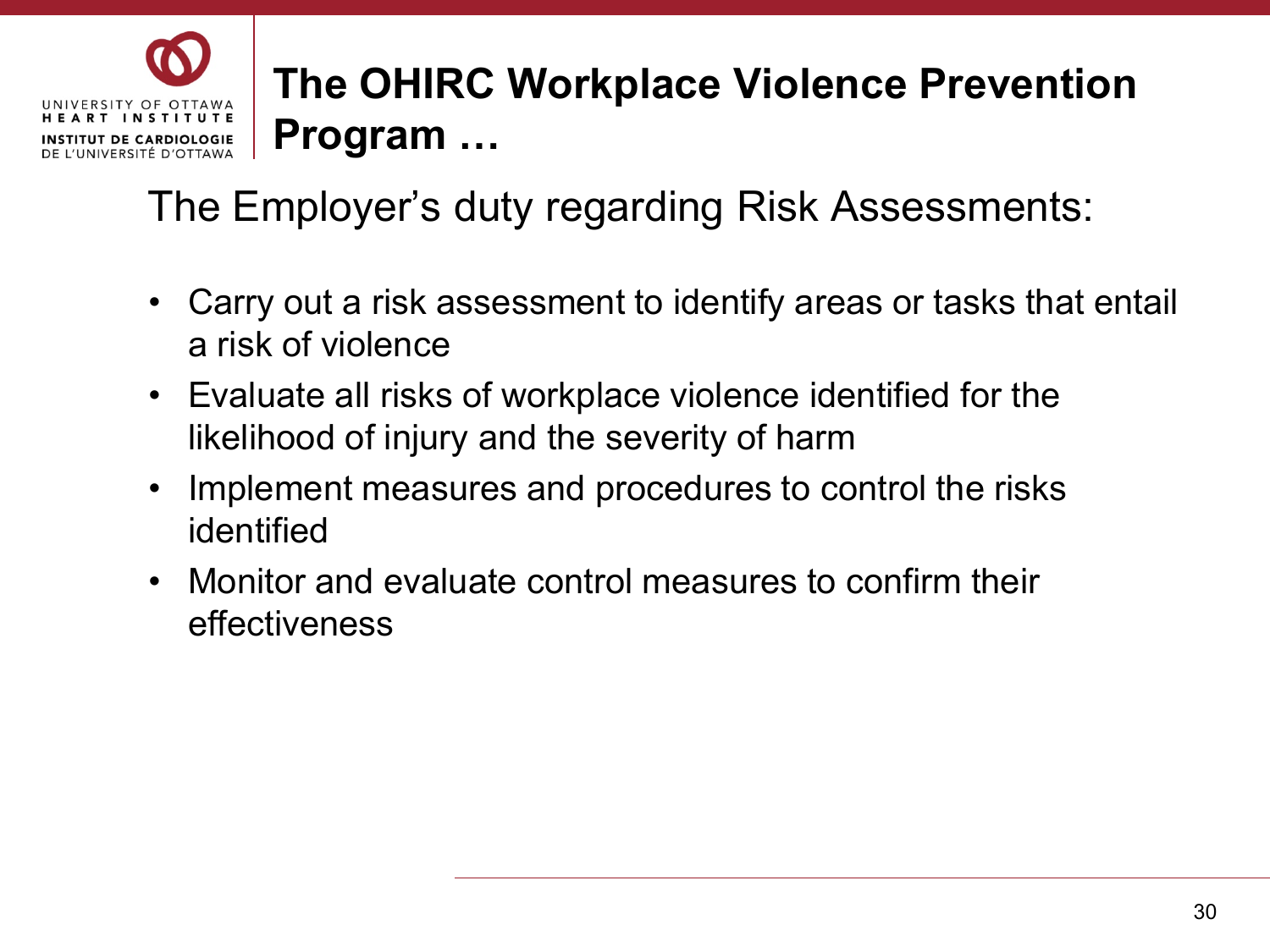# The OHIRC Workplace Violence Prevention Program …

The Employer's duty regarding Risk Assessments:

- Carry out a risk assessment to identify areas or tasks that entail a risk of violence
- Evaluate all risks of workplace violence identified for the likelihood of injury and the severity of harm
- Implement measures and procedures to control the risks identified
- Monitor and evaluate control measures to confirm their effectiveness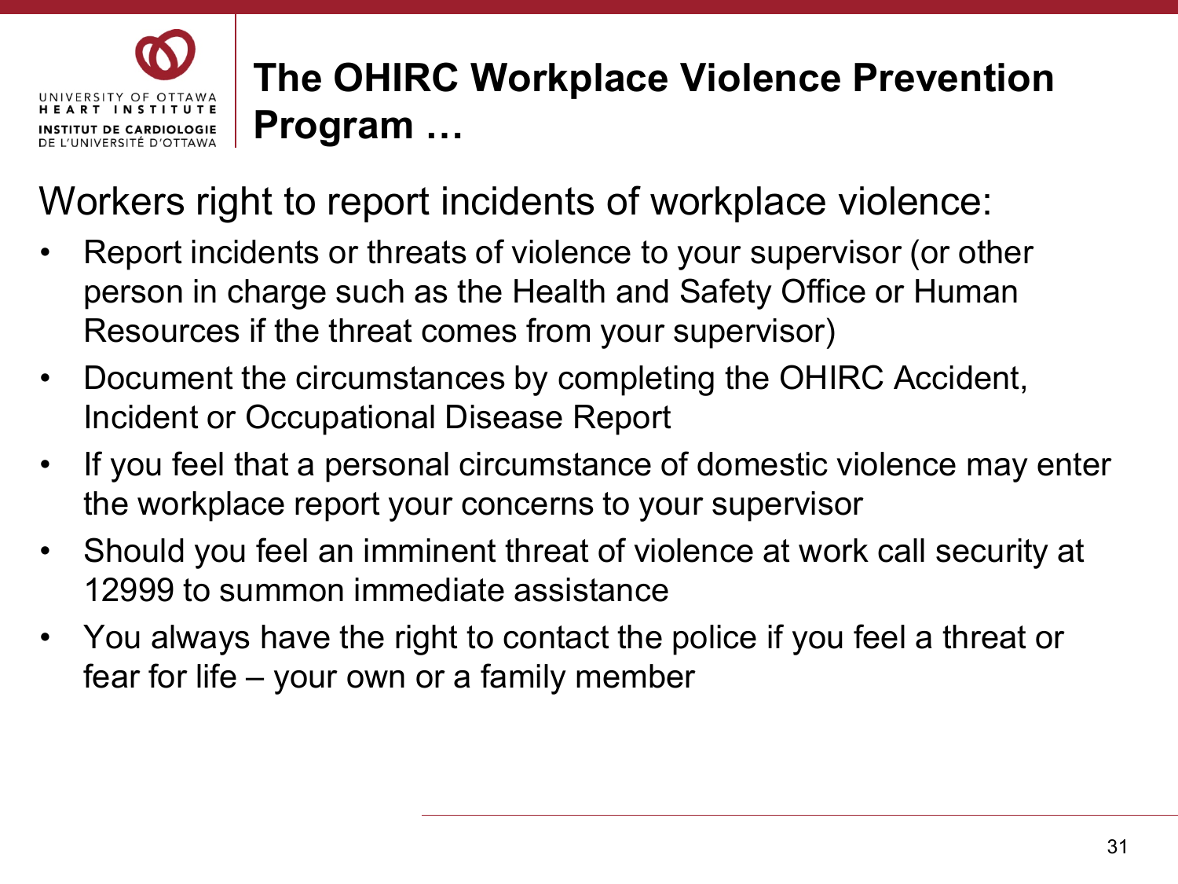# The OHIRC Workplace Violence Prevention Program …

Workers right to report incidents of workplace violence:

- Report incidents or threats of violence to your supervisor (or other person in charge such as the Health and Safety Office or Human Resources if the threat comes from your supervisor)
- Document the circumstances by completing the OHIRC Accident, Incident or Occupational Disease Report
- If you feel that a personal circumstance of domestic violence may enter the workplace report your concerns to your supervisor
- Should you feel an imminent threat of violence at work call security at 12999 to summon immediate assistance
- You always have the right to contact the police if you feel a threat or fear for life – your own or a family member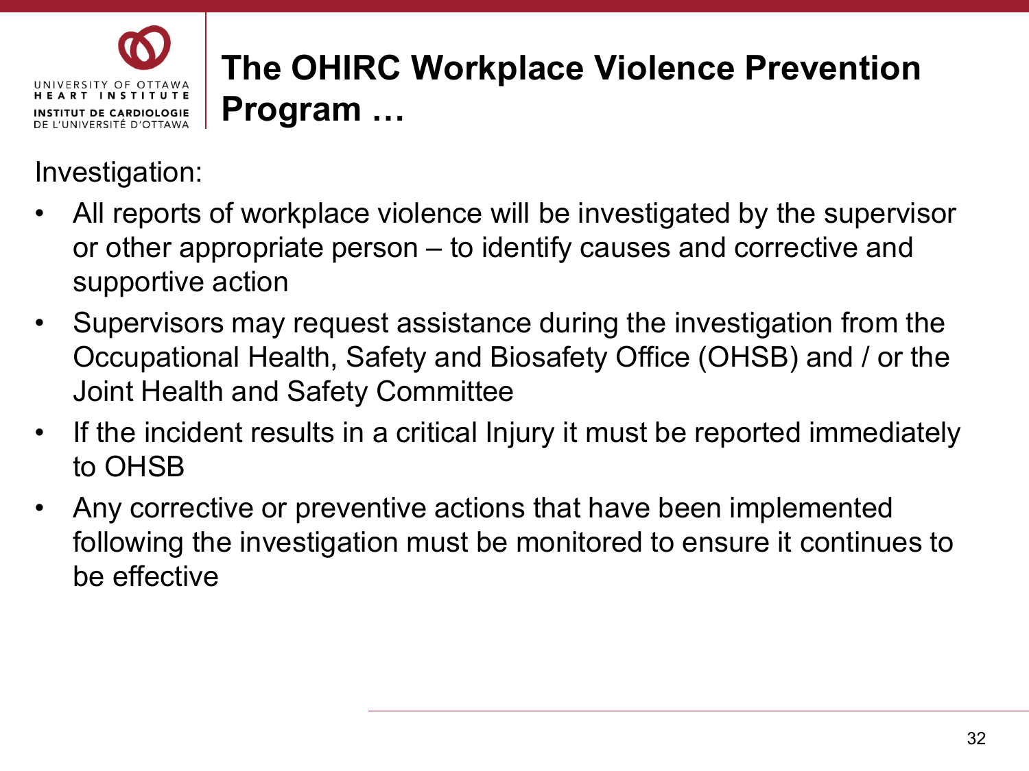# The OHIRC Workplace Violence Prevention Program …

Investigation:

- All reports of workplace violence will be investigated by the supervisor or other appropriate person – to identify causes and corrective and supportive action
- Supervisors may request assistance during the investigation from the Occupational Health, Safety and Biosafety Office (OHSB) and / or the Joint Health and Safety Committee
- If the incident results in a critical Injury it must be reported immediately to OHSB
- Any corrective or preventive actions that have been implemented following the investigation must be monitored to ensure it continues to be effective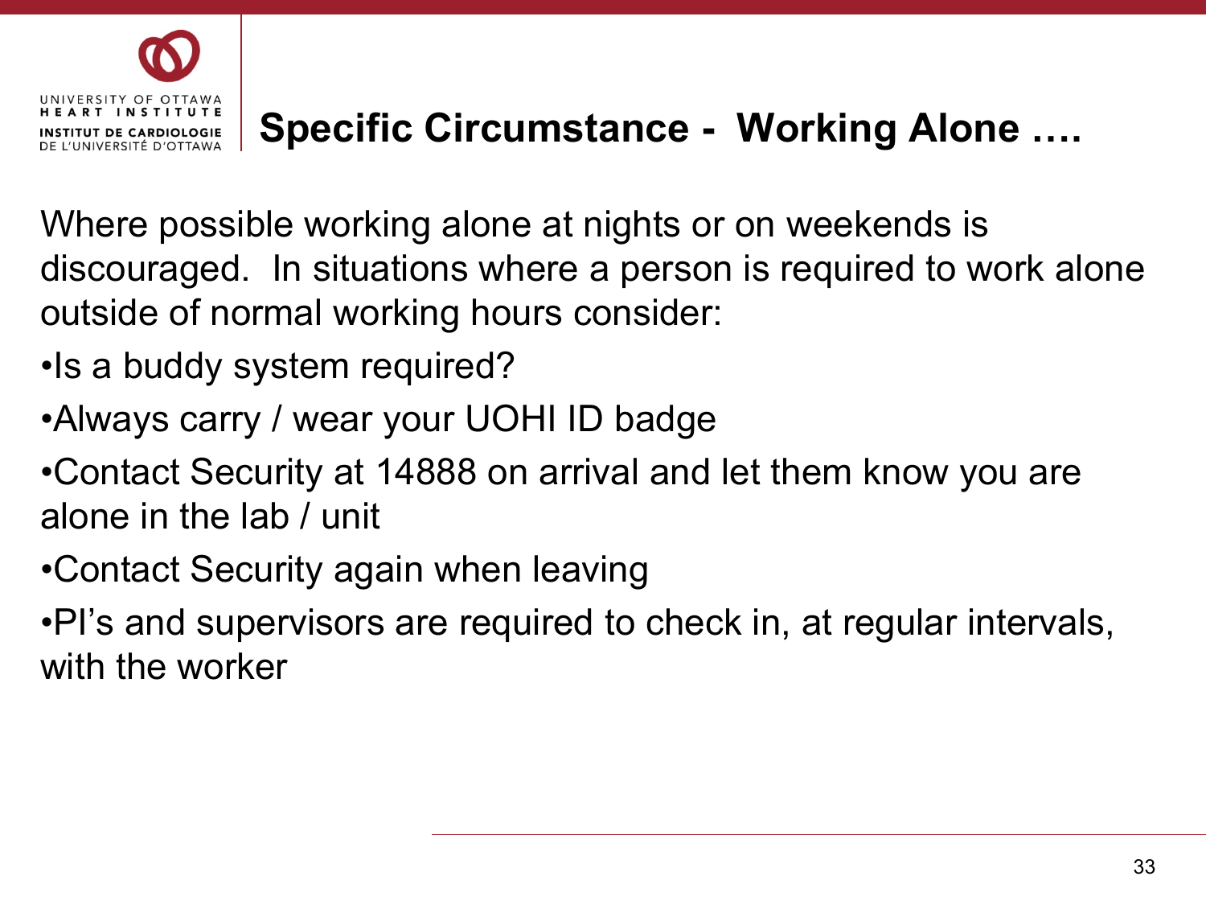# Specific Circumstance - Working Alone ….

Where possible working alone at nights or on weekends is discouraged. In situations where a person is required to work alone outside of normal working hours consider:

- Is a buddy system required?
- Always carry / wear your UOHI ID badge
- Contact Security at 14888 on arrival and let them know you are alone in the lab / unit
- Contact Security again when leaving
- PI's and supervisors are required to check in, at regular intervals, with the worker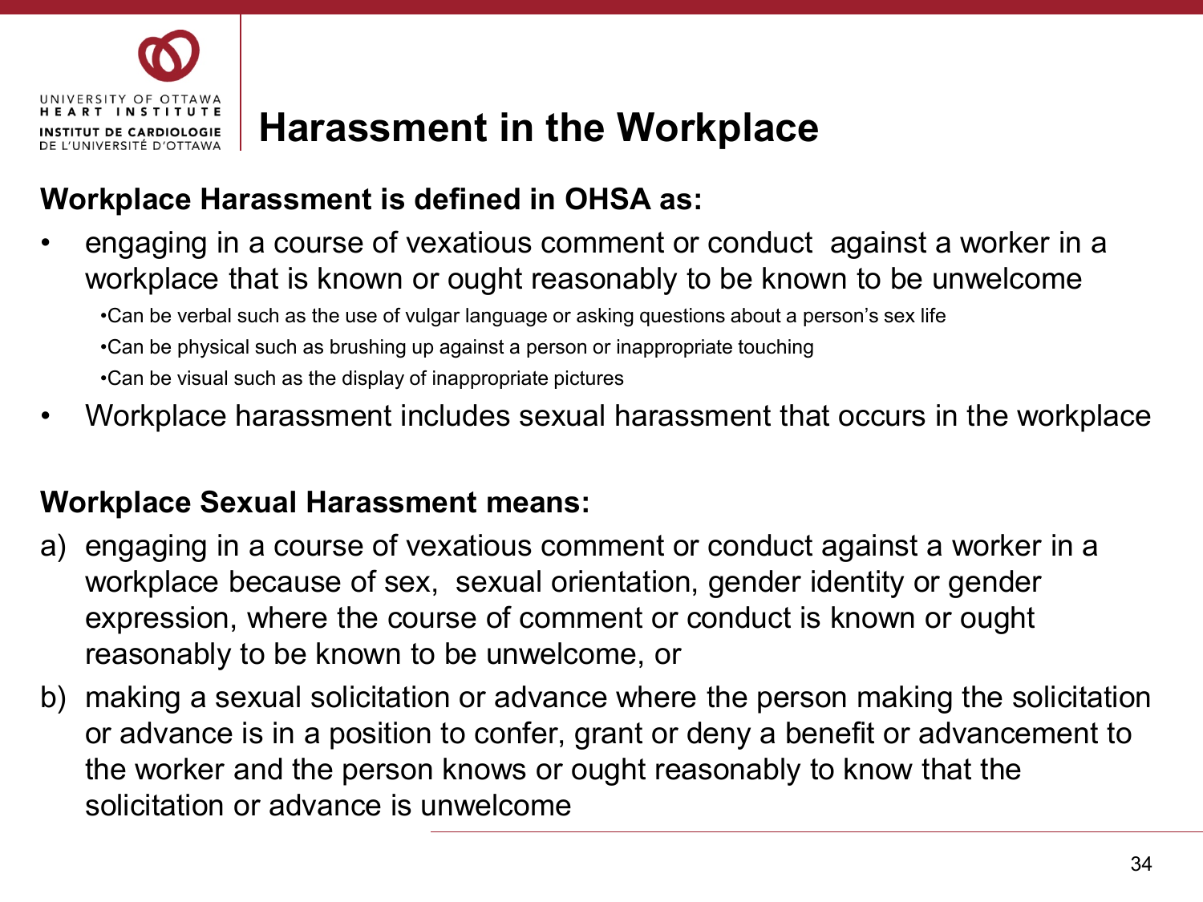# Harassment in the Workplace

**Workplace Harassment is defined in OHSA as:**

- engaging in a course of vexatious comment or conduct against a worker in a workplace that is known or ought reasonably to be known to be unwelcome
  - Can be verbal such as the use of vulgar language or asking questions about a person's sex life
  - Can be physical such as brushing up against a person or inappropriate touching
  - Can be visual such as the display of inappropriate pictures
- Workplace harassment includes sexual harassment that occurs in the workplace

**Workplace Sexual Harassment means:**

a) engaging in a course of vexatious comment or conduct against a worker in a workplace because of sex, sexual orientation, gender identity or gender expression, where the course of comment or conduct is known or ought reasonably to be known to be unwelcome, or

b) making a sexual solicitation or advance where the person making the solicitation or advance is in a position to confer, grant or deny a benefit or advancement to the worker and the person knows or ought reasonably to know that the solicitation or advance is unwelcome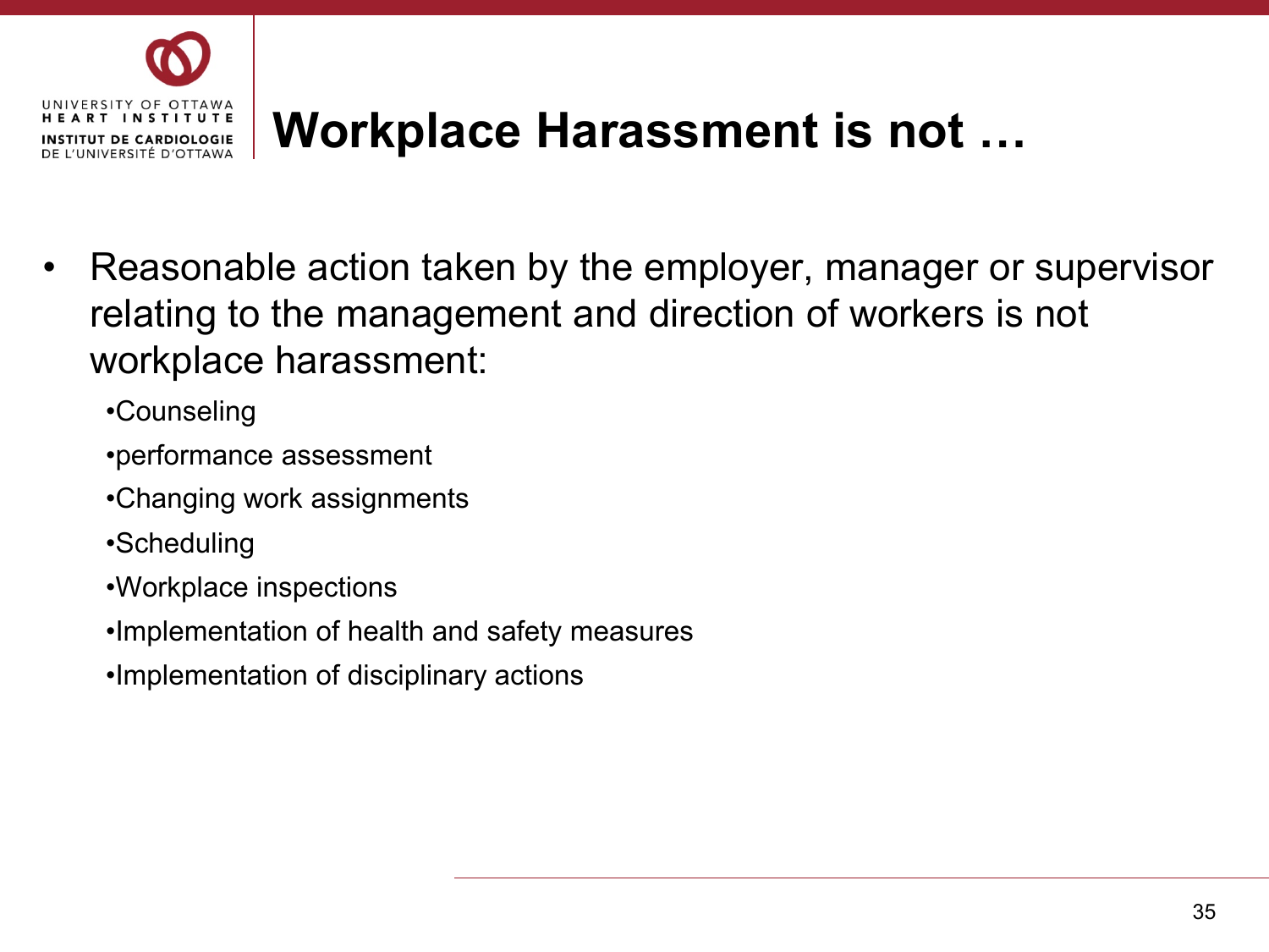# Workplace Harassment is not …

- Reasonable action taken by the employer, manager or supervisor relating to the management and direction of workers is not workplace harassment:
  - Counseling
  - performance assessment
  - Changing work assignments
  - Scheduling
  - Workplace inspections
  - Implementation of health and safety measures
  - Implementation of disciplinary actions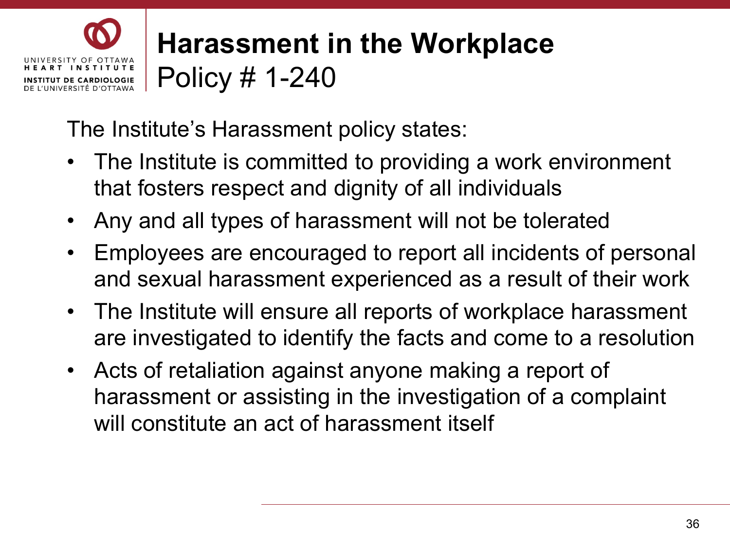# Harassment in the Workplace

## Policy # 1-240

The Institute's Harassment policy states:

- The Institute is committed to providing a work environment that fosters respect and dignity of all individuals
- Any and all types of harassment will not be tolerated
- Employees are encouraged to report all incidents of personal and sexual harassment experienced as a result of their work
- The Institute will ensure all reports of workplace harassment are investigated to identify the facts and come to a resolution
- Acts of retaliation against anyone making a report of harassment or assisting in the investigation of a complaint will constitute an act of harassment itself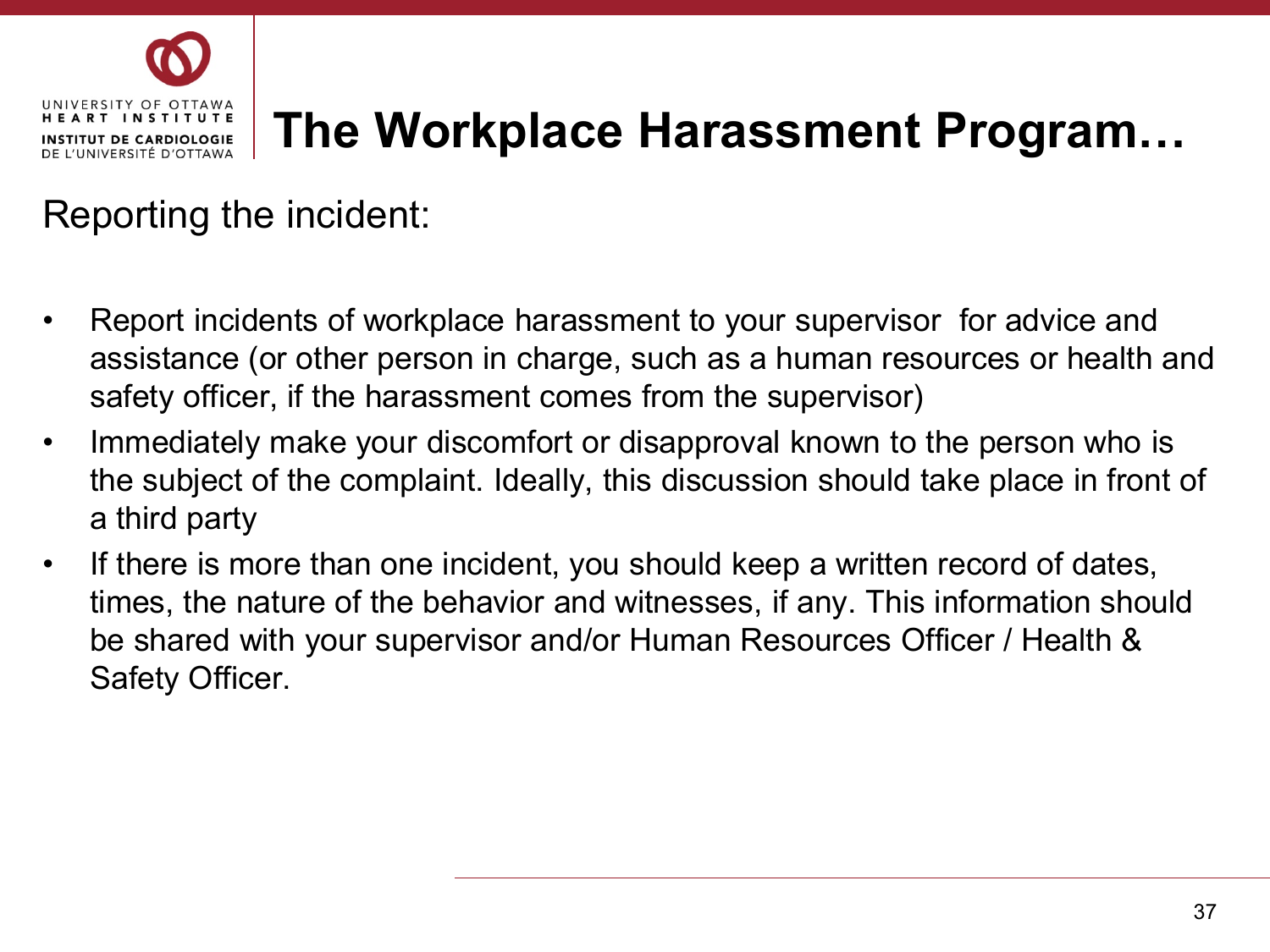# The Workplace Harassment Program…

Reporting the incident:

- Report incidents of workplace harassment to your supervisor for advice and assistance (or other person in charge, such as a human resources or health and safety officer, if the harassment comes from the supervisor)
- Immediately make your discomfort or disapproval known to the person who is the subject of the complaint. Ideally, this discussion should take place in front of a third party
- If there is more than one incident, you should keep a written record of dates, times, the nature of the behavior and witnesses, if any. This information should be shared with your supervisor and/or Human Resources Officer / Health & Safety Officer.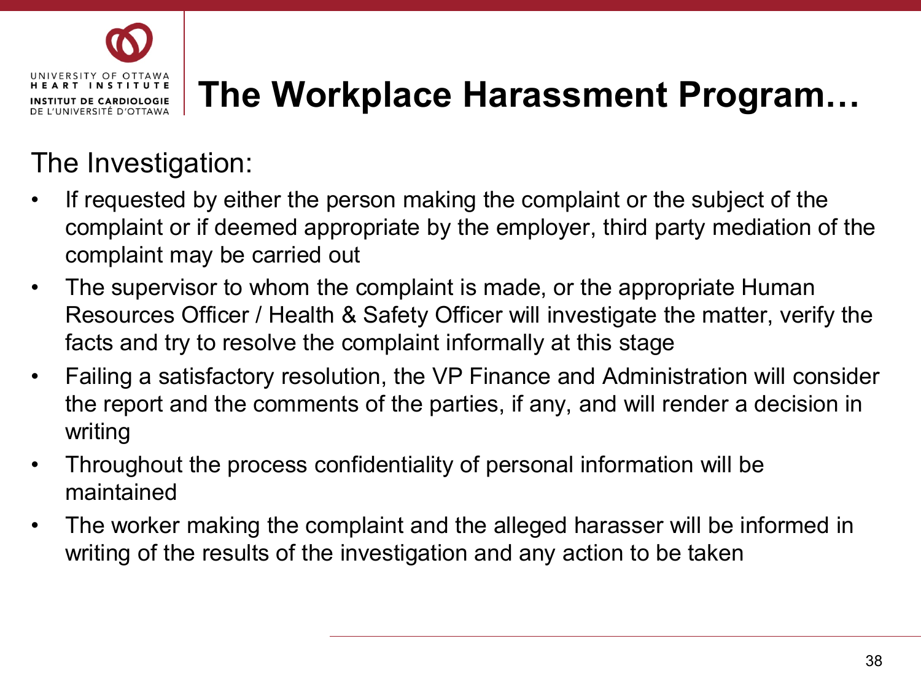# The Workplace Harassment Program…

The Investigation:

- If requested by either the person making the complaint or the subject of the complaint or if deemed appropriate by the employer, third party mediation of the complaint may be carried out
- The supervisor to whom the complaint is made, or the appropriate Human Resources Officer / Health & Safety Officer will investigate the matter, verify the facts and try to resolve the complaint informally at this stage
- Failing a satisfactory resolution, the VP Finance and Administration will consider the report and the comments of the parties, if any, and will render a decision in writing
- Throughout the process confidentiality of personal information will be maintained
- The worker making the complaint and the alleged harasser will be informed in writing of the results of the investigation and any action to be taken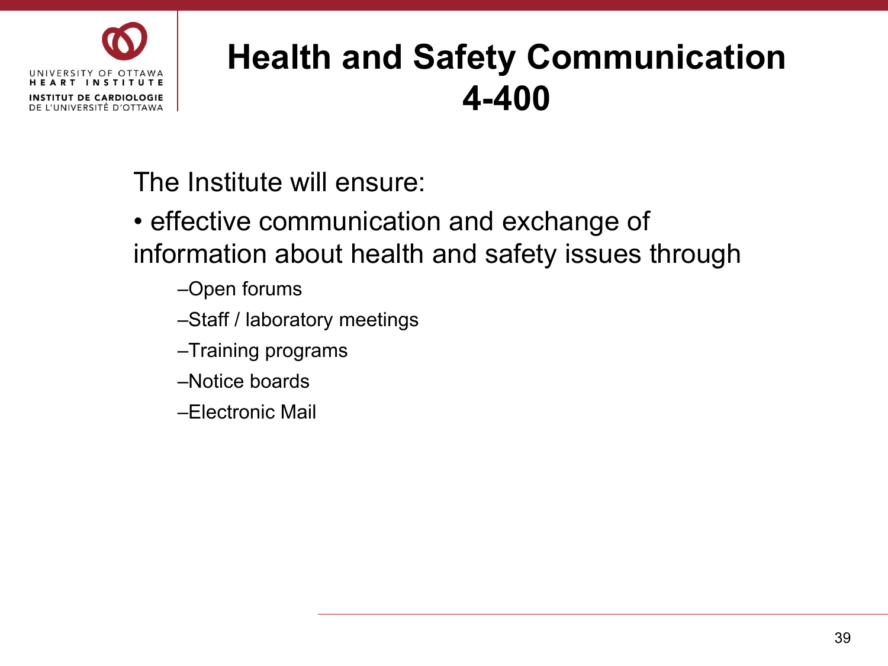# Health and Safety Communication 4-400

The Institute will ensure:

- effective communication and exchange of information about health and safety issues through
  - Open forums
  - Staff / laboratory meetings
  - Training programs
  - Notice boards
  - Electronic Mail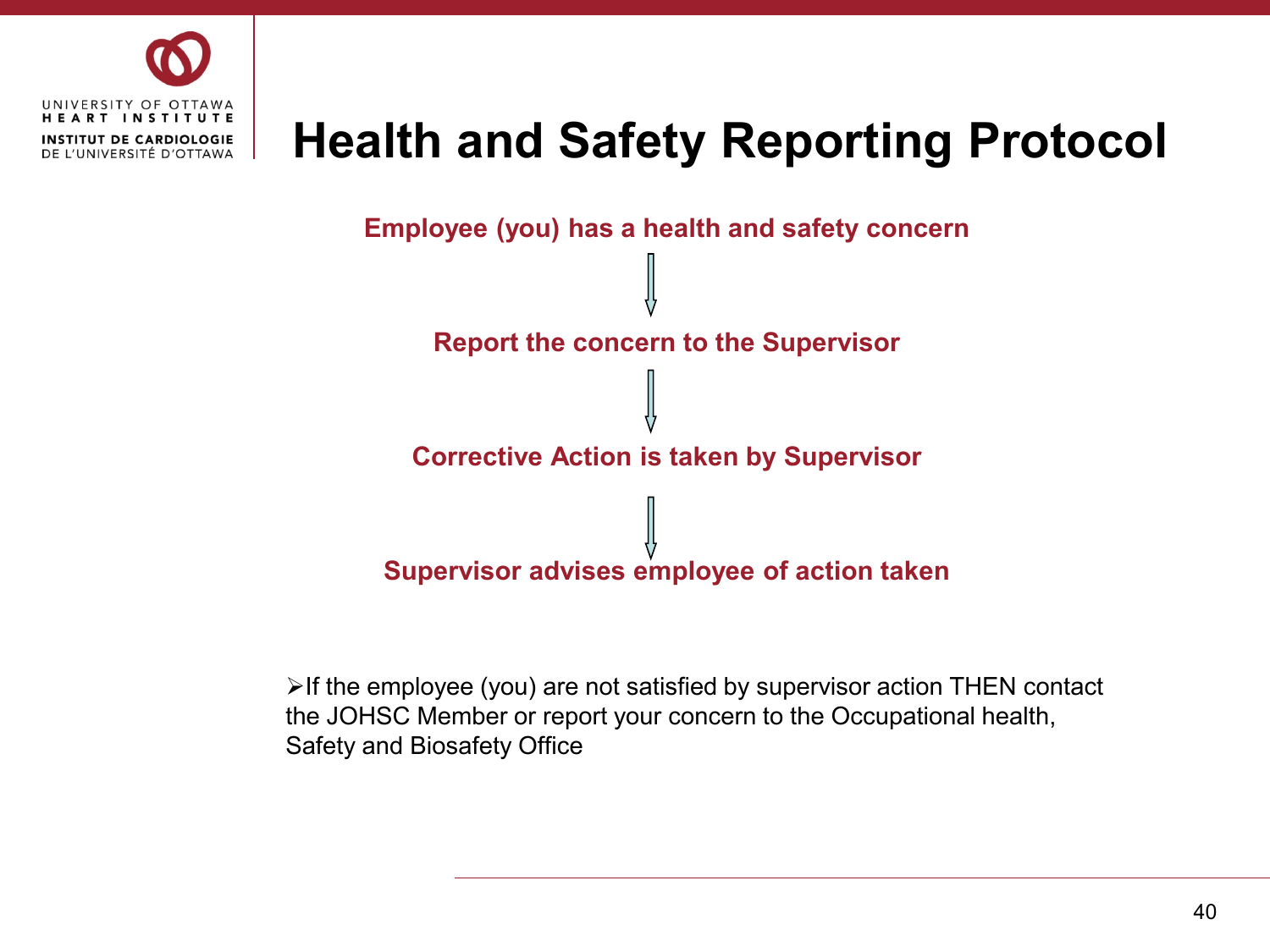# Health and Safety Reporting Protocol

**Employee (you) has a health and safety concern**

↓

**Report the concern to the Supervisor**

↓

**Corrective Action is taken by Supervisor**

↓

**Supervisor advises employee of action taken**

- If the employee (you) are not satisfied by supervisor action THEN contact the JOHSC Member or report your concern to the Occupational health, Safety and Biosafety Office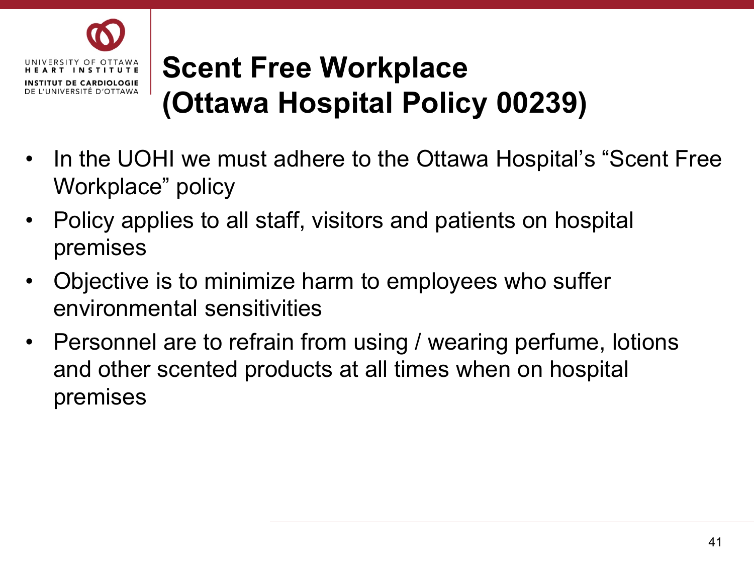# Scent Free Workplace (Ottawa Hospital Policy 00239)

- In the UOHI we must adhere to the Ottawa Hospital's "Scent Free Workplace" policy
- Policy applies to all staff, visitors and patients on hospital premises
- Objective is to minimize harm to employees who suffer environmental sensitivities
- Personnel are to refrain from using / wearing perfume, lotions and other scented products at all times when on hospital premises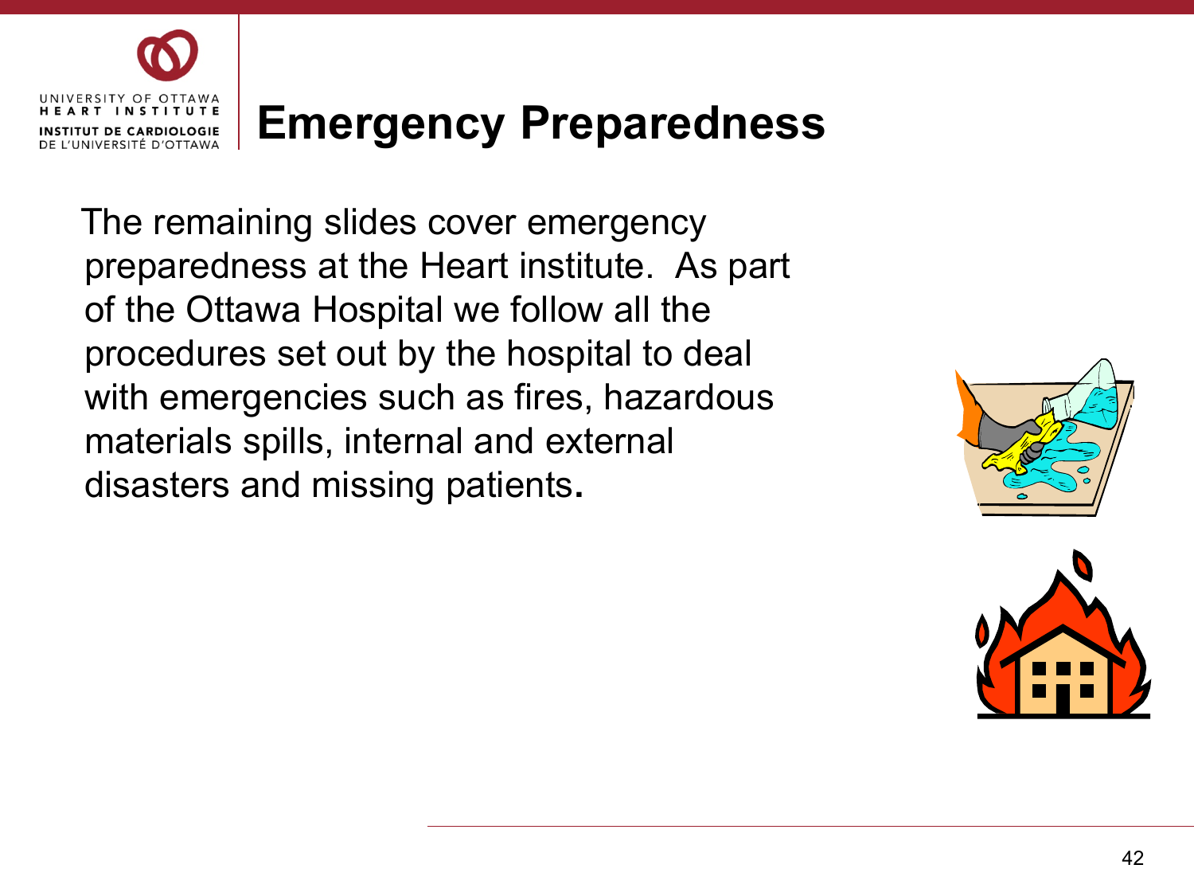# Emergency Preparedness

The remaining slides cover emergency preparedness at the Heart institute. As part of the Ottawa Hospital we follow all the procedures set out by the hospital to deal with emergencies such as fires, hazardous materials spills, internal and external disasters and missing patients.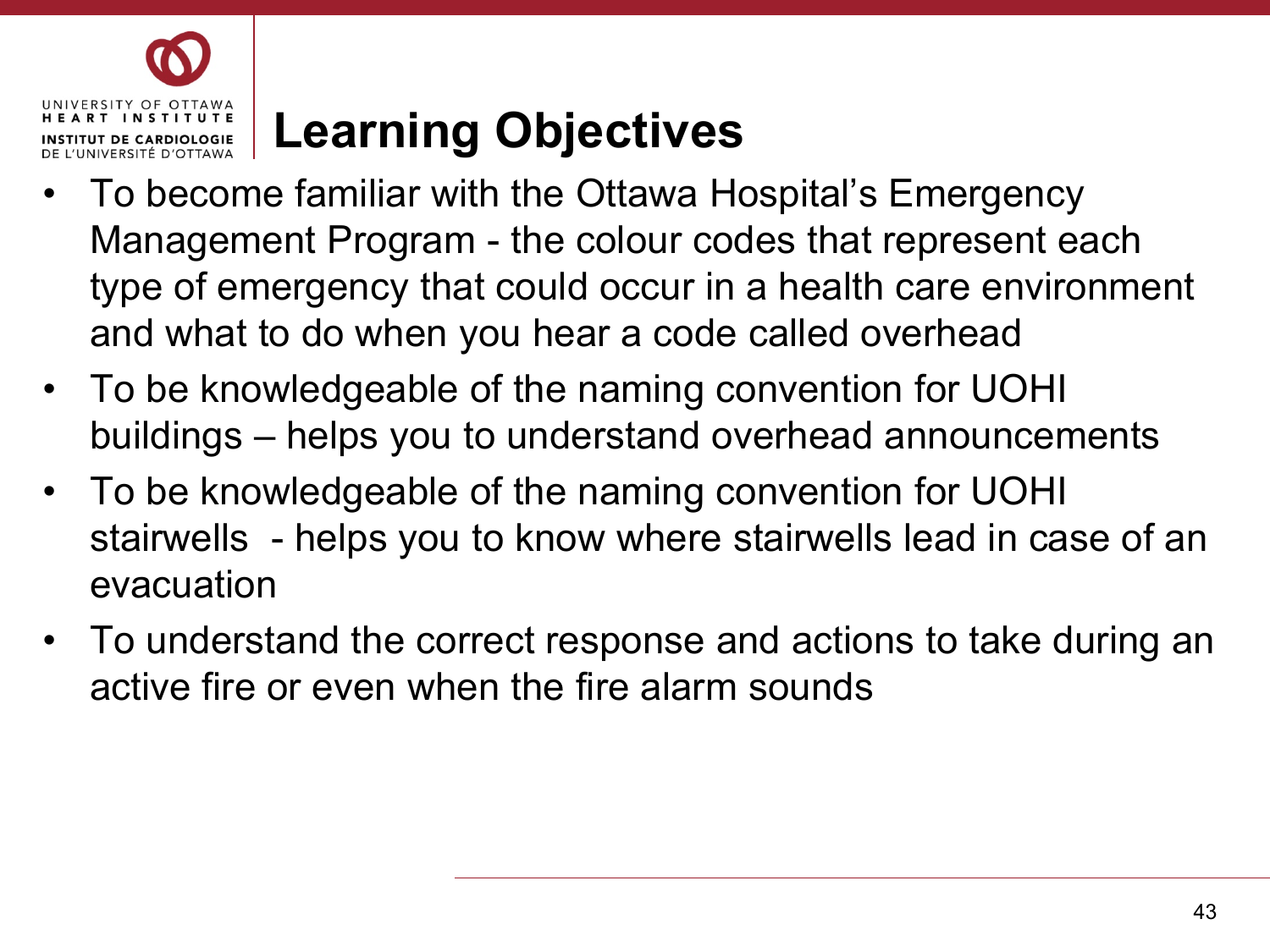# Learning Objectives

- To become familiar with the Ottawa Hospital's Emergency Management Program - the colour codes that represent each type of emergency that could occur in a health care environment and what to do when you hear a code called overhead
- To be knowledgeable of the naming convention for UOHI buildings – helps you to understand overhead announcements
- To be knowledgeable of the naming convention for UOHI stairwells - helps you to know where stairwells lead in case of an evacuation
- To understand the correct response and actions to take during an active fire or even when the fire alarm sounds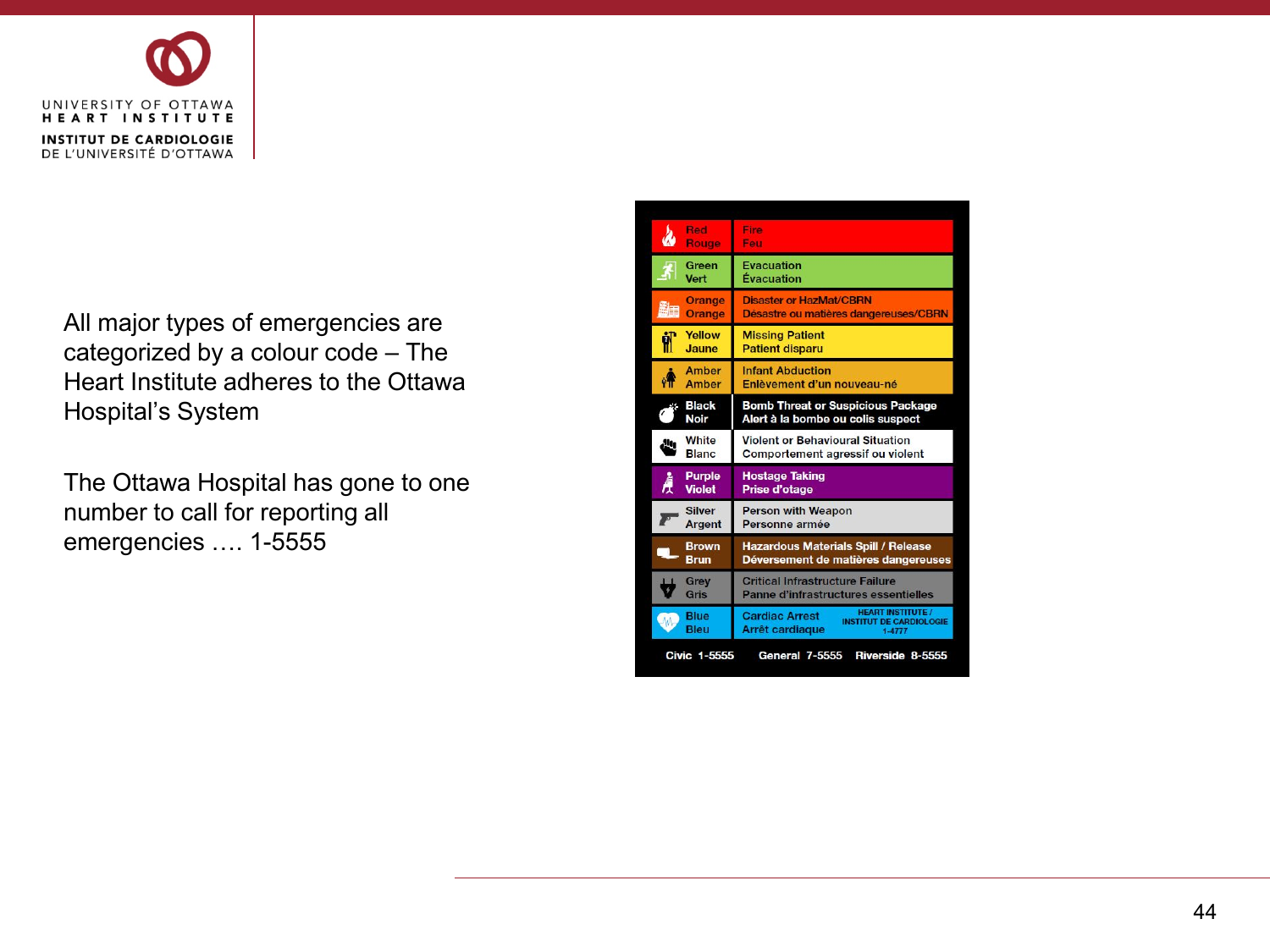All major types of emergencies are categorized by a colour code – The Heart Institute adheres to the Ottawa Hospital's System

The Ottawa Hospital has gone to one number to call for reporting all emergencies …. 1-5555

| Code | Emergency |
| --- | --- |
| Red / Rouge | Fire / Feu |
| Green / Vert | Evacuation / Évacuation |
| Orange / Orange | Disaster or HazMat/CBRN / Désastre ou matières dangereuses/CBRN |
| Yellow / Jaune | Missing Patient / Patient disparu |
| Amber / Amber | Infant Abduction / Enlèvement d'un nouveau-né |
| Black / Noir | Bomb Threat or Suspicious Package / Alert à la bombe ou colis suspect |
| White / Blanc | Violent or Behavioural Situation / Comportement agressif ou violent |
| Purple / Violet | Hostage Taking / Prise d'otage |
| Silver / Argent | Person with Weapon / Personne armée |
| Brown / Brun | Hazardous Materials Spill / Release / Déversement de matières dangereuses |
| Grey / Gris | Critical Infrastructure Failure / Panne d'infrastructures essentielles |
| Blue / Bleu | Cardiac Arrest / Arrêt cardiaque — HEART INSTITUTE / INSTITUT DE CARDIOLOGIE 1-4777 |

Civic 1-5555   General 7-5555   Riverside 8-5555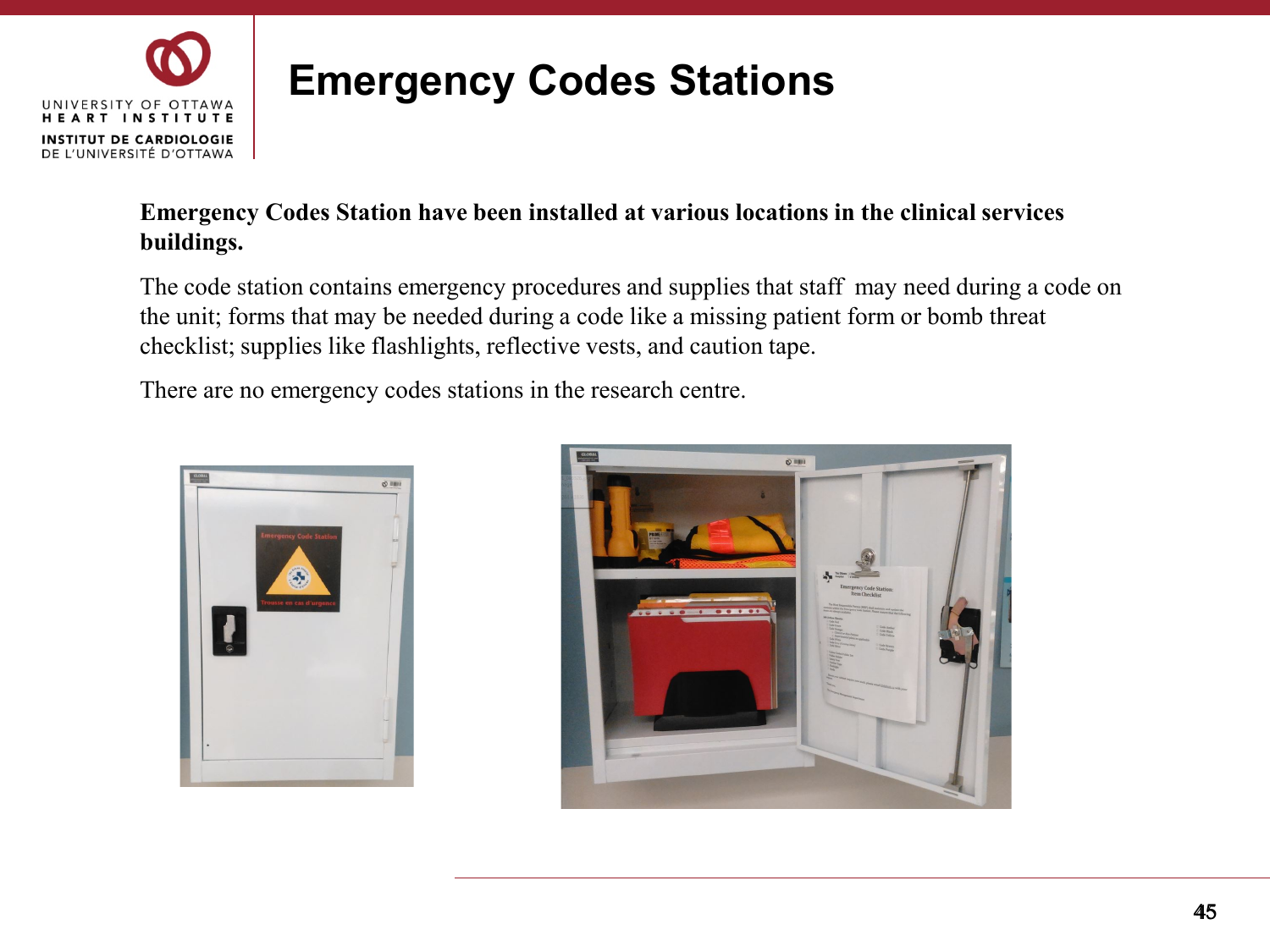# Emergency Codes Stations

**Emergency Codes Station have been installed at various locations in the clinical services buildings.**

The code station contains emergency procedures and supplies that staff may need during a code on the unit; forms that may be needed during a code like a missing patient form or bomb threat checklist; supplies like flashlights, reflective vests, and caution tape.

There are no emergency codes stations in the research centre.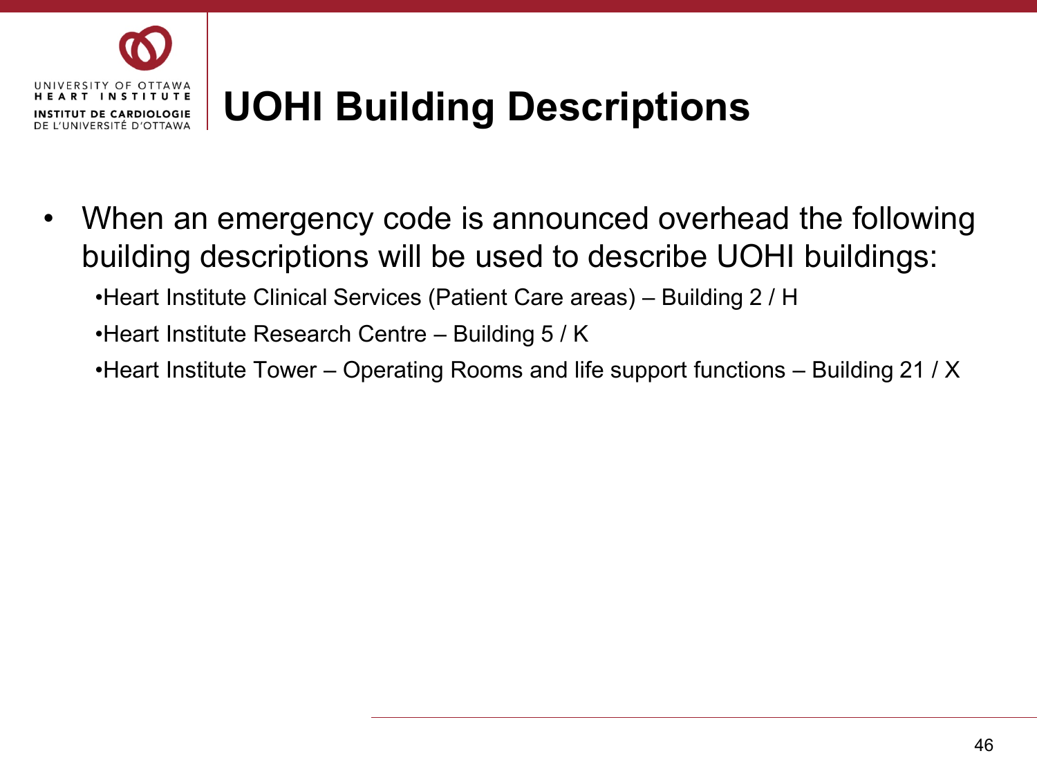# UOHI Building Descriptions

- When an emergency code is announced overhead the following building descriptions will be used to describe UOHI buildings:
  - Heart Institute Clinical Services (Patient Care areas) – Building 2 / H
  - Heart Institute Research Centre – Building 5 / K
  - Heart Institute Tower – Operating Rooms and life support functions – Building 21 / X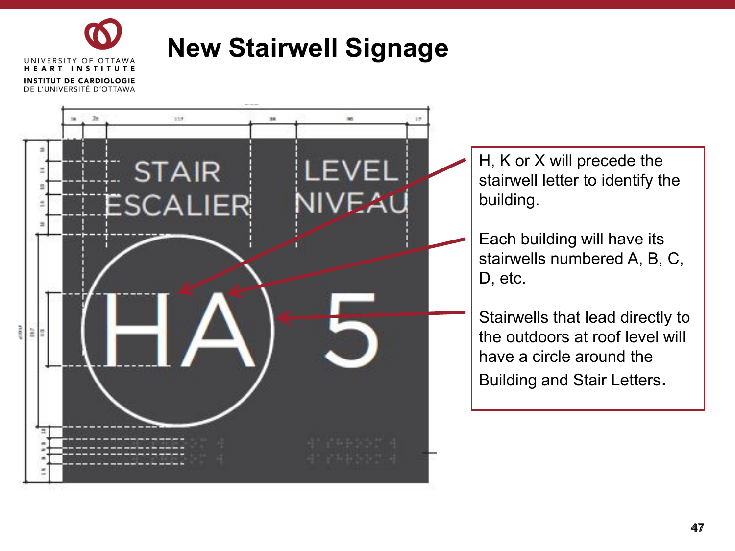# New Stairwell Signage

STAIR
ESCALIER

LEVEL
NIVEAU

HA 5

H, K or X will precede the stairwell letter to identify the building.

Each building will have its stairwells numbered A, B, C, D, etc.

Stairwells that lead directly to the outdoors at roof level will have a circle around the Building and Stair Letters.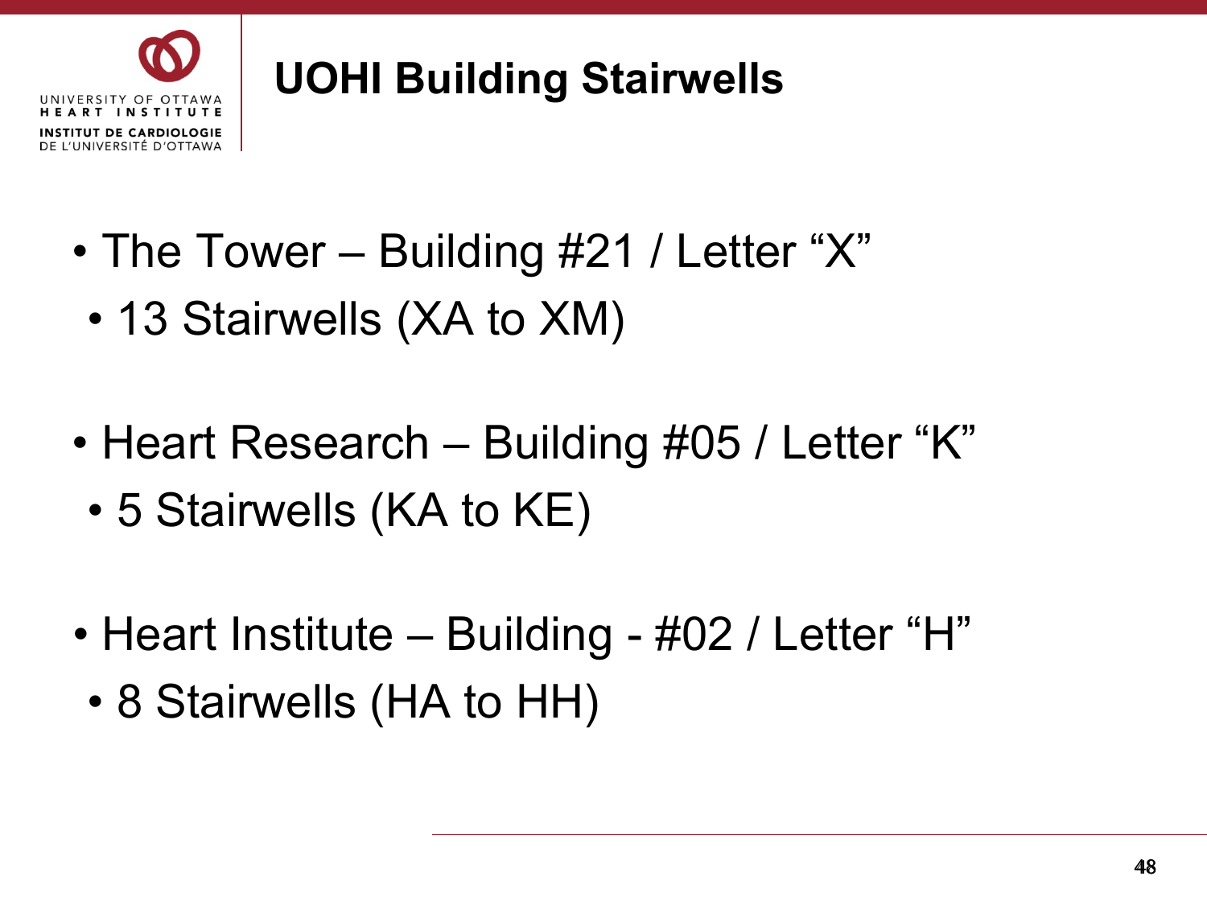# UOHI Building Stairwells

- The Tower – Building #21 / Letter "X"
  - 13 Stairwells (XA to XM)
- Heart Research – Building #05 / Letter "K"
  - 5 Stairwells (KA to KE)
- Heart Institute – Building - #02 / Letter "H"
  - 8 Stairwells (HA to HH)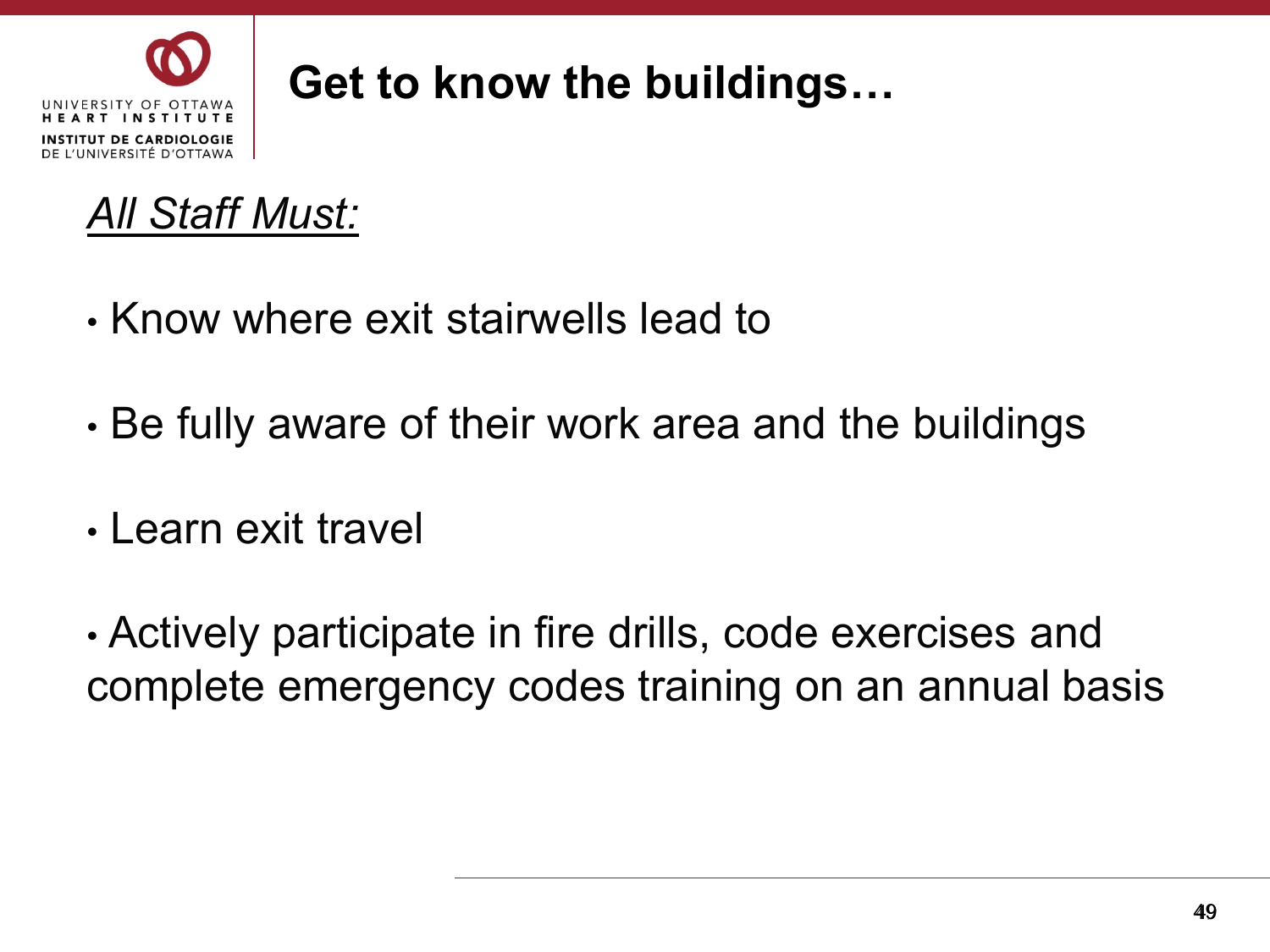# Get to know the buildings…

*All Staff Must:*

- Know where exit stairwells lead to
- Be fully aware of their work area and the buildings
- Learn exit travel
- Actively participate in fire drills, code exercises and complete emergency codes training on an annual basis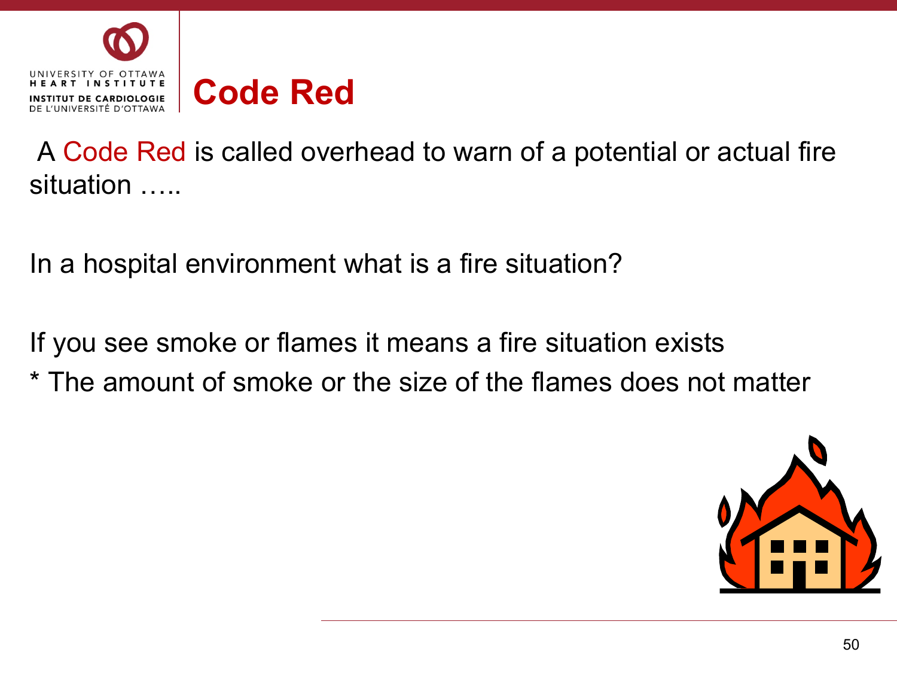# Code Red

A Code Red is called overhead to warn of a potential or actual fire situation …..

In a hospital environment what is a fire situation?

If you see smoke or flames it means a fire situation exists

* The amount of smoke or the size of the flames does not matter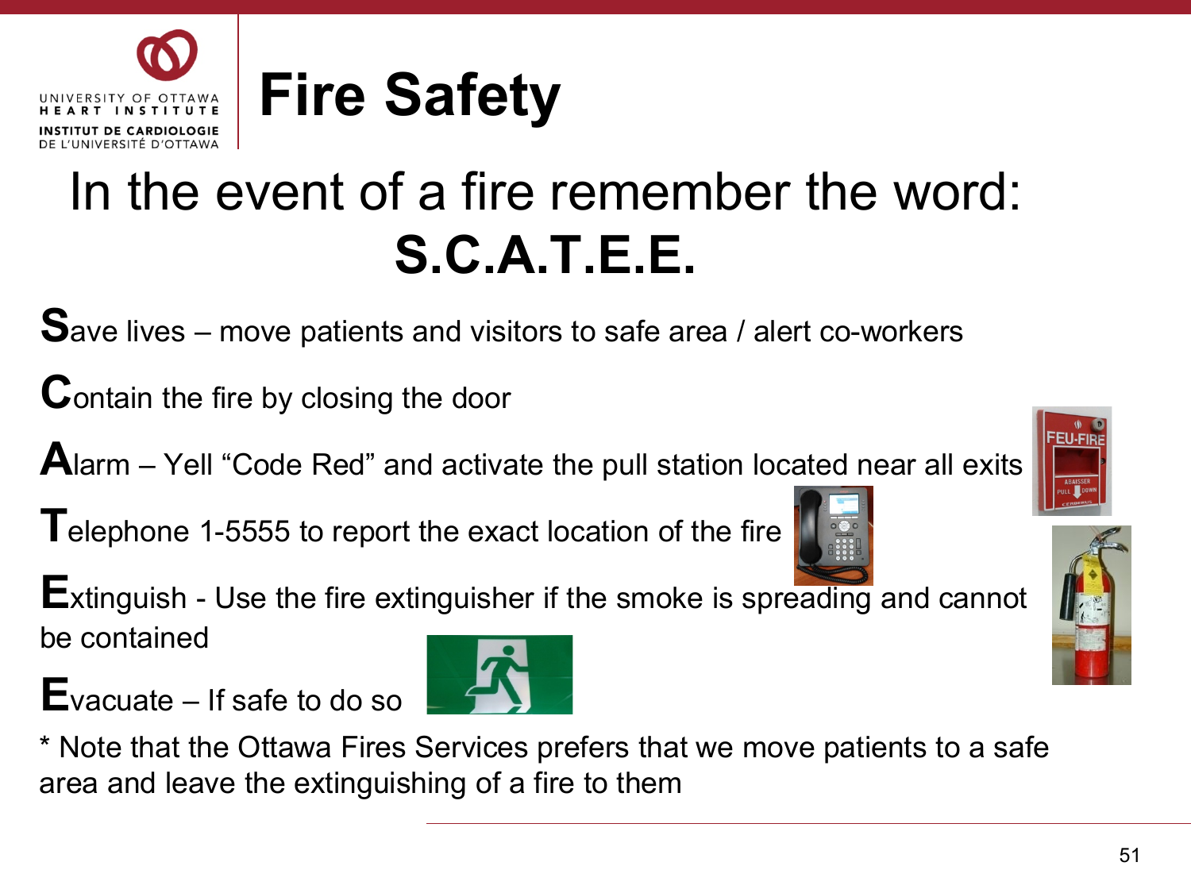# Fire Safety

## In the event of a fire remember the word: **S.C.A.T.E.E.**

**S**ave lives – move patients and visitors to safe area / alert co-workers

**C**ontain the fire by closing the door

**A**larm – Yell "Code Red" and activate the pull station located near all exits

**T**elephone 1-5555 to report the exact location of the fire

**E**xtinguish - Use the fire extinguisher if the smoke is spreading and cannot be contained

**E**vacuate – If safe to do so

* Note that the Ottawa Fires Services prefers that we move patients to a safe area and leave the extinguishing of a fire to them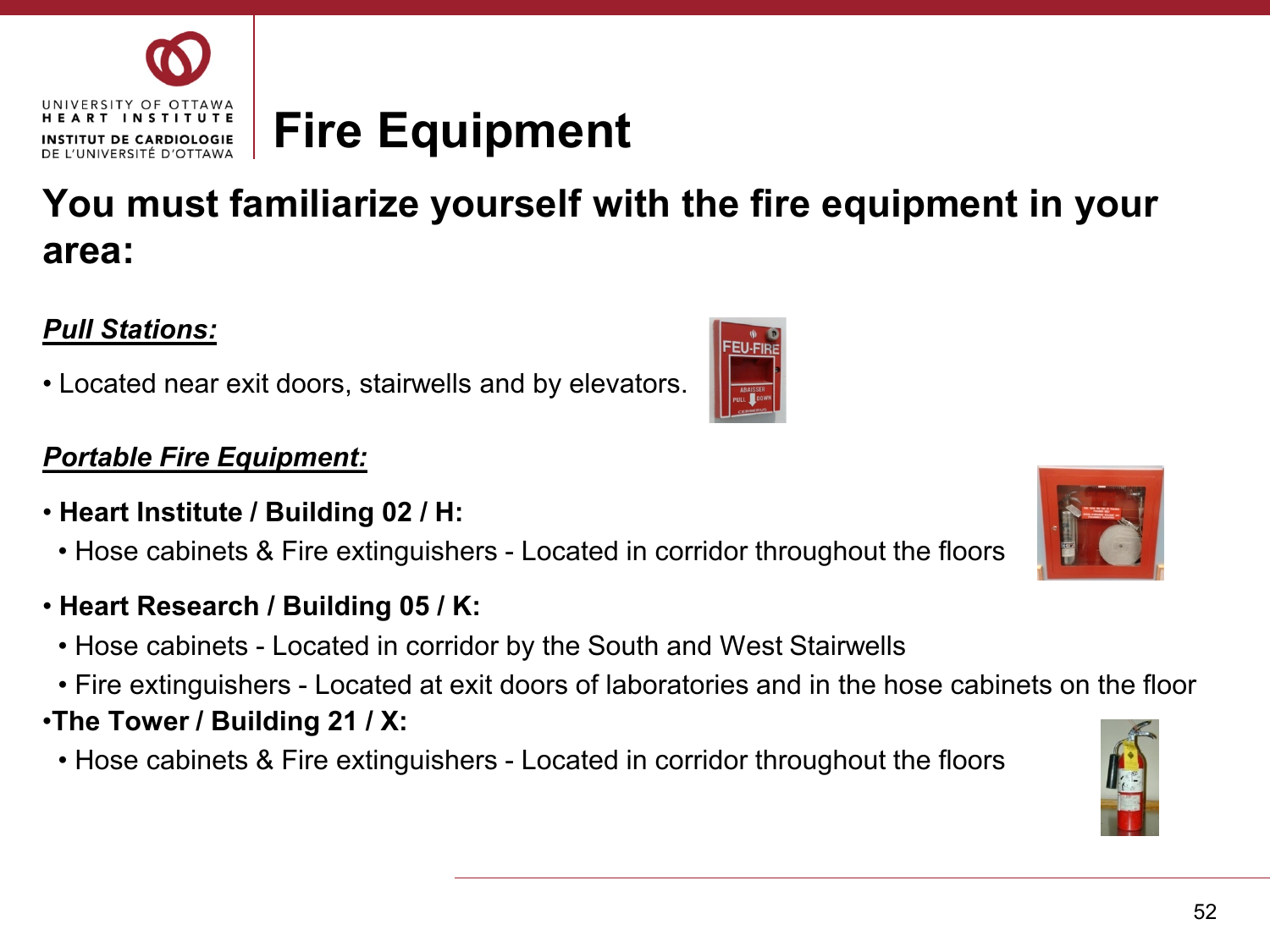# Fire Equipment

## You must familiarize yourself with the fire equipment in your area:

***Pull Stations:***

- Located near exit doors, stairwells and by elevators.

***Portable Fire Equipment:***

- **Heart Institute / Building 02 / H:**
  - Hose cabinets & Fire extinguishers - Located in corridor throughout the floors
- **Heart Research / Building 05 / K:**
  - Hose cabinets - Located in corridor by the South and West Stairwells
  - Fire extinguishers - Located at exit doors of laboratories and in the hose cabinets on the floor
- **The Tower / Building 21 / X:**
  - Hose cabinets & Fire extinguishers - Located in corridor throughout the floors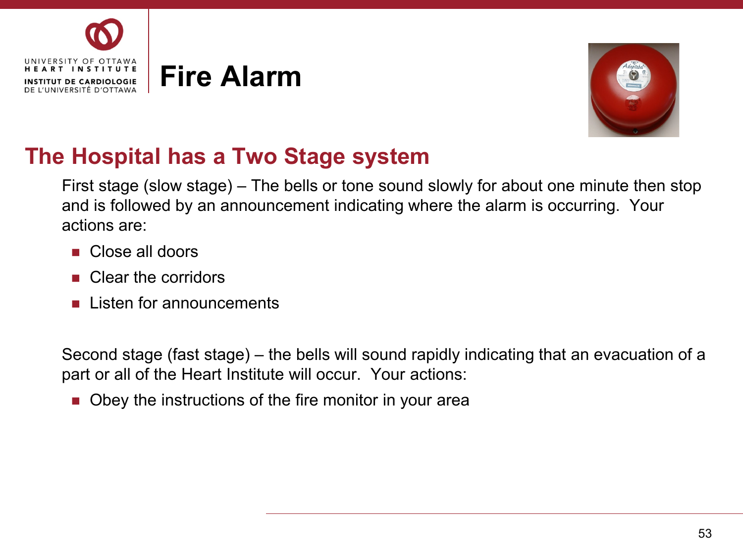# Fire Alarm

## The Hospital has a Two Stage system

First stage (slow stage) – The bells or tone sound slowly for about one minute then stop and is followed by an announcement indicating where the alarm is occurring. Your actions are:

- Close all doors
- Clear the corridors
- Listen for announcements

Second stage (fast stage) – the bells will sound rapidly indicating that an evacuation of a part or all of the Heart Institute will occur. Your actions:

- Obey the instructions of the fire monitor in your area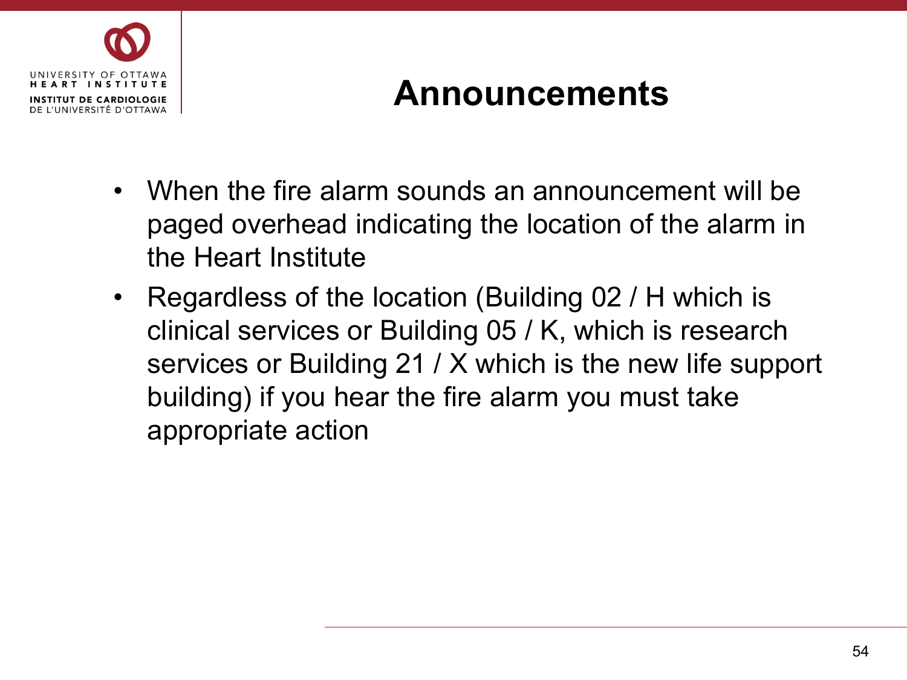# Announcements

- When the fire alarm sounds an announcement will be paged overhead indicating the location of the alarm in the Heart Institute
- Regardless of the location (Building 02 / H which is clinical services or Building 05 / K, which is research services or Building 21 / X which is the new life support building) if you hear the fire alarm you must take appropriate action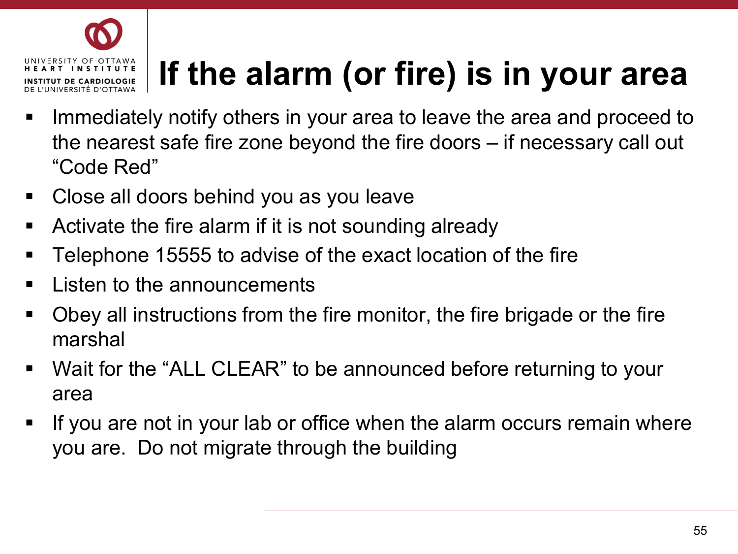# If the alarm (or fire) is in your area

- Immediately notify others in your area to leave the area and proceed to the nearest safe fire zone beyond the fire doors – if necessary call out “Code Red”
- Close all doors behind you as you leave
- Activate the fire alarm if it is not sounding already
- Telephone 15555 to advise of the exact location of the fire
- Listen to the announcements
- Obey all instructions from the fire monitor, the fire brigade or the fire marshal
- Wait for the “ALL CLEAR” to be announced before returning to your area
- If you are not in your lab or office when the alarm occurs remain where you are. Do not migrate through the building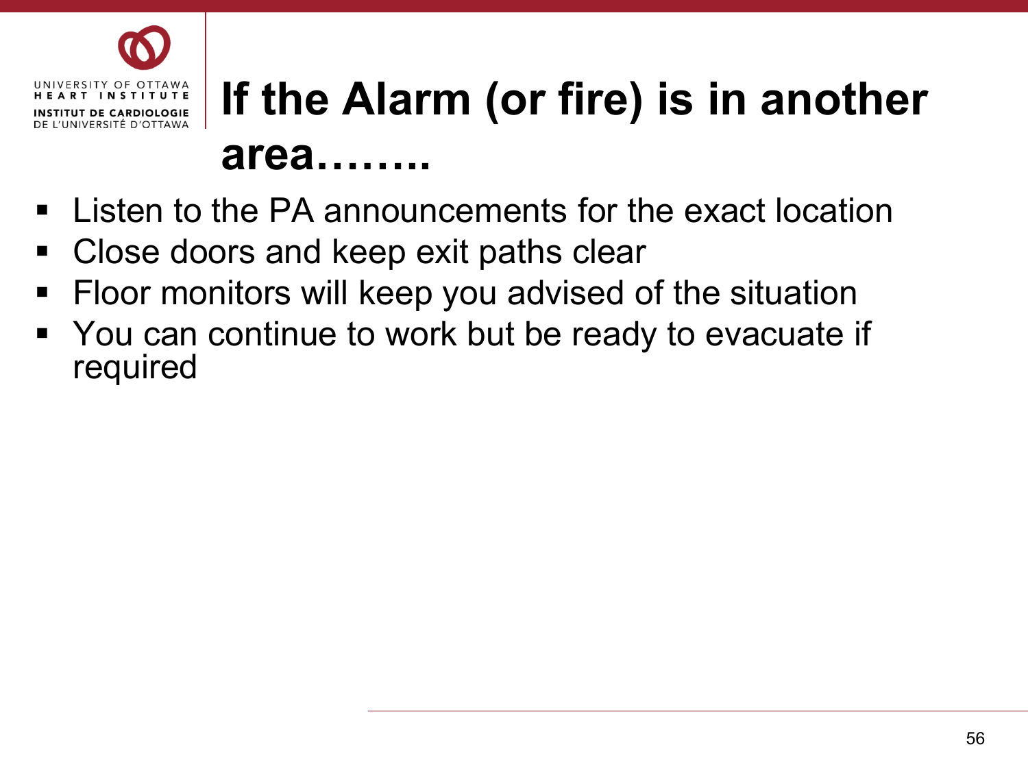# If the Alarm (or fire) is in another area……..

- Listen to the PA announcements for the exact location
- Close doors and keep exit paths clear
- Floor monitors will keep you advised of the situation
- You can continue to work but be ready to evacuate if required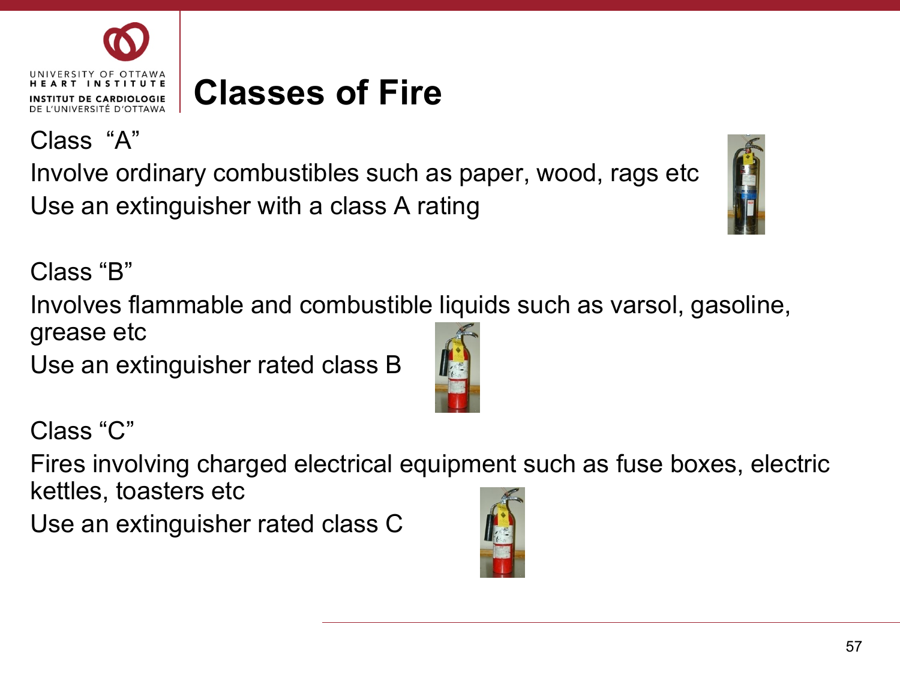# Classes of Fire

Class "A"

Involve ordinary combustibles such as paper, wood, rags etc

Use an extinguisher with a class A rating

Class "B"

Involves flammable and combustible liquids such as varsol, gasoline, grease etc

Use an extinguisher rated class B

Class "C"

Fires involving charged electrical equipment such as fuse boxes, electric kettles, toasters etc

Use an extinguisher rated class C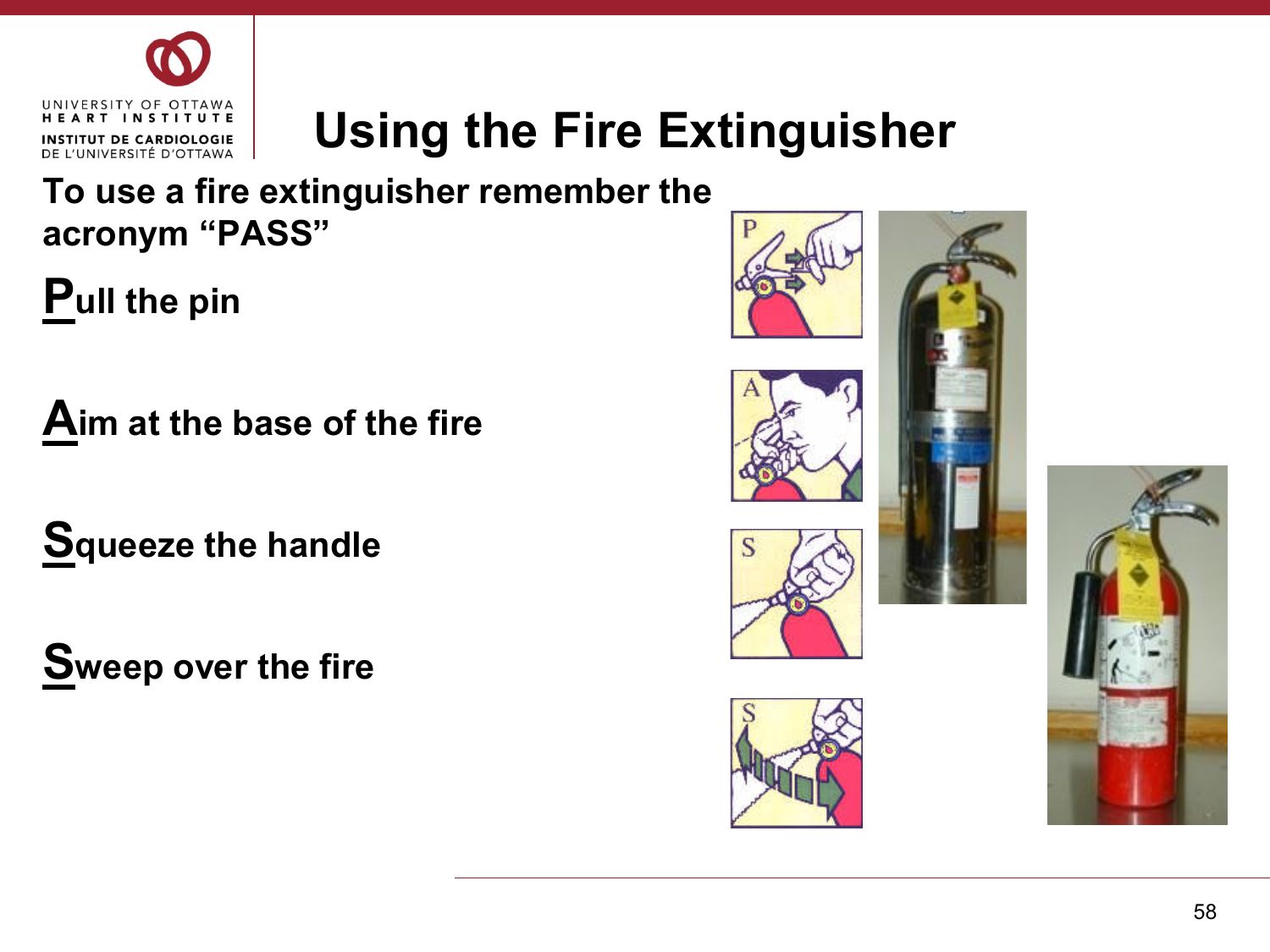# Using the Fire Extinguisher

**To use a fire extinguisher remember the acronym "PASS"**

**Pull the pin**

**Aim at the base of the fire**

**Squeeze the handle**

**Sweep over the fire**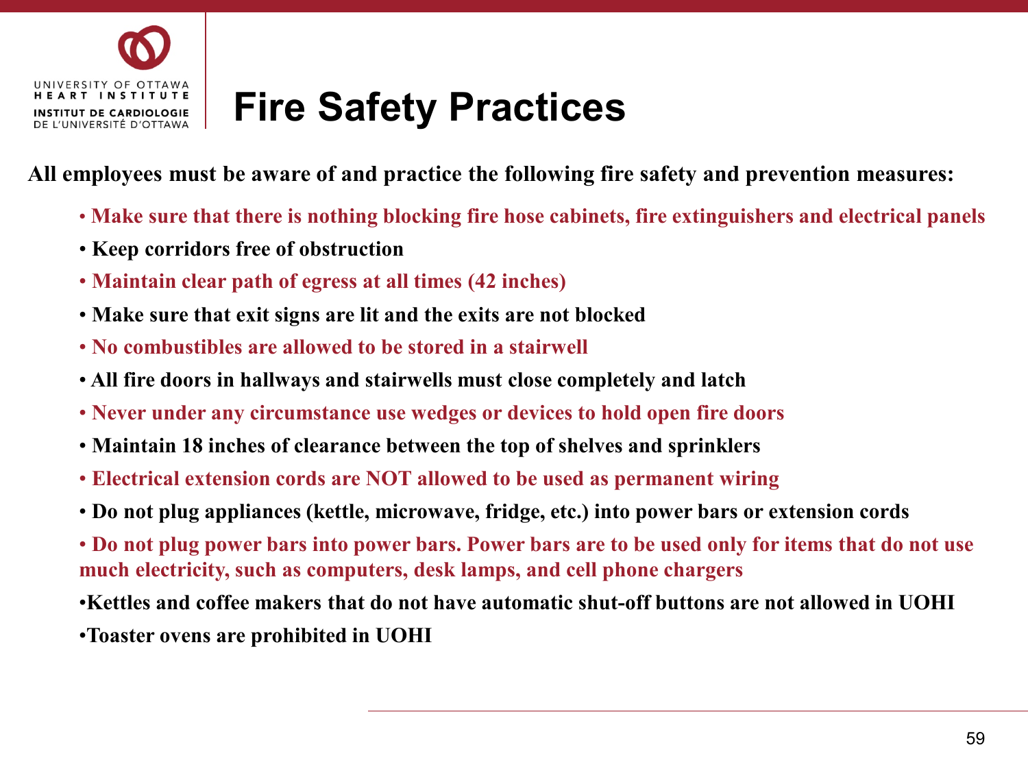# Fire Safety Practices

**All employees must be aware of and practice the following fire safety and prevention measures:**

- **Make sure that there is nothing blocking fire hose cabinets, fire extinguishers and electrical panels**
- **Keep corridors free of obstruction**
- **Maintain clear path of egress at all times (42 inches)**
- **Make sure that exit signs are lit and the exits are not blocked**
- **No combustibles are allowed to be stored in a stairwell**
- **All fire doors in hallways and stairwells must close completely and latch**
- **Never under any circumstance use wedges or devices to hold open fire doors**
- **Maintain 18 inches of clearance between the top of shelves and sprinklers**
- **Electrical extension cords are NOT allowed to be used as permanent wiring**
- **Do not plug appliances (kettle, microwave, fridge, etc.) into power bars or extension cords**
- **Do not plug power bars into power bars. Power bars are to be used only for items that do not use much electricity, such as computers, desk lamps, and cell phone chargers**
- **Kettles and coffee makers that do not have automatic shut-off buttons are not allowed in UOHI**
- **Toaster ovens are prohibited in UOHI**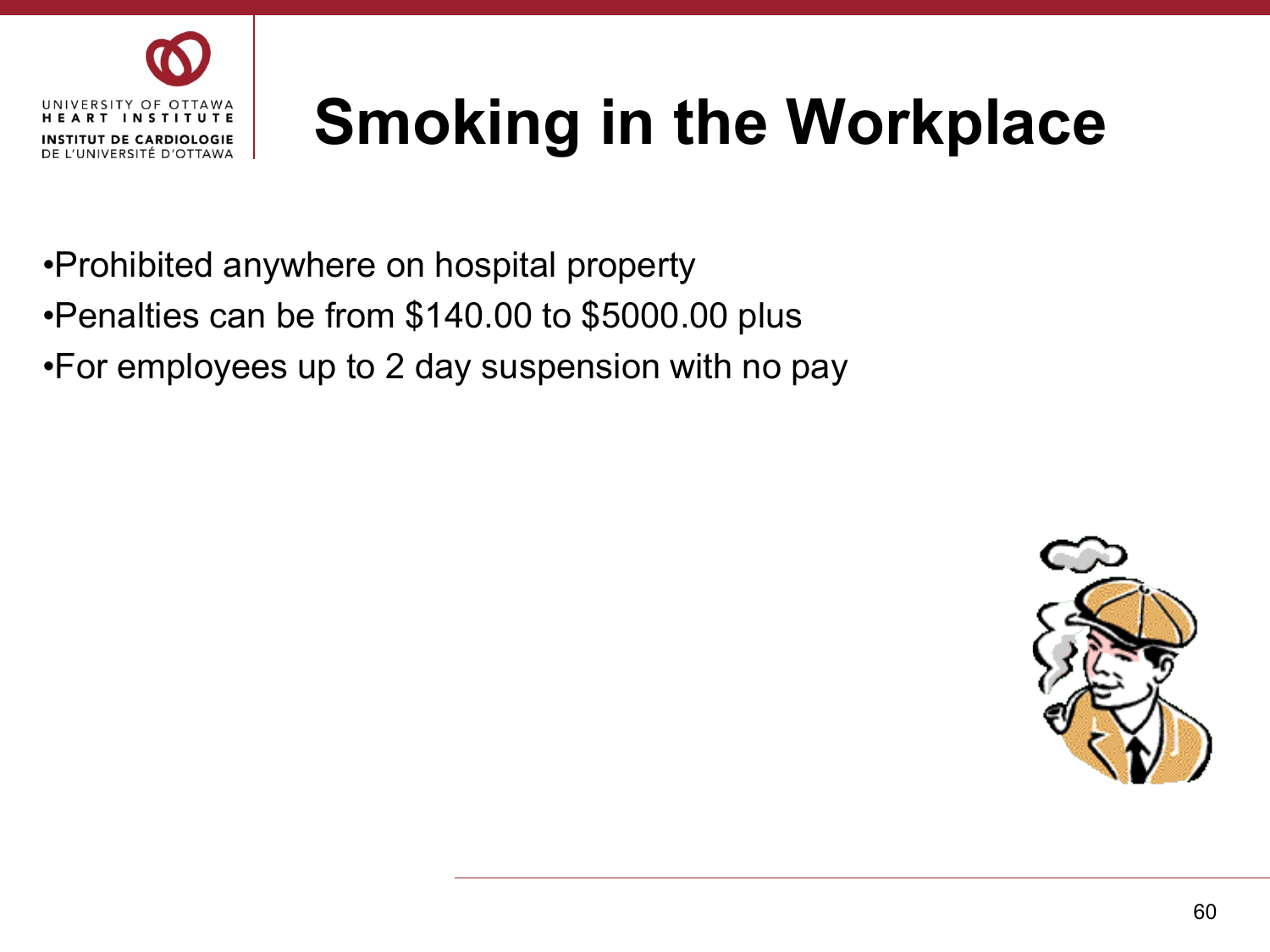# Smoking in the Workplace

- Prohibited anywhere on hospital property
- Penalties can be from $140.00 to $5000.00 plus
- For employees up to 2 day suspension with no pay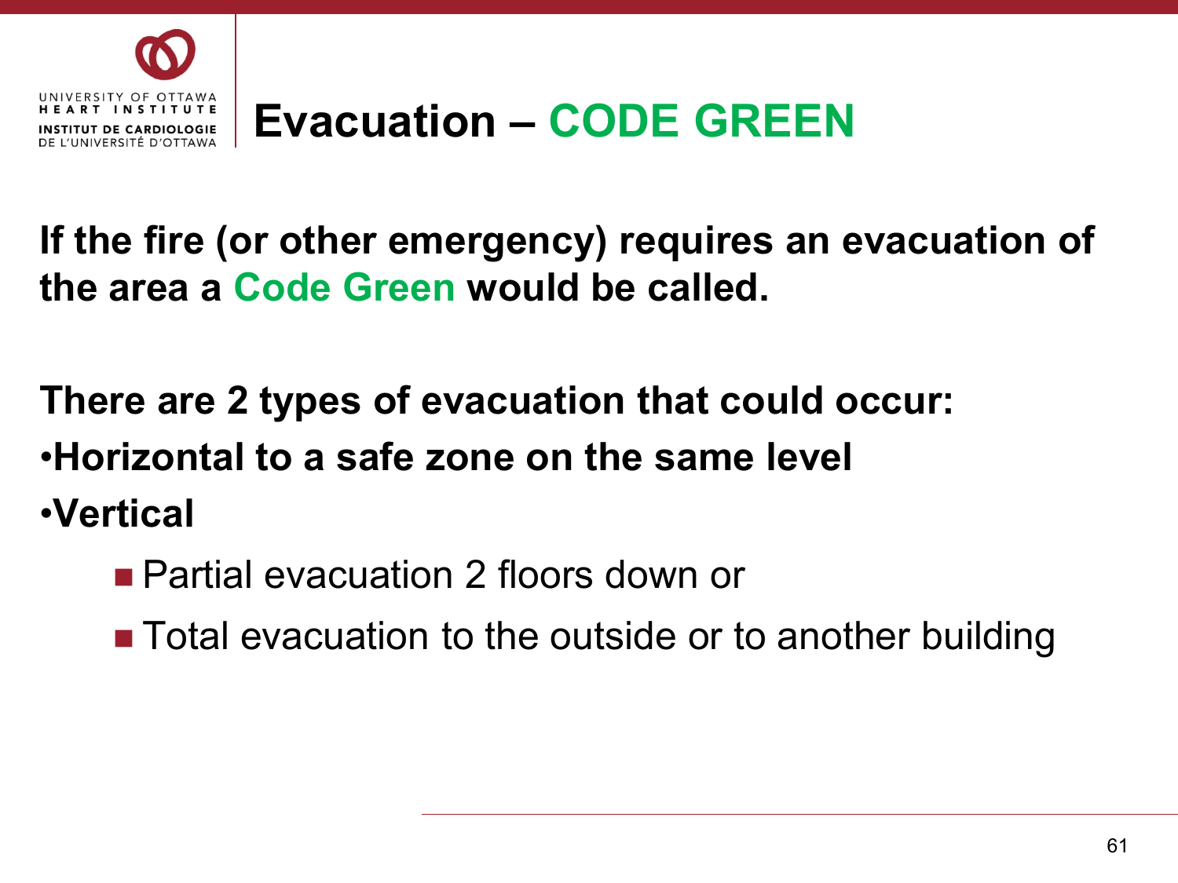# Evacuation – CODE GREEN

**If the fire (or other emergency) requires an evacuation of the area a Code Green would be called.**

**There are 2 types of evacuation that could occur:**

- **Horizontal to a safe zone on the same level**
- **Vertical**
  - Partial evacuation 2 floors down or
  - Total evacuation to the outside or to another building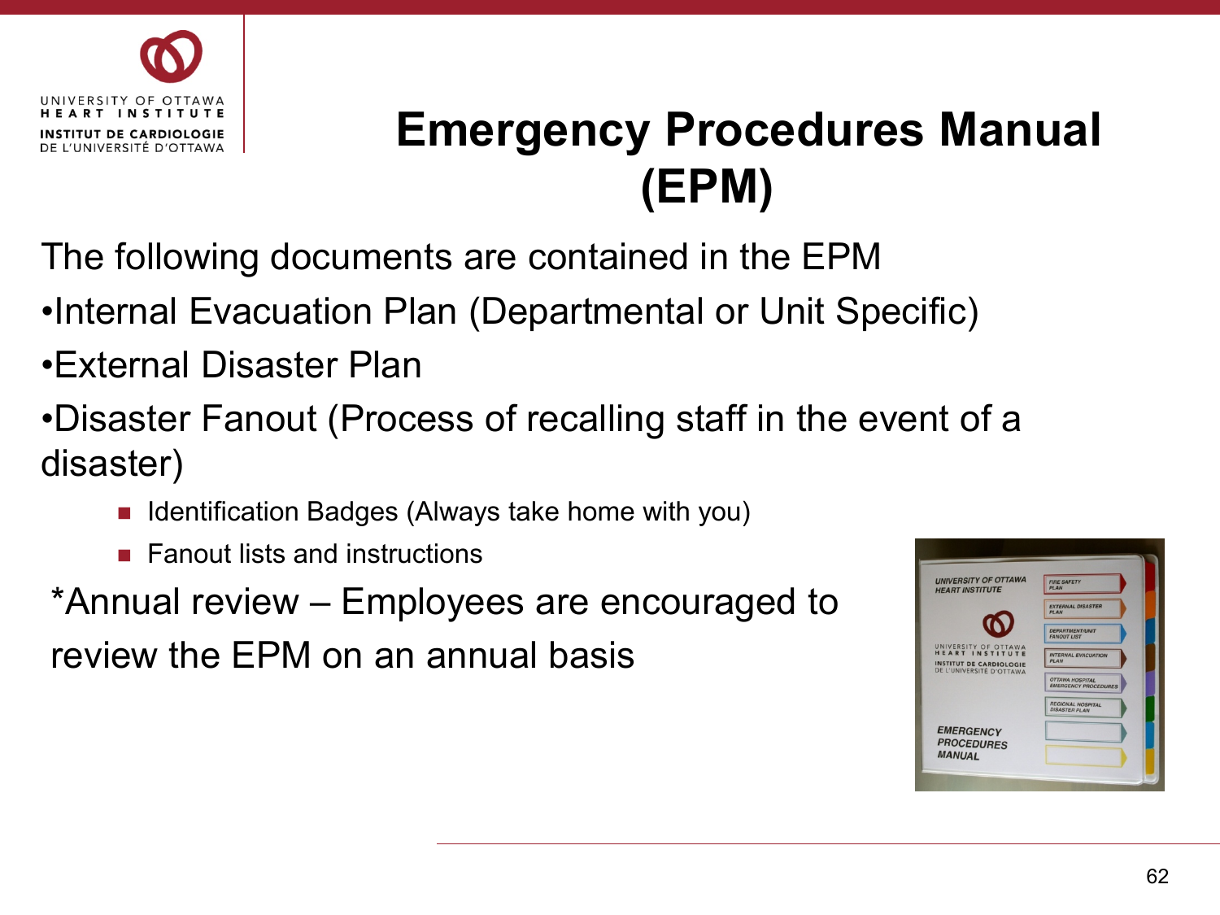# Emergency Procedures Manual (EPM)

The following documents are contained in the EPM

- Internal Evacuation Plan (Departmental or Unit Specific)
- External Disaster Plan
- Disaster Fanout (Process of recalling staff in the event of a disaster)
  - Identification Badges (Always take home with you)
  - Fanout lists and instructions

*Annual review – Employees are encouraged to review the EPM on an annual basis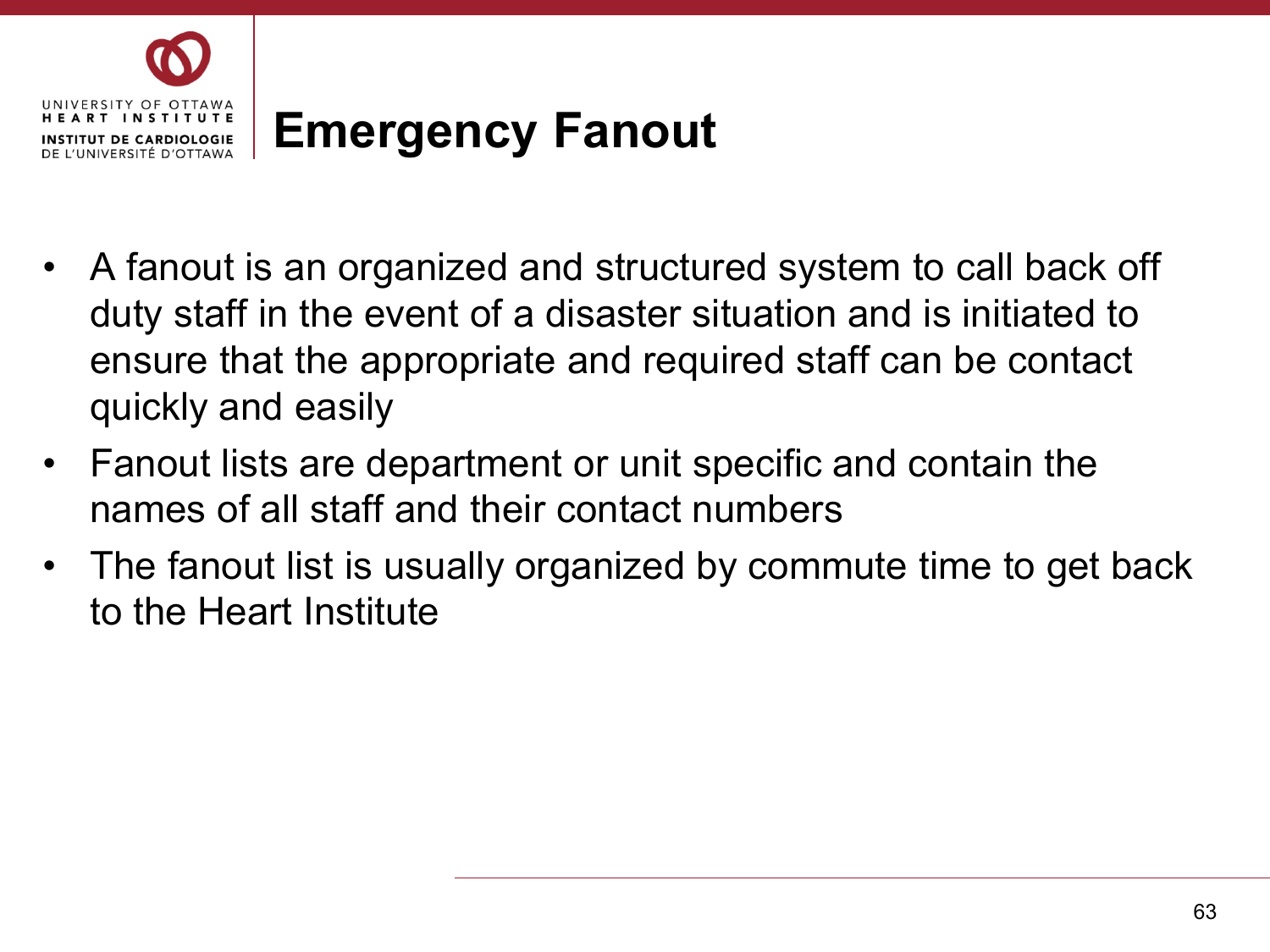# Emergency Fanout

- A fanout is an organized and structured system to call back off duty staff in the event of a disaster situation and is initiated to ensure that the appropriate and required staff can be contact quickly and easily
- Fanout lists are department or unit specific and contain the names of all staff and their contact numbers
- The fanout list is usually organized by commute time to get back to the Heart Institute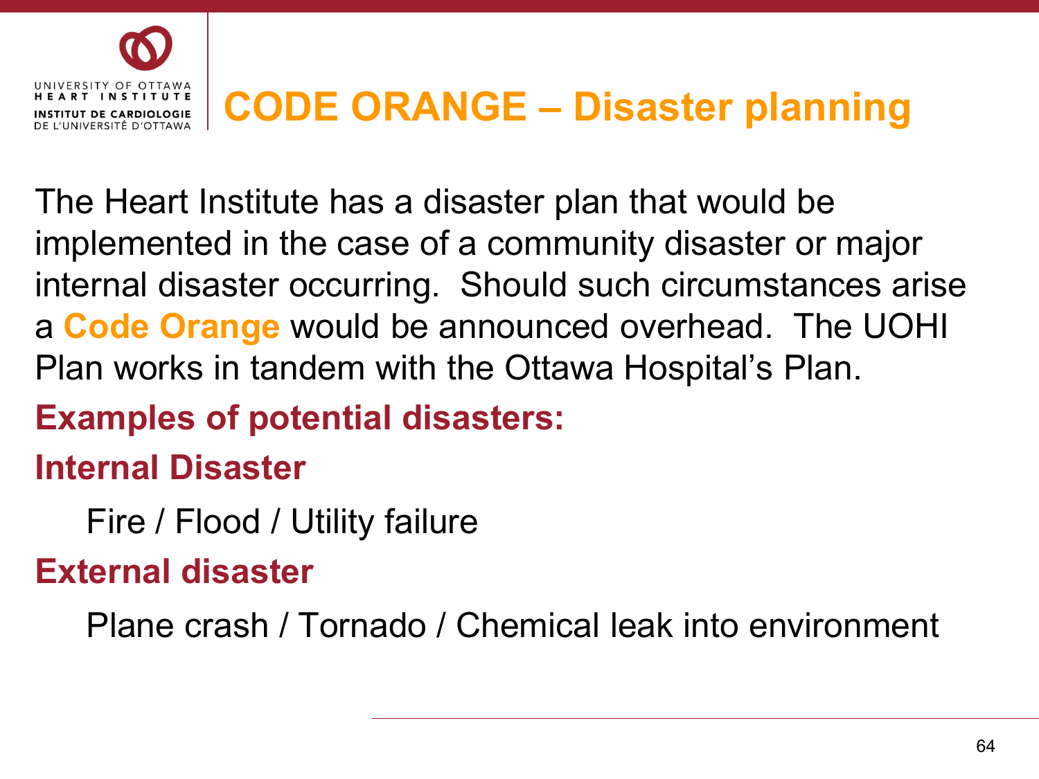# CODE ORANGE – Disaster planning

The Heart Institute has a disaster plan that would be implemented in the case of a community disaster or major internal disaster occurring. Should such circumstances arise a **Code Orange** would be announced overhead. The UOHI Plan works in tandem with the Ottawa Hospital's Plan.

**Examples of potential disasters:**

**Internal Disaster**

Fire / Flood / Utility failure

**External disaster**

Plane crash / Tornado / Chemical leak into environment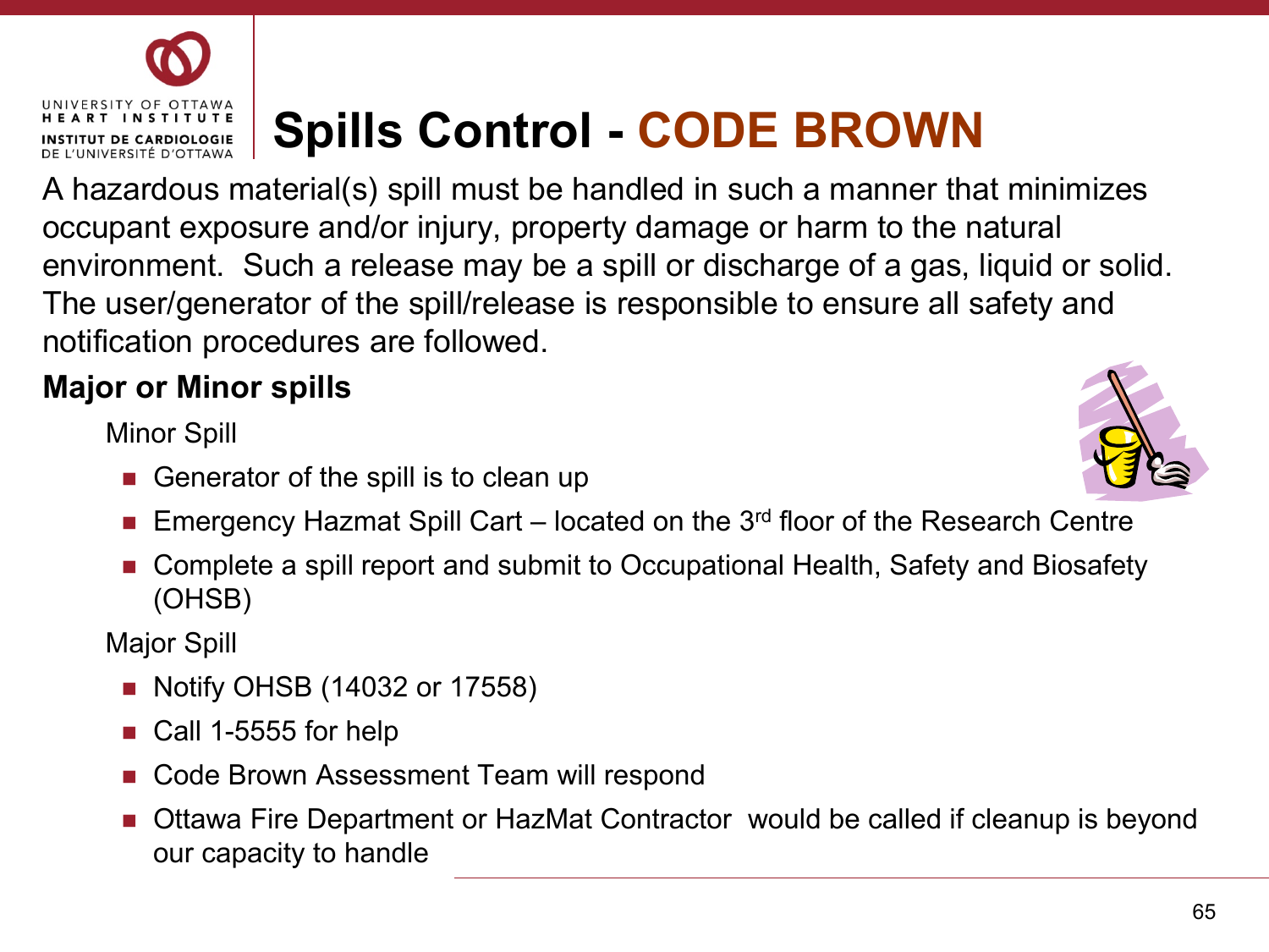# Spills Control - CODE BROWN

A hazardous material(s) spill must be handled in such a manner that minimizes occupant exposure and/or injury, property damage or harm to the natural environment. Such a release may be a spill or discharge of a gas, liquid or solid. The user/generator of the spill/release is responsible to ensure all safety and notification procedures are followed.

**Major or Minor spills**

Minor Spill

- Generator of the spill is to clean up
- Emergency Hazmat Spill Cart – located on the 3rd floor of the Research Centre
- Complete a spill report and submit to Occupational Health, Safety and Biosafety (OHSB)

Major Spill

- Notify OHSB (14032 or 17558)
- Call 1-5555 for help
- Code Brown Assessment Team will respond
- Ottawa Fire Department or HazMat Contractor would be called if cleanup is beyond our capacity to handle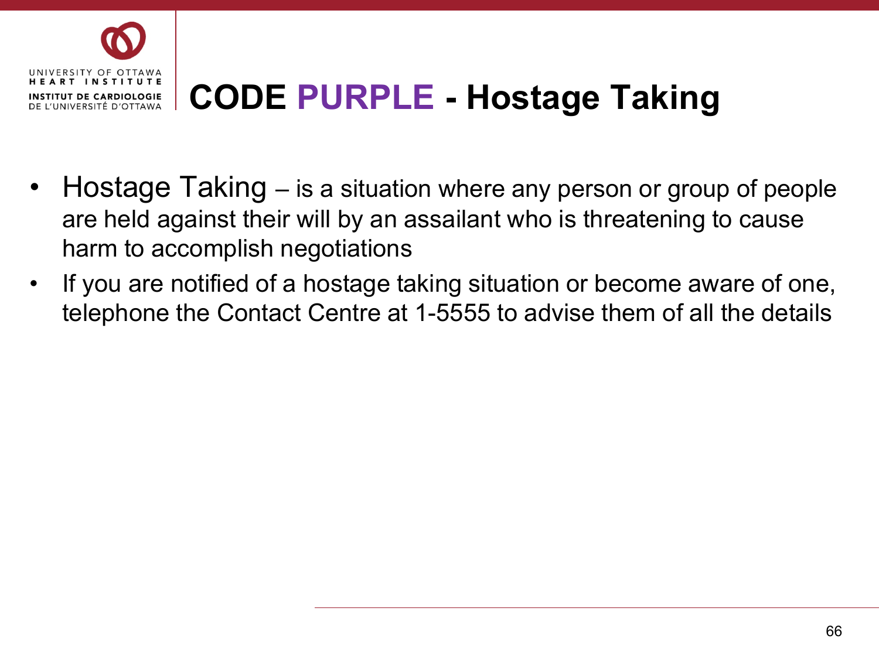# CODE PURPLE - Hostage Taking

- Hostage Taking – is a situation where any person or group of people are held against their will by an assailant who is threatening to cause harm to accomplish negotiations
- If you are notified of a hostage taking situation or become aware of one, telephone the Contact Centre at 1-5555 to advise them of all the details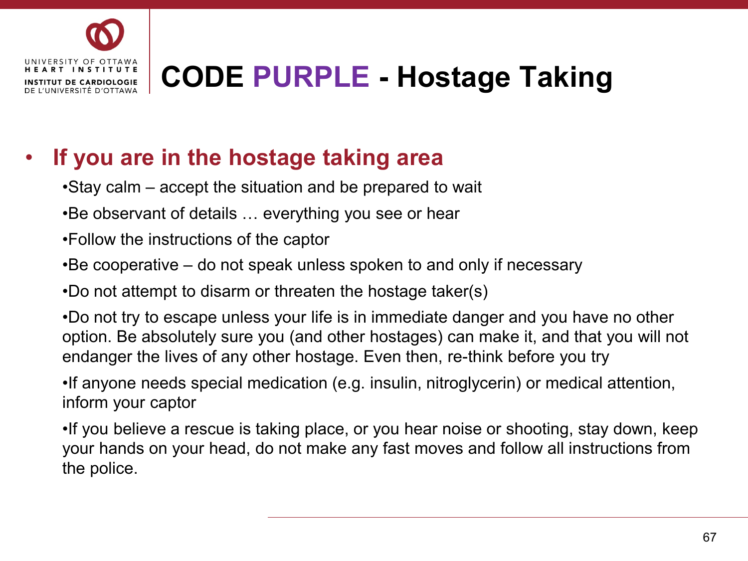# CODE PURPLE - Hostage Taking

- **If you are in the hostage taking area**
  - Stay calm – accept the situation and be prepared to wait
  - Be observant of details … everything you see or hear
  - Follow the instructions of the captor
  - Be cooperative – do not speak unless spoken to and only if necessary
  - Do not attempt to disarm or threaten the hostage taker(s)
  - Do not try to escape unless your life is in immediate danger and you have no other option. Be absolutely sure you (and other hostages) can make it, and that you will not endanger the lives of any other hostage. Even then, re-think before you try
  - If anyone needs special medication (e.g. insulin, nitroglycerin) or medical attention, inform your captor
  - If you believe a rescue is taking place, or you hear noise or shooting, stay down, keep your hands on your head, do not make any fast moves and follow all instructions from the police.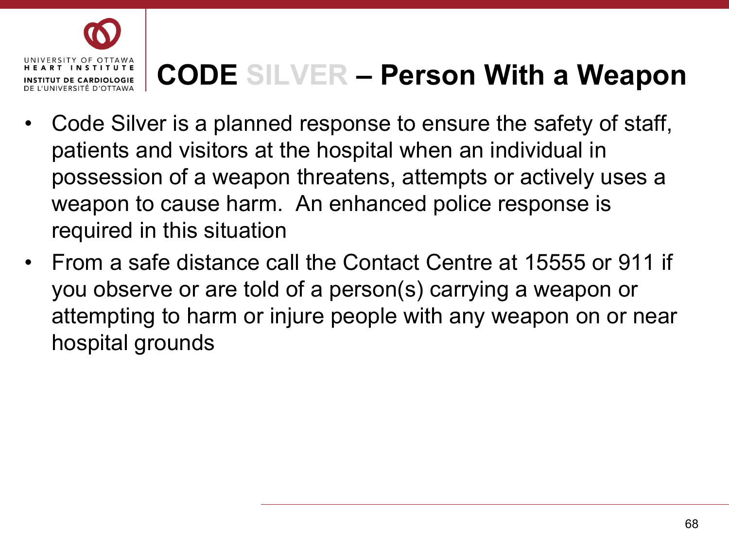# CODE SILVER – Person With a Weapon

- Code Silver is a planned response to ensure the safety of staff, patients and visitors at the hospital when an individual in possession of a weapon threatens, attempts or actively uses a weapon to cause harm. An enhanced police response is required in this situation
- From a safe distance call the Contact Centre at 15555 or 911 if you observe or are told of a person(s) carrying a weapon or attempting to harm or injure people with any weapon on or near hospital grounds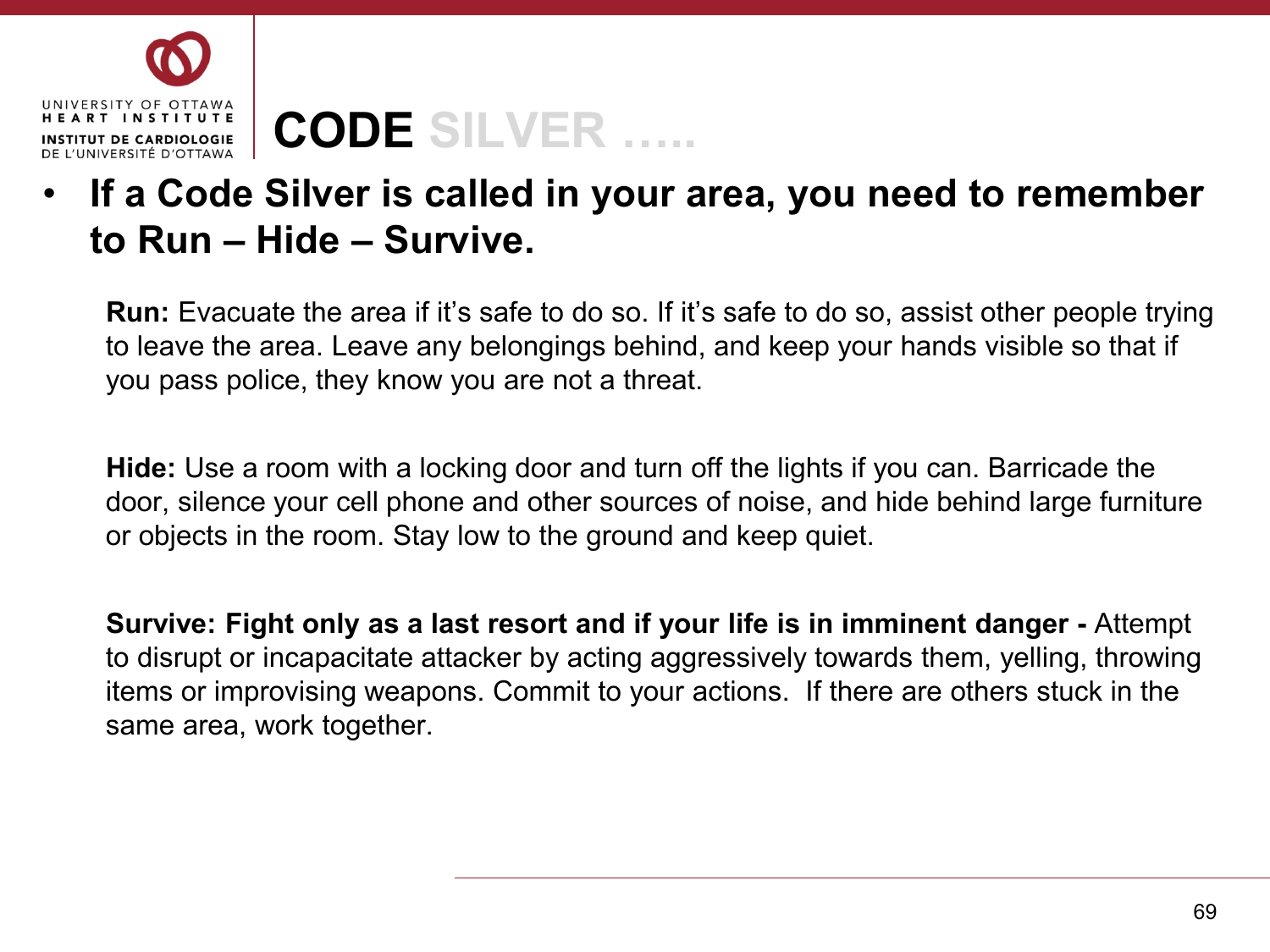# CODE SILVER …..

- **If a Code Silver is called in your area, you need to remember to Run – Hide – Survive.**

**Run:** Evacuate the area if it's safe to do so. If it's safe to do so, assist other people trying to leave the area. Leave any belongings behind, and keep your hands visible so that if you pass police, they know you are not a threat.

**Hide:** Use a room with a locking door and turn off the lights if you can. Barricade the door, silence your cell phone and other sources of noise, and hide behind large furniture or objects in the room. Stay low to the ground and keep quiet.

**Survive: Fight only as a last resort and if your life is in imminent danger -** Attempt to disrupt or incapacitate attacker by acting aggressively towards them, yelling, throwing items or improvising weapons. Commit to your actions. If there are others stuck in the same area, work together.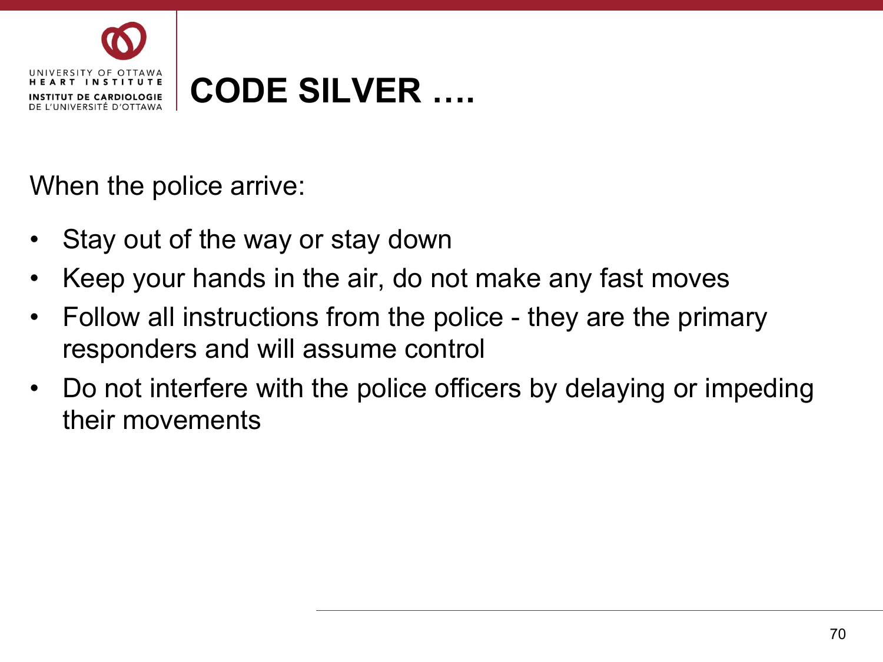# CODE SILVER ….

When the police arrive:

- Stay out of the way or stay down
- Keep your hands in the air, do not make any fast moves
- Follow all instructions from the police - they are the primary responders and will assume control
- Do not interfere with the police officers by delaying or impeding their movements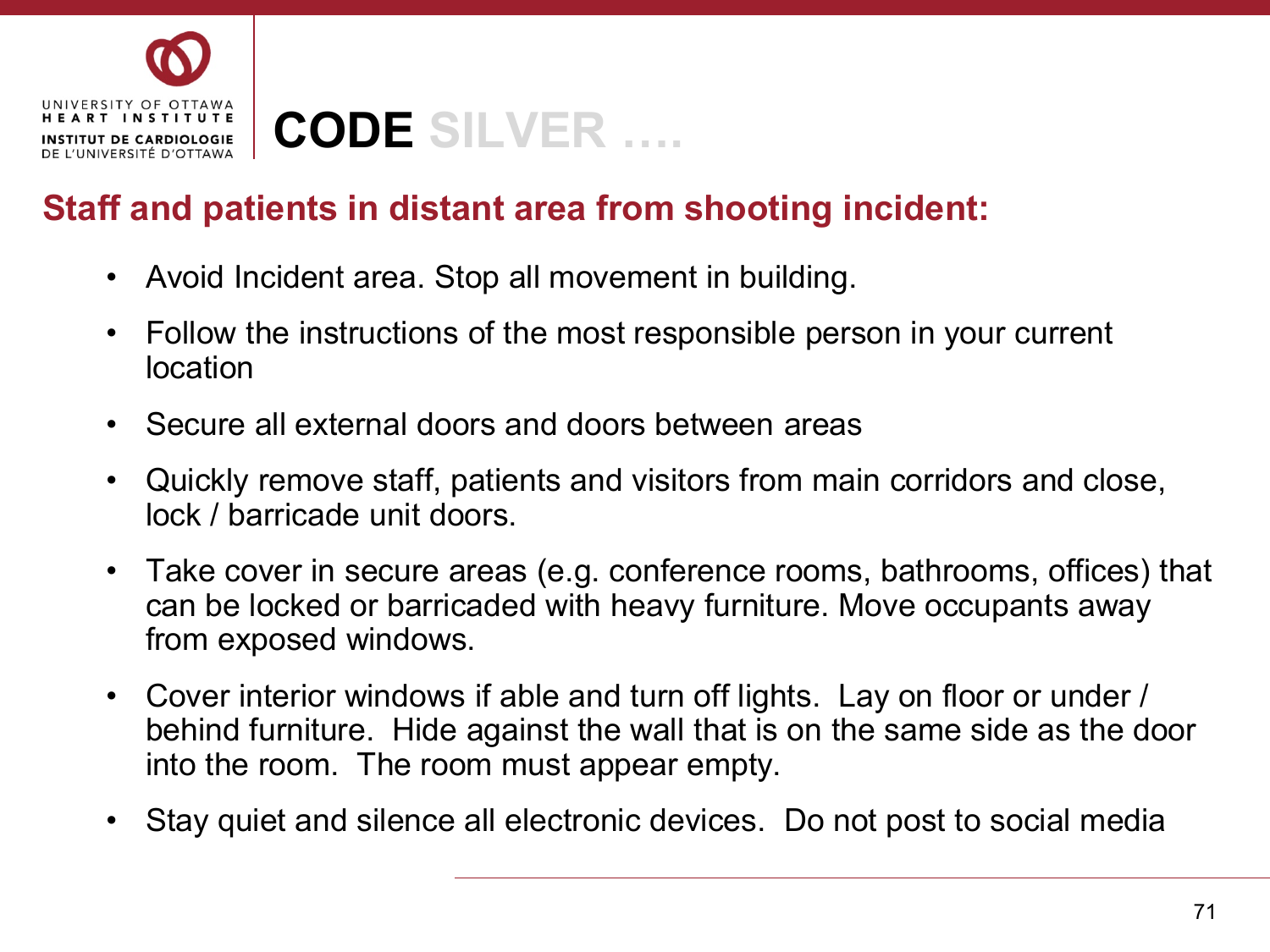# CODE SILVER ….

## Staff and patients in distant area from shooting incident:

- Avoid Incident area. Stop all movement in building.
- Follow the instructions of the most responsible person in your current location
- Secure all external doors and doors between areas
- Quickly remove staff, patients and visitors from main corridors and close, lock / barricade unit doors.
- Take cover in secure areas (e.g. conference rooms, bathrooms, offices) that can be locked or barricaded with heavy furniture. Move occupants away from exposed windows.
- Cover interior windows if able and turn off lights. Lay on floor or under / behind furniture. Hide against the wall that is on the same side as the door into the room. The room must appear empty.
- Stay quiet and silence all electronic devices. Do not post to social media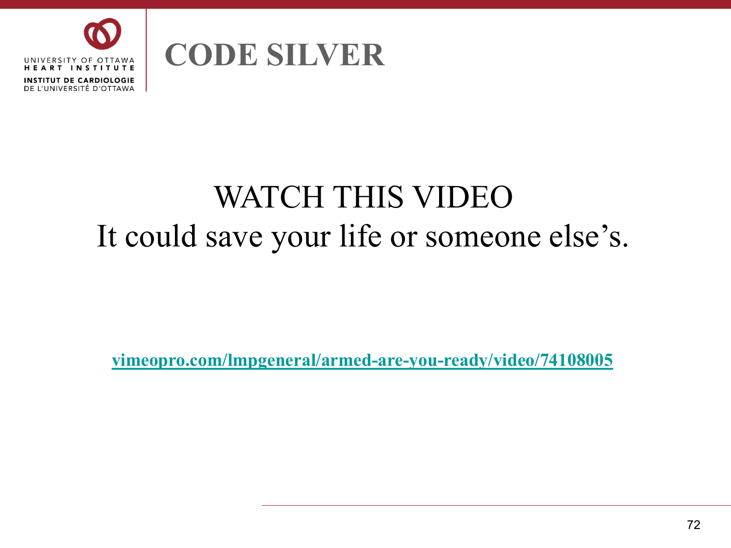# CODE SILVER

WATCH THIS VIDEO

It could save your life or someone else's.

[vimeopro.com/lmpgeneral/armed-are-you-ready/video/74108005](vimeopro.com/lmpgeneral/armed-are-you-ready/video/74108005)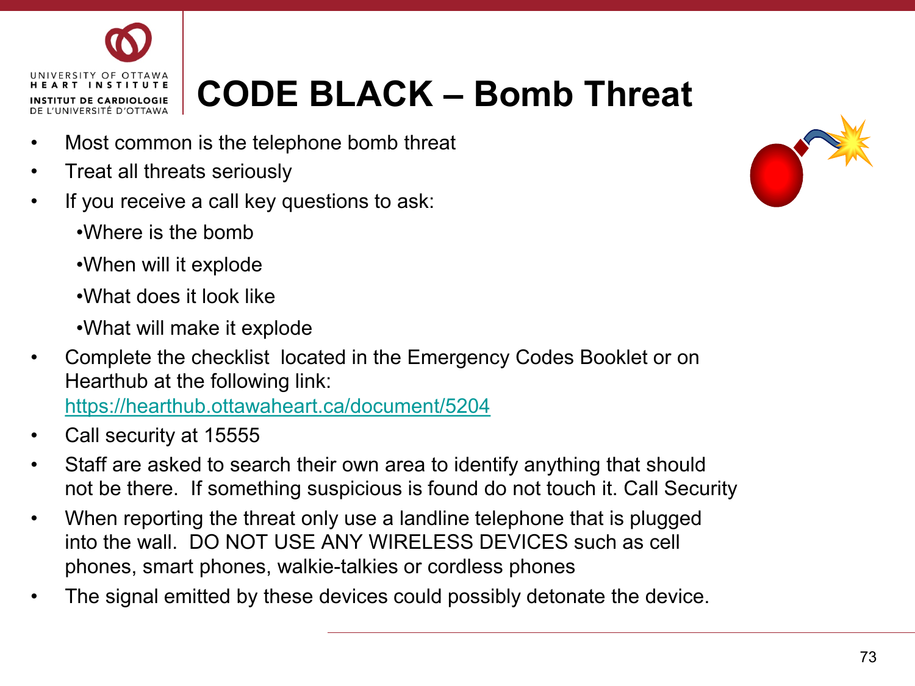# CODE BLACK – Bomb Threat

- Most common is the telephone bomb threat
- Treat all threats seriously
- If you receive a call key questions to ask:
  - Where is the bomb
  - When will it explode
  - What does it look like
  - What will make it explode
- Complete the checklist located in the Emergency Codes Booklet or on Hearthub at the following link: https://hearthub.ottawaheart.ca/document/5204
- Call security at 15555
- Staff are asked to search their own area to identify anything that should not be there. If something suspicious is found do not touch it. Call Security
- When reporting the threat only use a landline telephone that is plugged into the wall. DO NOT USE ANY WIRELESS DEVICES such as cell phones, smart phones, walkie-talkies or cordless phones
- The signal emitted by these devices could possibly detonate the device.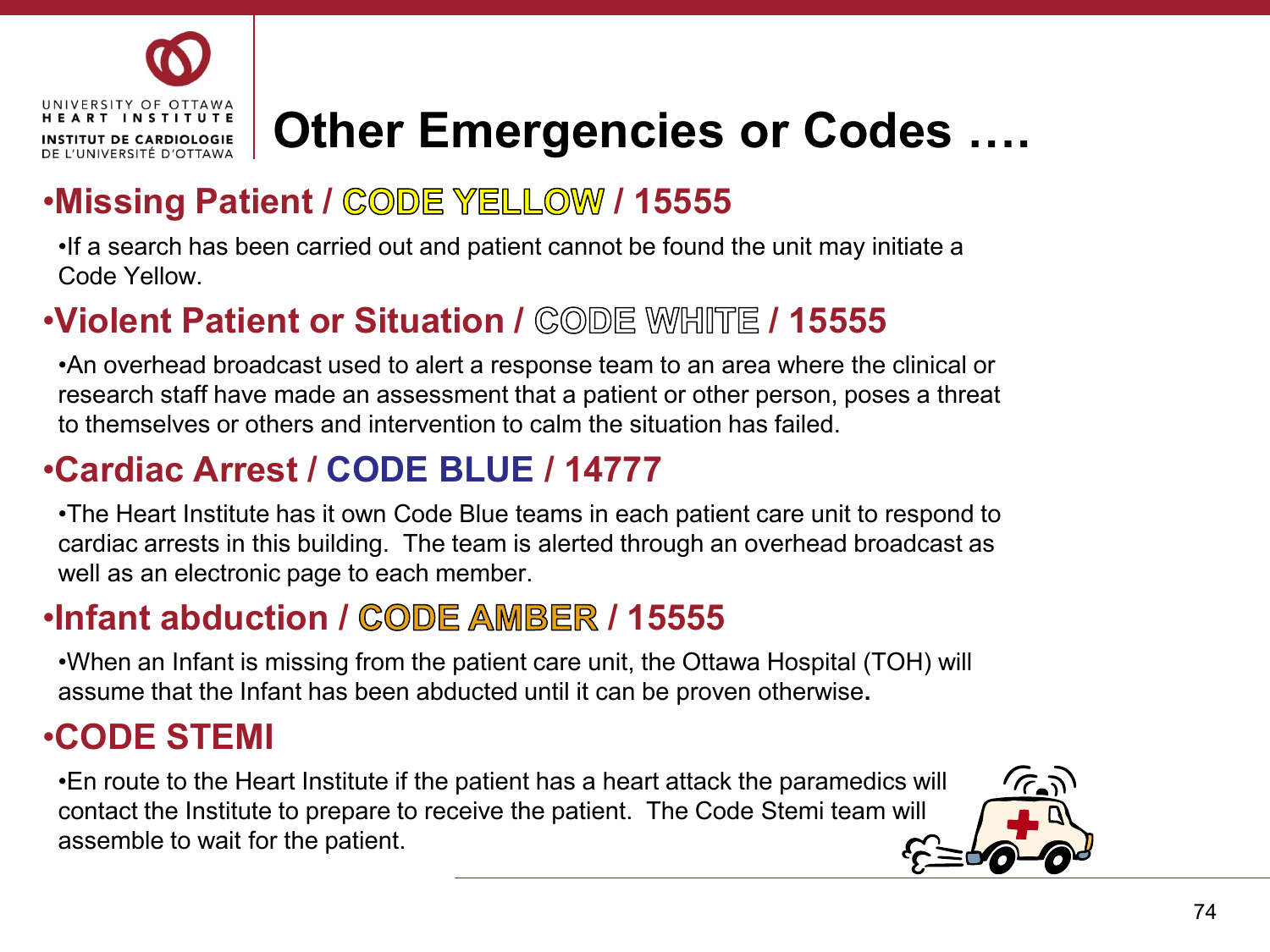# Other Emergencies or Codes ….

## •Missing Patient / CODE YELLOW / 15555

•If a search has been carried out and patient cannot be found the unit may initiate a Code Yellow.

## •Violent Patient or Situation / CODE WHITE / 15555

•An overhead broadcast used to alert a response team to an area where the clinical or research staff have made an assessment that a patient or other person, poses a threat to themselves or others and intervention to calm the situation has failed.

## •Cardiac Arrest / CODE BLUE / 14777

•The Heart Institute has it own Code Blue teams in each patient care unit to respond to cardiac arrests in this building. The team is alerted through an overhead broadcast as well as an electronic page to each member.

## •Infant abduction / CODE AMBER / 15555

•When an Infant is missing from the patient care unit, the Ottawa Hospital (TOH) will assume that the Infant has been abducted until it can be proven otherwise**.**

## •CODE STEMI

•En route to the Heart Institute if the patient has a heart attack the paramedics will contact the Institute to prepare to receive the patient. The Code Stemi team will assemble to wait for the patient.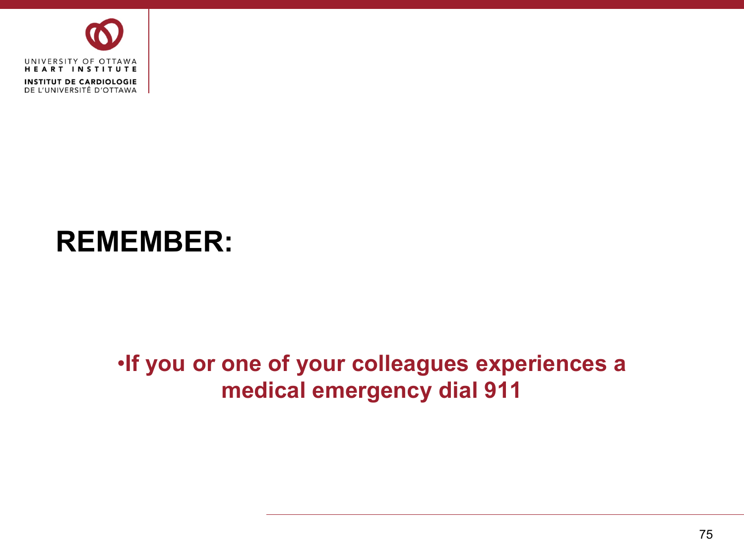# REMEMBER:

- **If you or one of your colleagues experiences a medical emergency dial 911**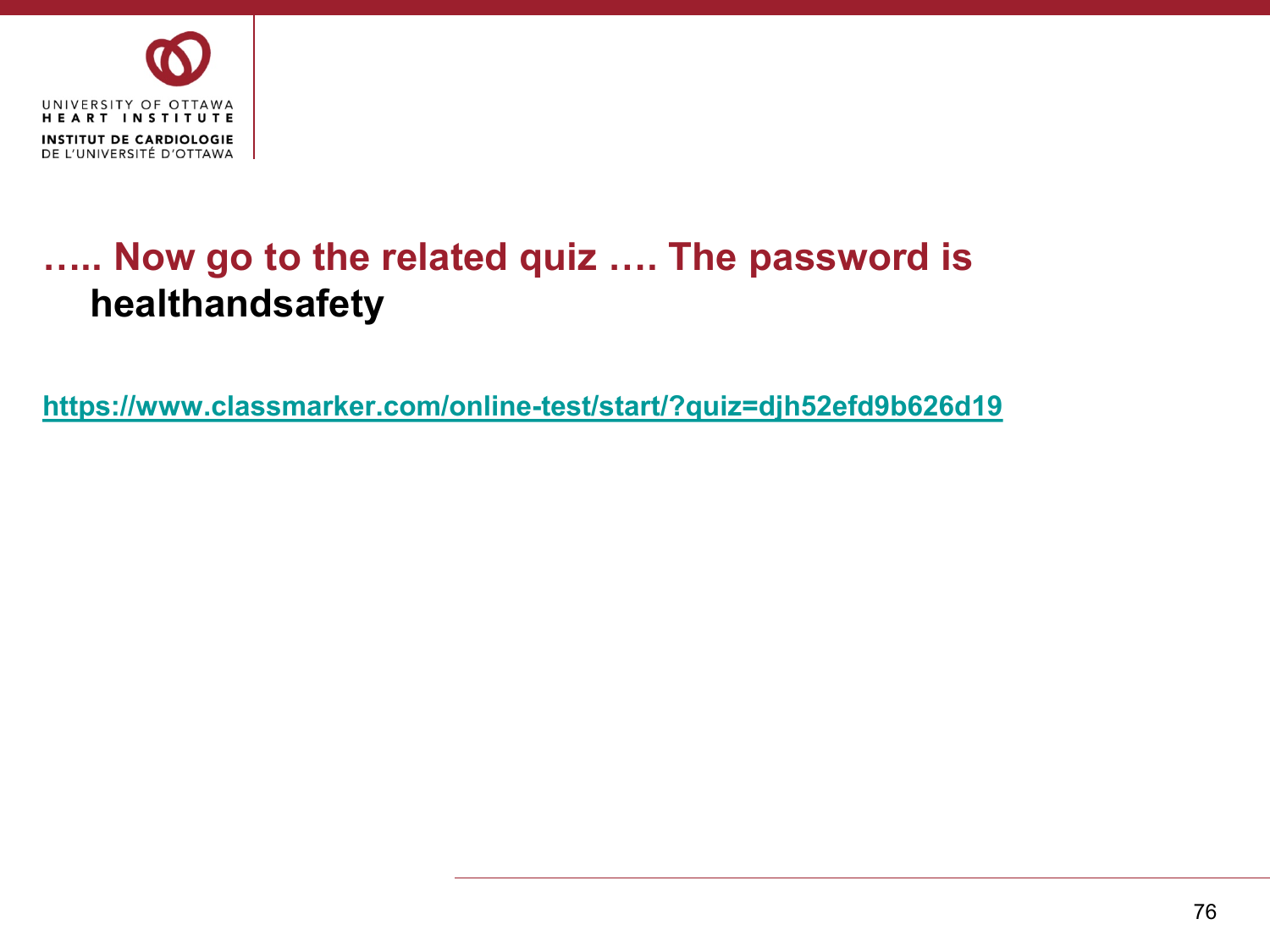**….. Now go to the related quiz …. The password is healthandsafety**

https://www.classmarker.com/online-test/start/?quiz=djh52efd9b626d19